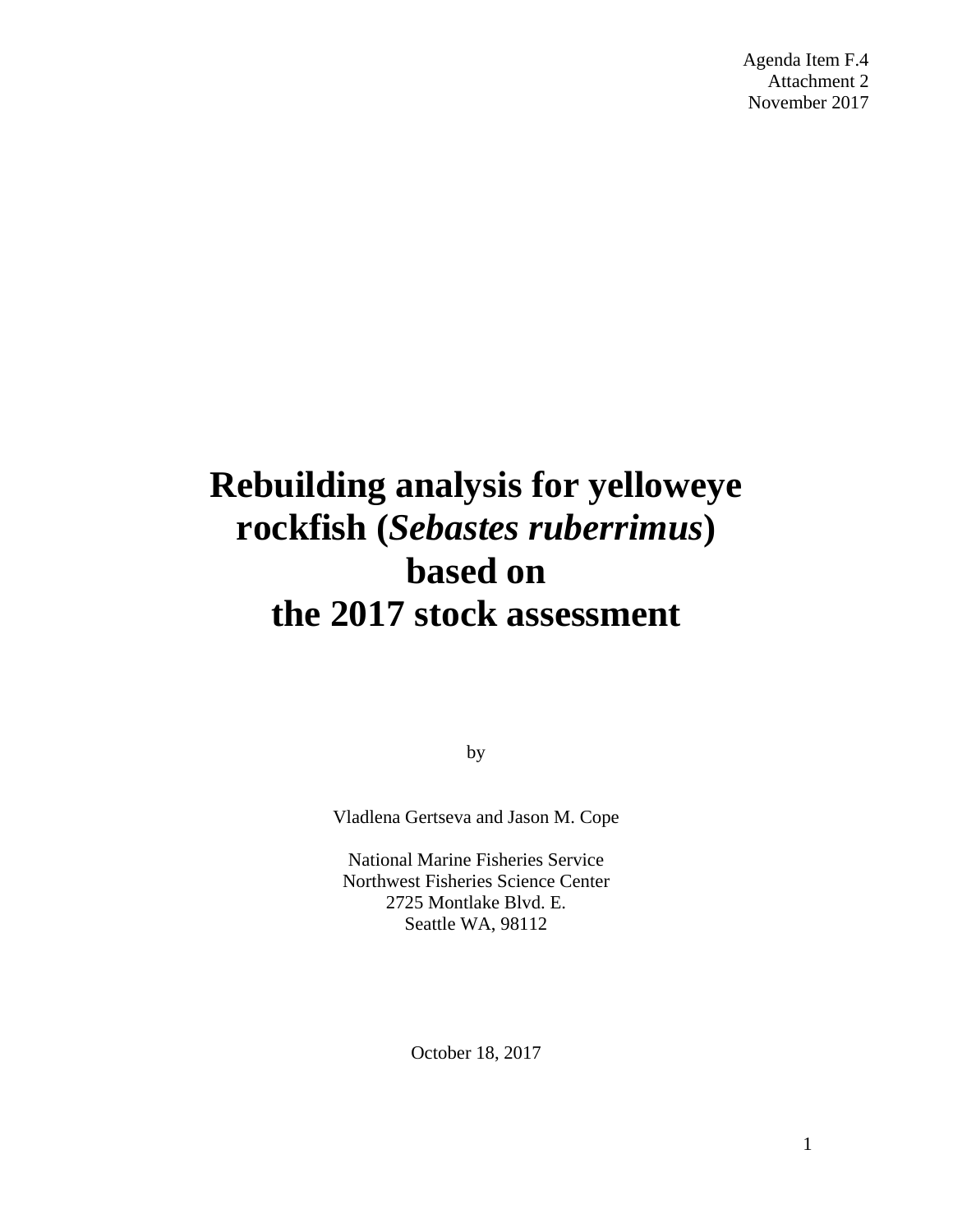Agenda Item F.4
Attachment 2
November 2017

# Rebuilding analysis for yelloweye rockfish (*Sebastes ruberrimus*) based on the 2017 stock assessment

by

Vladlena Gertseva and Jason M. Cope

National Marine Fisheries Service
Northwest Fisheries Science Center
2725 Montlake Blvd. E.
Seattle WA, 98112

October 18, 2017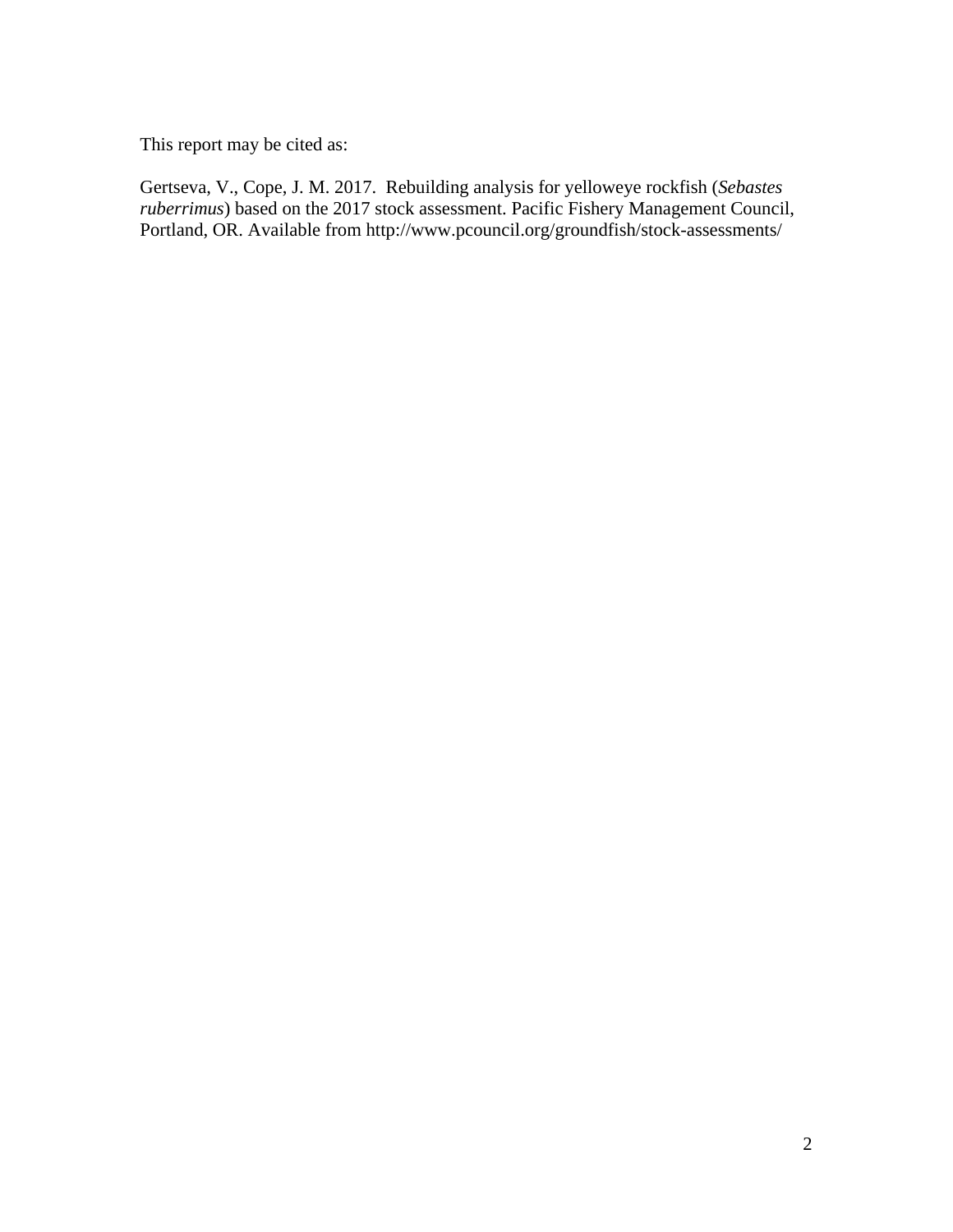This report may be cited as:

Gertseva, V., Cope, J. M. 2017. Rebuilding analysis for yelloweye rockfish (*Sebastes ruberrimus*) based on the 2017 stock assessment. Pacific Fishery Management Council, Portland, OR. Available from http://www.pcouncil.org/groundfish/stock-assessments/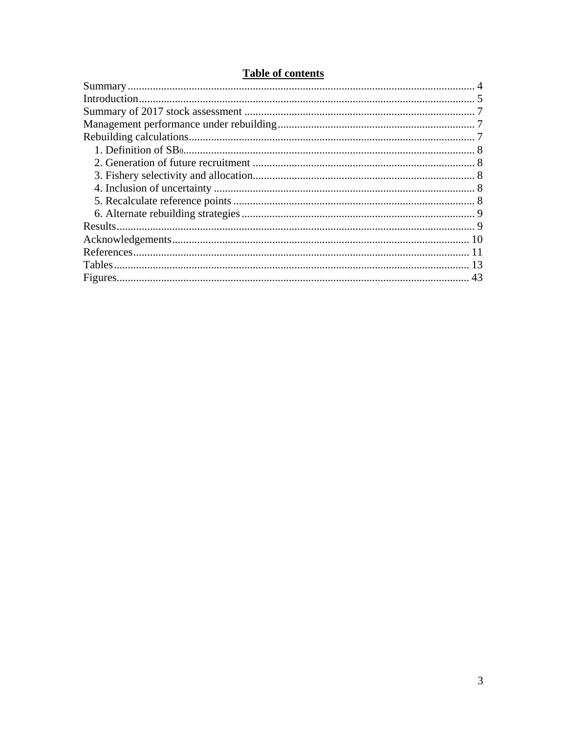## Table of contents

Summary .......... 4
Introduction .......... 5
Summary of 2017 stock assessment .......... 7
Management performance under rebuilding .......... 7
Rebuilding calculations .......... 7
  1. Definition of $SB_0$ .......... 8
  2. Generation of future recruitment .......... 8
  3. Fishery selectivity and allocation .......... 8
  4. Inclusion of uncertainty .......... 8
  5. Recalculate reference points .......... 8
  6. Alternate rebuilding strategies .......... 9
Results .......... 9
Acknowledgements .......... 10
References .......... 11
Tables .......... 13
Figures .......... 43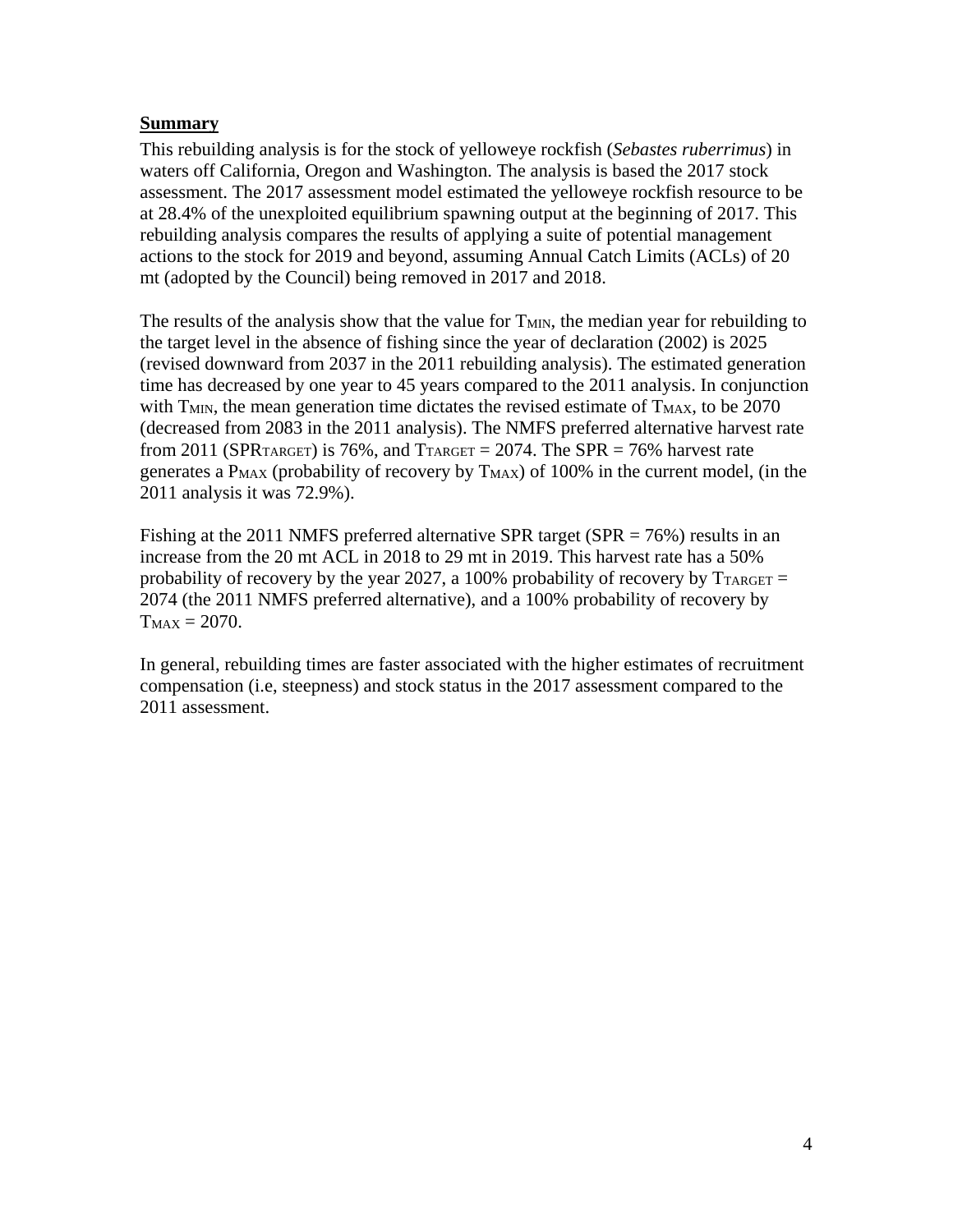## Summary

This rebuilding analysis is for the stock of yelloweye rockfish (*Sebastes ruberrimus*) in waters off California, Oregon and Washington. The analysis is based the 2017 stock assessment. The 2017 assessment model estimated the yelloweye rockfish resource to be at 28.4% of the unexploited equilibrium spawning output at the beginning of 2017. This rebuilding analysis compares the results of applying a suite of potential management actions to the stock for 2019 and beyond, assuming Annual Catch Limits (ACLs) of 20 mt (adopted by the Council) being removed in 2017 and 2018.

The results of the analysis show that the value for $T_{MIN}$, the median year for rebuilding to the target level in the absence of fishing since the year of declaration (2002) is 2025 (revised downward from 2037 in the 2011 rebuilding analysis). The estimated generation time has decreased by one year to 45 years compared to the 2011 analysis. In conjunction with $T_{MIN}$, the mean generation time dictates the revised estimate of $T_{MAX}$, to be 2070 (decreased from 2083 in the 2011 analysis). The NMFS preferred alternative harvest rate from 2011 ($SPR_{TARGET}$) is 76%, and $T_{TARGET}$ = 2074. The SPR = 76% harvest rate generates a $P_{MAX}$ (probability of recovery by $T_{MAX}$) of 100% in the current model, (in the 2011 analysis it was 72.9%).

Fishing at the 2011 NMFS preferred alternative SPR target (SPR = 76%) results in an increase from the 20 mt ACL in 2018 to 29 mt in 2019. This harvest rate has a 50% probability of recovery by the year 2027, a 100% probability of recovery by $T_{TARGET}$ = 2074 (the 2011 NMFS preferred alternative), and a 100% probability of recovery by $T_{MAX}$ = 2070.

In general, rebuilding times are faster associated with the higher estimates of recruitment compensation (i.e, steepness) and stock status in the 2017 assessment compared to the 2011 assessment.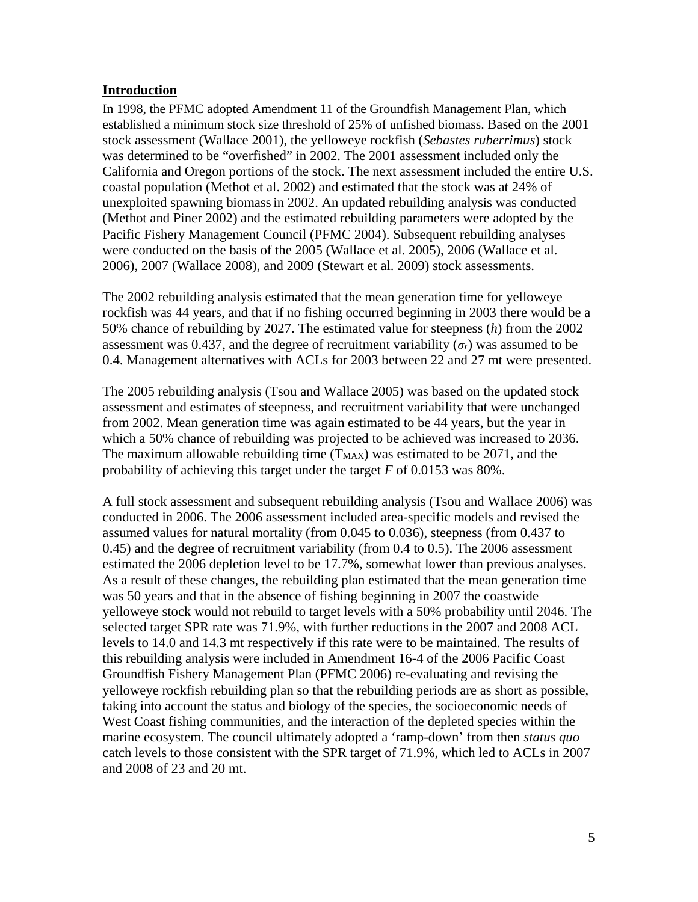## Introduction

In 1998, the PFMC adopted Amendment 11 of the Groundfish Management Plan, which established a minimum stock size threshold of 25% of unfished biomass. Based on the 2001 stock assessment (Wallace 2001), the yelloweye rockfish (*Sebastes ruberrimus*) stock was determined to be "overfished" in 2002. The 2001 assessment included only the California and Oregon portions of the stock. The next assessment included the entire U.S. coastal population (Methot et al. 2002) and estimated that the stock was at 24% of unexploited spawning biomass in 2002. An updated rebuilding analysis was conducted (Methot and Piner 2002) and the estimated rebuilding parameters were adopted by the Pacific Fishery Management Council (PFMC 2004). Subsequent rebuilding analyses were conducted on the basis of the 2005 (Wallace et al. 2005), 2006 (Wallace et al. 2006), 2007 (Wallace 2008), and 2009 (Stewart et al. 2009) stock assessments.

The 2002 rebuilding analysis estimated that the mean generation time for yelloweye rockfish was 44 years, and that if no fishing occurred beginning in 2003 there would be a 50% chance of rebuilding by 2027. The estimated value for steepness ($h$) from the 2002 assessment was 0.437, and the degree of recruitment variability ($\sigma_r$) was assumed to be 0.4. Management alternatives with ACLs for 2003 between 22 and 27 mt were presented.

The 2005 rebuilding analysis (Tsou and Wallace 2005) was based on the updated stock assessment and estimates of steepness, and recruitment variability that were unchanged from 2002. Mean generation time was again estimated to be 44 years, but the year in which a 50% chance of rebuilding was projected to be achieved was increased to 2036. The maximum allowable rebuilding time ($T_{MAX}$) was estimated to be 2071, and the probability of achieving this target under the target $F$ of 0.0153 was 80%.

A full stock assessment and subsequent rebuilding analysis (Tsou and Wallace 2006) was conducted in 2006. The 2006 assessment included area-specific models and revised the assumed values for natural mortality (from 0.045 to 0.036), steepness (from 0.437 to 0.45) and the degree of recruitment variability (from 0.4 to 0.5). The 2006 assessment estimated the 2006 depletion level to be 17.7%, somewhat lower than previous analyses. As a result of these changes, the rebuilding plan estimated that the mean generation time was 50 years and that in the absence of fishing beginning in 2007 the coastwide yelloweye stock would not rebuild to target levels with a 50% probability until 2046. The selected target SPR rate was 71.9%, with further reductions in the 2007 and 2008 ACL levels to 14.0 and 14.3 mt respectively if this rate were to be maintained. The results of this rebuilding analysis were included in Amendment 16-4 of the 2006 Pacific Coast Groundfish Fishery Management Plan (PFMC 2006) re-evaluating and revising the yelloweye rockfish rebuilding plan so that the rebuilding periods are as short as possible, taking into account the status and biology of the species, the socioeconomic needs of West Coast fishing communities, and the interaction of the depleted species within the marine ecosystem. The council ultimately adopted a 'ramp-down' from then *status quo* catch levels to those consistent with the SPR target of 71.9%, which led to ACLs in 2007 and 2008 of 23 and 20 mt.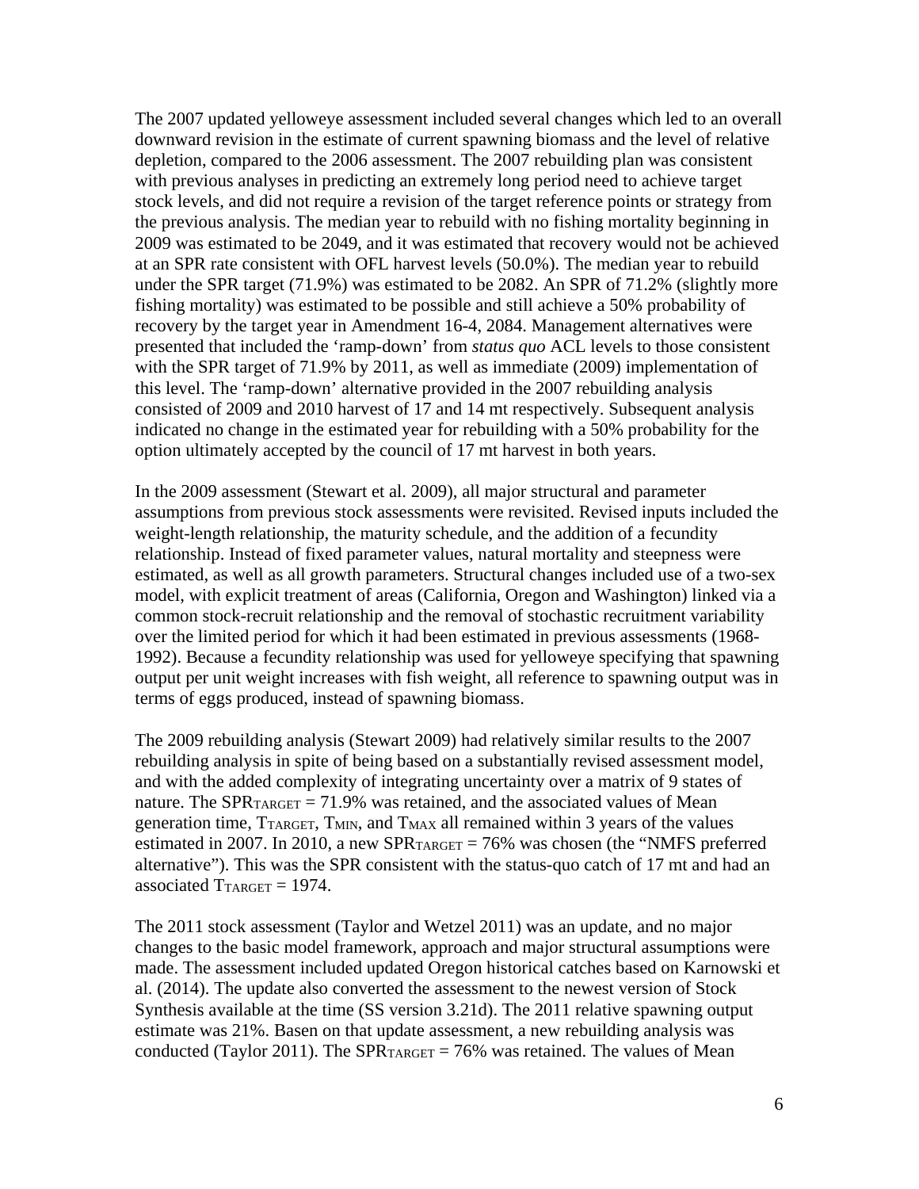The 2007 updated yelloweye assessment included several changes which led to an overall downward revision in the estimate of current spawning biomass and the level of relative depletion, compared to the 2006 assessment. The 2007 rebuilding plan was consistent with previous analyses in predicting an extremely long period need to achieve target stock levels, and did not require a revision of the target reference points or strategy from the previous analysis. The median year to rebuild with no fishing mortality beginning in 2009 was estimated to be 2049, and it was estimated that recovery would not be achieved at an SPR rate consistent with OFL harvest levels (50.0%). The median year to rebuild under the SPR target (71.9%) was estimated to be 2082. An SPR of 71.2% (slightly more fishing mortality) was estimated to be possible and still achieve a 50% probability of recovery by the target year in Amendment 16-4, 2084. Management alternatives were presented that included the 'ramp-down' from *status quo* ACL levels to those consistent with the SPR target of 71.9% by 2011, as well as immediate (2009) implementation of this level. The 'ramp-down' alternative provided in the 2007 rebuilding analysis consisted of 2009 and 2010 harvest of 17 and 14 mt respectively. Subsequent analysis indicated no change in the estimated year for rebuilding with a 50% probability for the option ultimately accepted by the council of 17 mt harvest in both years.

In the 2009 assessment (Stewart et al. 2009), all major structural and parameter assumptions from previous stock assessments were revisited. Revised inputs included the weight-length relationship, the maturity schedule, and the addition of a fecundity relationship. Instead of fixed parameter values, natural mortality and steepness were estimated, as well as all growth parameters. Structural changes included use of a two-sex model, with explicit treatment of areas (California, Oregon and Washington) linked via a common stock-recruit relationship and the removal of stochastic recruitment variability over the limited period for which it had been estimated in previous assessments (1968-1992). Because a fecundity relationship was used for yelloweye specifying that spawning output per unit weight increases with fish weight, all reference to spawning output was in terms of eggs produced, instead of spawning biomass.

The 2009 rebuilding analysis (Stewart 2009) had relatively similar results to the 2007 rebuilding analysis in spite of being based on a substantially revised assessment model, and with the added complexity of integrating uncertainty over a matrix of 9 states of nature. The $SPR_{TARGET}$ = 71.9% was retained, and the associated values of Mean generation time, $T_{TARGET}$, $T_{MIN}$, and $T_{MAX}$ all remained within 3 years of the values estimated in 2007. In 2010, a new $SPR_{TARGET}$ = 76% was chosen (the "NMFS preferred alternative"). This was the SPR consistent with the status-quo catch of 17 mt and had an associated $T_{TARGET}$ = 1974.

The 2011 stock assessment (Taylor and Wetzel 2011) was an update, and no major changes to the basic model framework, approach and major structural assumptions were made. The assessment included updated Oregon historical catches based on Karnowski et al. (2014). The update also converted the assessment to the newest version of Stock Synthesis available at the time (SS version 3.21d). The 2011 relative spawning output estimate was 21%. Basen on that update assessment, a new rebuilding analysis was conducted (Taylor 2011). The $SPR_{TARGET}$ = 76% was retained. The values of Mean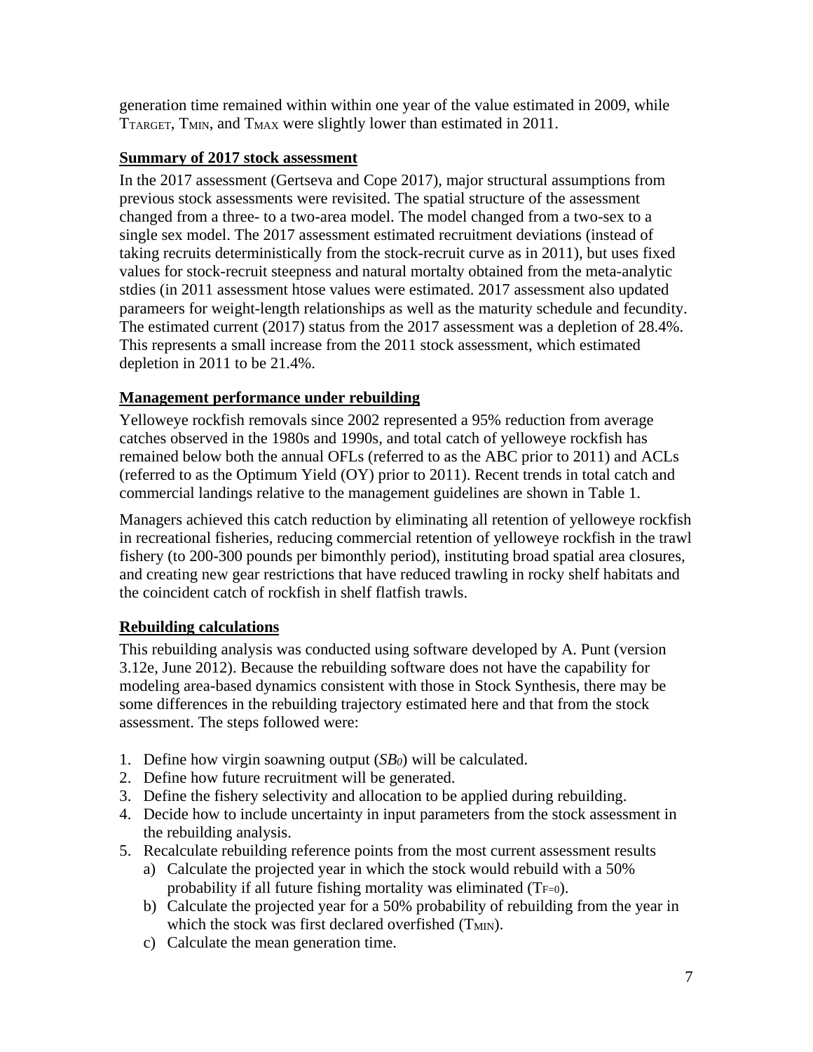generation time remained within within one year of the value estimated in 2009, while $T_{TARGET}$, $T_{MIN}$, and $T_{MAX}$ were slightly lower than estimated in 2011.

## Summary of 2017 stock assessment

In the 2017 assessment (Gertseva and Cope 2017), major structural assumptions from previous stock assessments were revisited. The spatial structure of the assessment changed from a three- to a two-area model. The model changed from a two-sex to a single sex model. The 2017 assessment estimated recruitment deviations (instead of taking recruits deterministically from the stock-recruit curve as in 2011), but uses fixed values for stock-recruit steepness and natural mortalty obtained from the meta-analytic stdies (in 2011 assessment htose values were estimated. 2017 assessment also updated parameers for weight-length relationships as well as the maturity schedule and fecundity. The estimated current (2017) status from the 2017 assessment was a depletion of 28.4%. This represents a small increase from the 2011 stock assessment, which estimated depletion in 2011 to be 21.4%.

## Management performance under rebuilding

Yelloweye rockfish removals since 2002 represented a 95% reduction from average catches observed in the 1980s and 1990s, and total catch of yelloweye rockfish has remained below both the annual OFLs (referred to as the ABC prior to 2011) and ACLs (referred to as the Optimum Yield (OY) prior to 2011). Recent trends in total catch and commercial landings relative to the management guidelines are shown in Table 1.

Managers achieved this catch reduction by eliminating all retention of yelloweye rockfish in recreational fisheries, reducing commercial retention of yelloweye rockfish in the trawl fishery (to 200-300 pounds per bimonthly period), instituting broad spatial area closures, and creating new gear restrictions that have reduced trawling in rocky shelf habitats and the coincident catch of rockfish in shelf flatfish trawls.

## Rebuilding calculations

This rebuilding analysis was conducted using software developed by A. Punt (version 3.12e, June 2012). Because the rebuilding software does not have the capability for modeling area-based dynamics consistent with those in Stock Synthesis, there may be some differences in the rebuilding trajectory estimated here and that from the stock assessment. The steps followed were:

1. Define how virgin soawning output ($SB_0$) will be calculated.
2. Define how future recruitment will be generated.
3. Define the fishery selectivity and allocation to be applied during rebuilding.
4. Decide how to include uncertainty in input parameters from the stock assessment in the rebuilding analysis.
5. Recalculate rebuilding reference points from the most current assessment results
   a) Calculate the projected year in which the stock would rebuild with a 50% probability if all future fishing mortality was eliminated ($T_{F=0}$).
   b) Calculate the projected year for a 50% probability of rebuilding from the year in which the stock was first declared overfished ($T_{MIN}$).
   c) Calculate the mean generation time.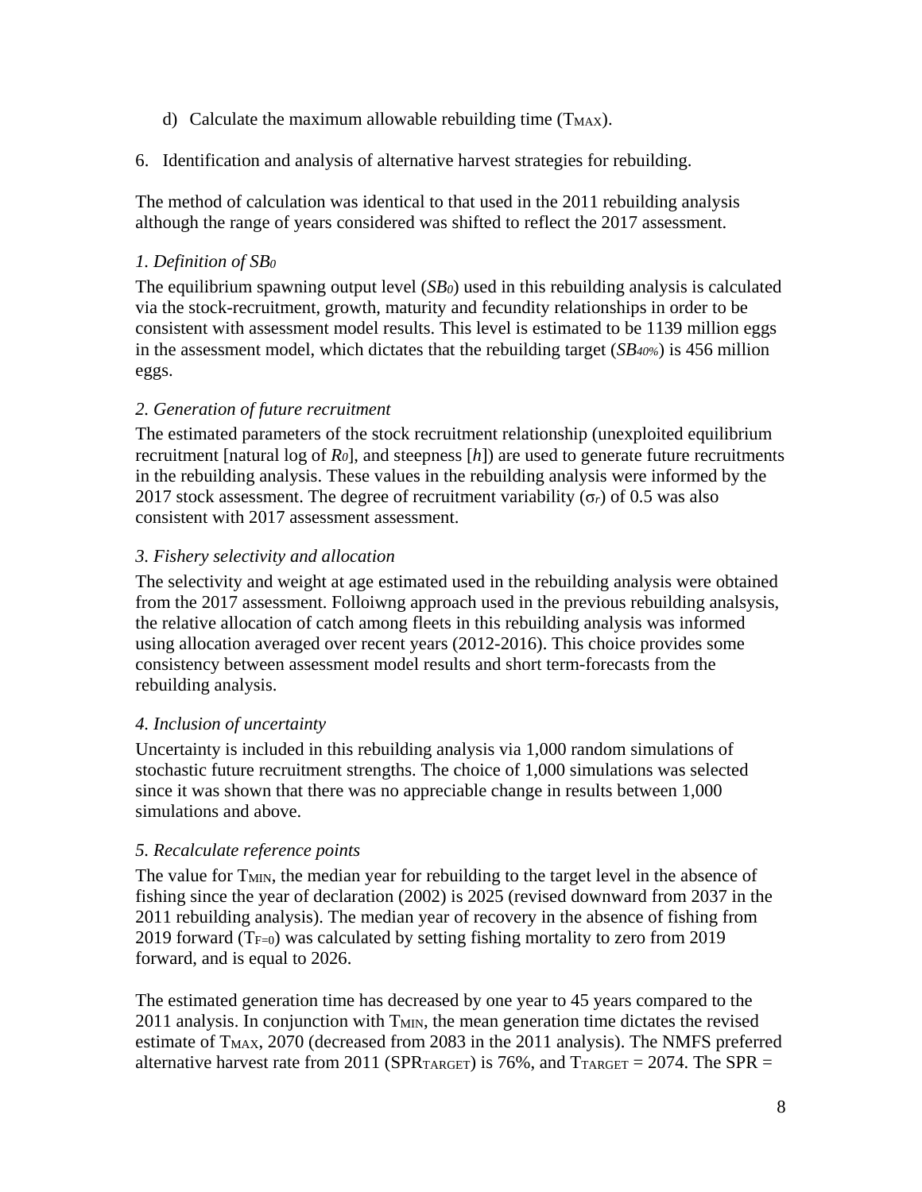d) Calculate the maximum allowable rebuilding time ($T_{MAX}$).

6. Identification and analysis of alternative harvest strategies for rebuilding.

The method of calculation was identical to that used in the 2011 rebuilding analysis although the range of years considered was shifted to reflect the 2017 assessment.

*1. Definition of $SB_0$*

The equilibrium spawning output level ($SB_0$) used in this rebuilding analysis is calculated via the stock-recruitment, growth, maturity and fecundity relationships in order to be consistent with assessment model results. This level is estimated to be 1139 million eggs in the assessment model, which dictates that the rebuilding target ($SB_{40\%}$) is 456 million eggs.

*2. Generation of future recruitment*

The estimated parameters of the stock recruitment relationship (unexploited equilibrium recruitment [natural log of $R_0$], and steepness [$h$]) are used to generate future recruitments in the rebuilding analysis. These values in the rebuilding analysis were informed by the 2017 stock assessment. The degree of recruitment variability ($\sigma_r$) of 0.5 was also consistent with 2017 assessment assessment.

*3. Fishery selectivity and allocation*

The selectivity and weight at age estimated used in the rebuilding analysis were obtained from the 2017 assessment. Folloiwng approach used in the previous rebuilding analsysis, the relative allocation of catch among fleets in this rebuilding analysis was informed using allocation averaged over recent years (2012-2016). This choice provides some consistency between assessment model results and short term-forecasts from the rebuilding analysis.

*4. Inclusion of uncertainty*

Uncertainty is included in this rebuilding analysis via 1,000 random simulations of stochastic future recruitment strengths. The choice of 1,000 simulations was selected since it was shown that there was no appreciable change in results between 1,000 simulations and above.

*5. Recalculate reference points*

The value for $T_{MIN}$, the median year for rebuilding to the target level in the absence of fishing since the year of declaration (2002) is 2025 (revised downward from 2037 in the 2011 rebuilding analysis). The median year of recovery in the absence of fishing from 2019 forward ($T_{F=0}$) was calculated by setting fishing mortality to zero from 2019 forward, and is equal to 2026.

The estimated generation time has decreased by one year to 45 years compared to the 2011 analysis. In conjunction with $T_{MIN}$, the mean generation time dictates the revised estimate of $T_{MAX}$, 2070 (decreased from 2083 in the 2011 analysis). The NMFS preferred alternative harvest rate from 2011 ($SPR_{TARGET}$) is 76%, and $T_{TARGET}$ = 2074. The SPR =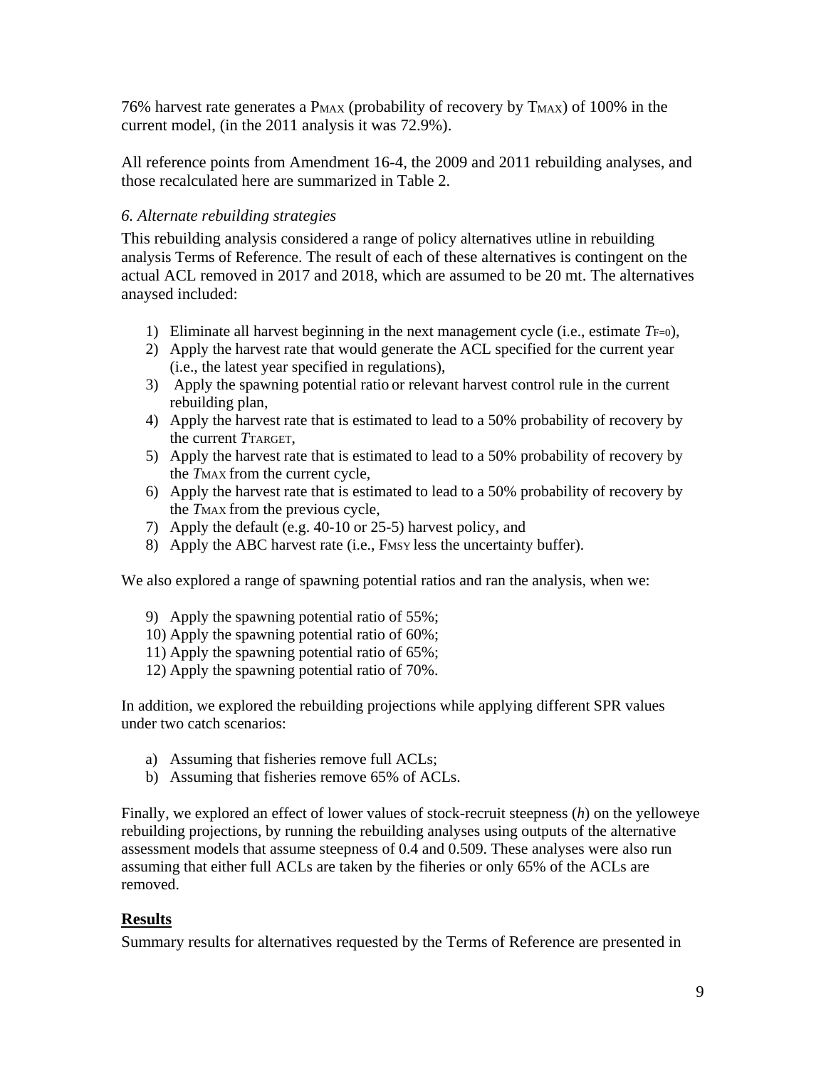76% harvest rate generates a $P_{MAX}$ (probability of recovery by $T_{MAX}$) of 100% in the current model, (in the 2011 analysis it was 72.9%).

All reference points from Amendment 16-4, the 2009 and 2011 rebuilding analyses, and those recalculated here are summarized in Table 2.

### *6. Alternate rebuilding strategies*

This rebuilding analysis considered a range of policy alternatives utline in rebuilding analysis Terms of Reference. The result of each of these alternatives is contingent on the actual ACL removed in 2017 and 2018, which are assumed to be 20 mt. The alternatives anaysed included:

1) Eliminate all harvest beginning in the next management cycle (i.e., estimate $T_{F=0}$),
2) Apply the harvest rate that would generate the ACL specified for the current year (i.e., the latest year specified in regulations),
3) Apply the spawning potential ratio or relevant harvest control rule in the current rebuilding plan,
4) Apply the harvest rate that is estimated to lead to a 50% probability of recovery by the current $T_{TARGET}$,
5) Apply the harvest rate that is estimated to lead to a 50% probability of recovery by the $T_{MAX}$ from the current cycle,
6) Apply the harvest rate that is estimated to lead to a 50% probability of recovery by the $T_{MAX}$ from the previous cycle,
7) Apply the default (e.g. 40-10 or 25-5) harvest policy, and
8) Apply the ABC harvest rate (i.e., $F_{MSY}$ less the uncertainty buffer).

We also explored a range of spawning potential ratios and ran the analysis, when we:

9) Apply the spawning potential ratio of 55%;
10) Apply the spawning potential ratio of 60%;
11) Apply the spawning potential ratio of 65%;
12) Apply the spawning potential ratio of 70%.

In addition, we explored the rebuilding projections while applying different SPR values under two catch scenarios:

a) Assuming that fisheries remove full ACLs;
b) Assuming that fisheries remove 65% of ACLs.

Finally, we explored an effect of lower values of stock-recruit steepness ($h$) on the yelloweye rebuilding projections, by running the rebuilding analyses using outputs of the alternative assessment models that assume steepness of 0.4 and 0.509. These analyses were also run assuming that either full ACLs are taken by the fiheries or only 65% of the ACLs are removed.

## **Results**

Summary results for alternatives requested by the Terms of Reference are presented in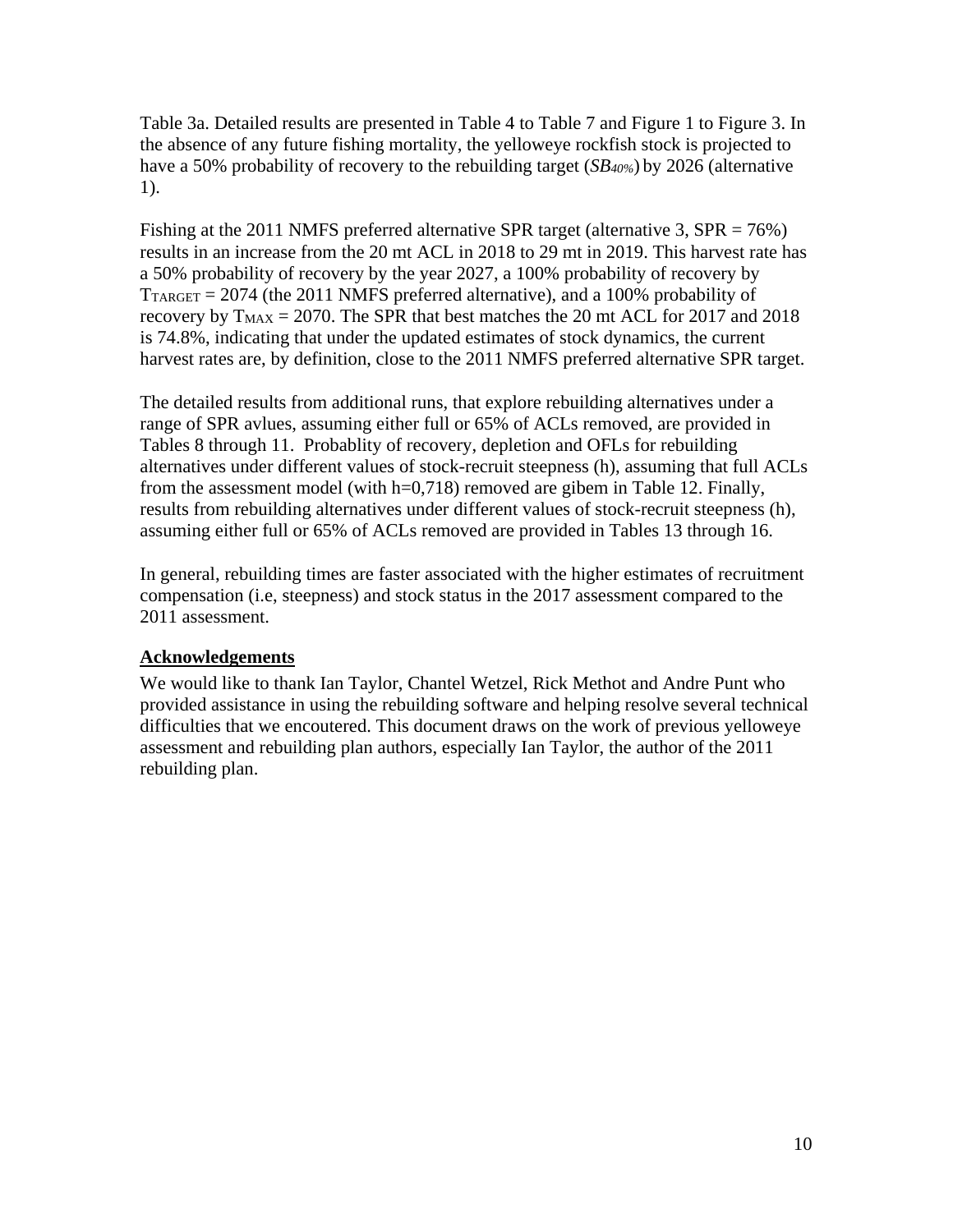Table 3a. Detailed results are presented in Table 4 to Table 7 and Figure 1 to Figure 3. In the absence of any future fishing mortality, the yelloweye rockfish stock is projected to have a 50% probability of recovery to the rebuilding target ($SB_{40\%}$) by 2026 (alternative 1).

Fishing at the 2011 NMFS preferred alternative SPR target (alternative 3, SPR = 76%) results in an increase from the 20 mt ACL in 2018 to 29 mt in 2019. This harvest rate has a 50% probability of recovery by the year 2027, a 100% probability of recovery by $T_{TARGET}$ = 2074 (the 2011 NMFS preferred alternative), and a 100% probability of recovery by $T_{MAX}$ = 2070. The SPR that best matches the 20 mt ACL for 2017 and 2018 is 74.8%, indicating that under the updated estimates of stock dynamics, the current harvest rates are, by definition, close to the 2011 NMFS preferred alternative SPR target.

The detailed results from additional runs, that explore rebuilding alternatives under a range of SPR avlues, assuming either full or 65% of ACLs removed, are provided in Tables 8 through 11. Probablity of recovery, depletion and OFLs for rebuilding alternatives under different values of stock-recruit steepness (h), assuming that full ACLs from the assessment model (with h=0,718) removed are gibem in Table 12. Finally, results from rebuilding alternatives under different values of stock-recruit steepness (h), assuming either full or 65% of ACLs removed are provided in Tables 13 through 16.

In general, rebuilding times are faster associated with the higher estimates of recruitment compensation (i.e, steepness) and stock status in the 2017 assessment compared to the 2011 assessment.

## Acknowledgements

We would like to thank Ian Taylor, Chantel Wetzel, Rick Methot and Andre Punt who provided assistance in using the rebuilding software and helping resolve several technical difficulties that we encoutered. This document draws on the work of previous yelloweye assessment and rebuilding plan authors, especially Ian Taylor, the author of the 2011 rebuilding plan.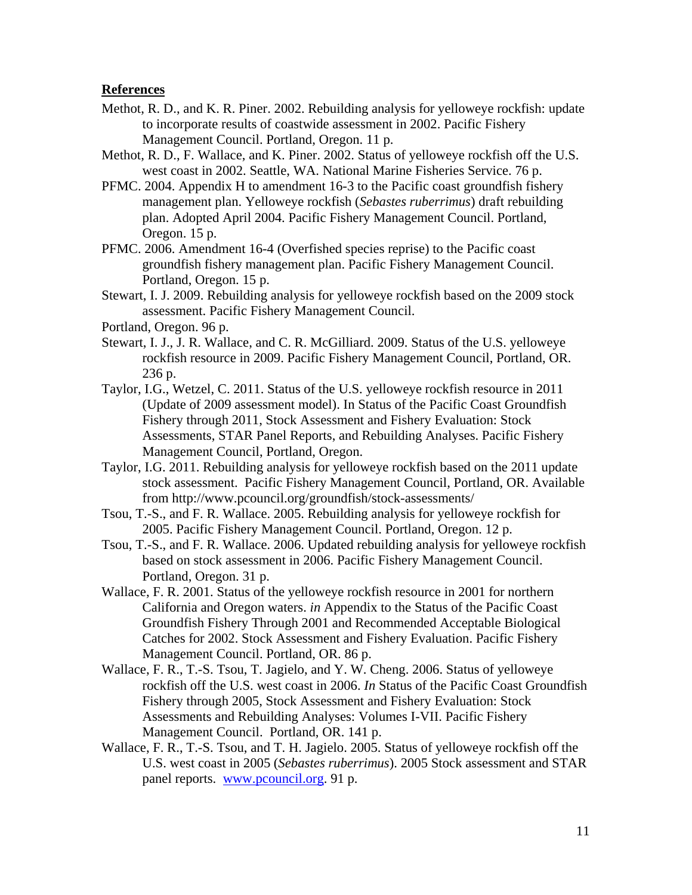**References**

Methot, R. D., and K. R. Piner. 2002. Rebuilding analysis for yelloweye rockfish: update to incorporate results of coastwide assessment in 2002. Pacific Fishery Management Council. Portland, Oregon. 11 p.

Methot, R. D., F. Wallace, and K. Piner. 2002. Status of yelloweye rockfish off the U.S. west coast in 2002. Seattle, WA. National Marine Fisheries Service. 76 p.

PFMC. 2004. Appendix H to amendment 16-3 to the Pacific coast groundfish fishery management plan. Yelloweye rockfish (*Sebastes ruberrimus*) draft rebuilding plan. Adopted April 2004. Pacific Fishery Management Council. Portland, Oregon. 15 p.

PFMC. 2006. Amendment 16-4 (Overfished species reprise) to the Pacific coast groundfish fishery management plan. Pacific Fishery Management Council. Portland, Oregon. 15 p.

Stewart, I. J. 2009. Rebuilding analysis for yelloweye rockfish based on the 2009 stock assessment. Pacific Fishery Management Council.

Portland, Oregon. 96 p.

Stewart, I. J., J. R. Wallace, and C. R. McGilliard. 2009. Status of the U.S. yelloweye rockfish resource in 2009. Pacific Fishery Management Council, Portland, OR. 236 p.

Taylor, I.G., Wetzel, C. 2011. Status of the U.S. yelloweye rockfish resource in 2011 (Update of 2009 assessment model). In Status of the Pacific Coast Groundfish Fishery through 2011, Stock Assessment and Fishery Evaluation: Stock Assessments, STAR Panel Reports, and Rebuilding Analyses. Pacific Fishery Management Council, Portland, Oregon.

Taylor, I.G. 2011. Rebuilding analysis for yelloweye rockfish based on the 2011 update stock assessment. Pacific Fishery Management Council, Portland, OR. Available from http://www.pcouncil.org/groundfish/stock-assessments/

Tsou, T.-S., and F. R. Wallace. 2005. Rebuilding analysis for yelloweye rockfish for 2005. Pacific Fishery Management Council. Portland, Oregon. 12 p.

Tsou, T.-S., and F. R. Wallace. 2006. Updated rebuilding analysis for yelloweye rockfish based on stock assessment in 2006. Pacific Fishery Management Council. Portland, Oregon. 31 p.

Wallace, F. R. 2001. Status of the yelloweye rockfish resource in 2001 for northern California and Oregon waters. *in* Appendix to the Status of the Pacific Coast Groundfish Fishery Through 2001 and Recommended Acceptable Biological Catches for 2002. Stock Assessment and Fishery Evaluation. Pacific Fishery Management Council. Portland, OR. 86 p.

Wallace, F. R., T.-S. Tsou, T. Jagielo, and Y. W. Cheng. 2006. Status of yelloweye rockfish off the U.S. west coast in 2006. *In* Status of the Pacific Coast Groundfish Fishery through 2005, Stock Assessment and Fishery Evaluation: Stock Assessments and Rebuilding Analyses: Volumes I-VII. Pacific Fishery Management Council. Portland, OR. 141 p.

Wallace, F. R., T.-S. Tsou, and T. H. Jagielo. 2005. Status of yelloweye rockfish off the U.S. west coast in 2005 (*Sebastes ruberrimus*). 2005 Stock assessment and STAR panel reports. www.pcouncil.org. 91 p.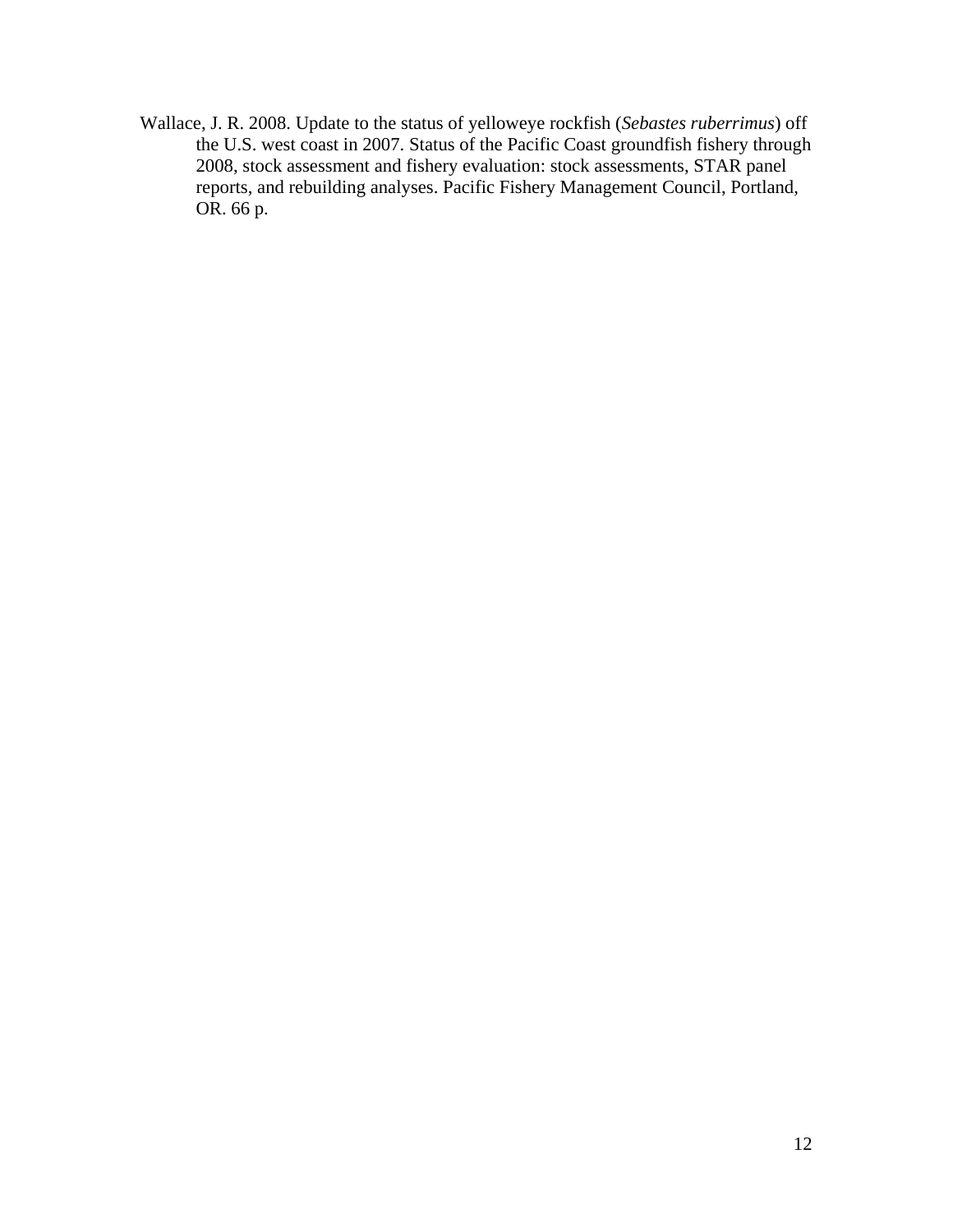Wallace, J. R. 2008. Update to the status of yelloweye rockfish (*Sebastes ruberrimus*) off the U.S. west coast in 2007. Status of the Pacific Coast groundfish fishery through 2008, stock assessment and fishery evaluation: stock assessments, STAR panel reports, and rebuilding analyses. Pacific Fishery Management Council, Portland, OR. 66 p.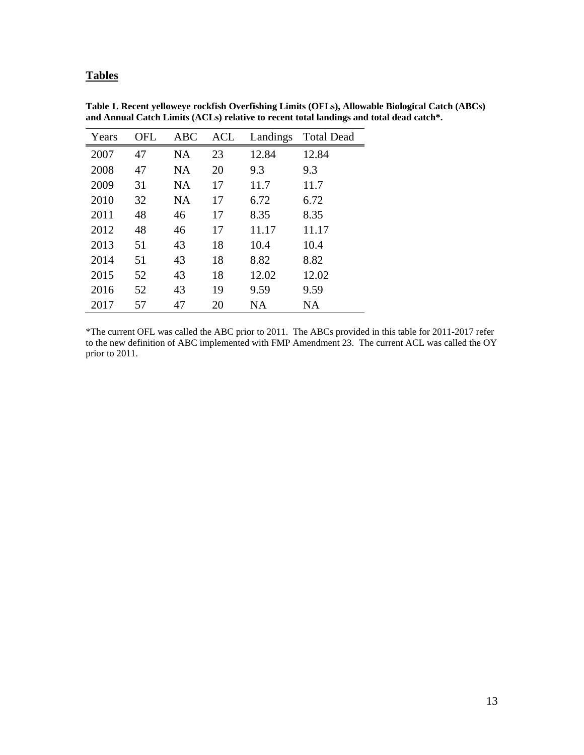## **Tables**

**Table 1. Recent yelloweye rockfish Overfishing Limits (OFLs), Allowable Biological Catch (ABCs) and Annual Catch Limits (ACLs) relative to recent total landings and total dead catch*.**

| Years | OFL | ABC | ACL | Landings | Total Dead |
|---|---|---|---|---|---|
| 2007 | 47 | NA | 23 | 12.84 | 12.84 |
| 2008 | 47 | NA | 20 | 9.3 | 9.3 |
| 2009 | 31 | NA | 17 | 11.7 | 11.7 |
| 2010 | 32 | NA | 17 | 6.72 | 6.72 |
| 2011 | 48 | 46 | 17 | 8.35 | 8.35 |
| 2012 | 48 | 46 | 17 | 11.17 | 11.17 |
| 2013 | 51 | 43 | 18 | 10.4 | 10.4 |
| 2014 | 51 | 43 | 18 | 8.82 | 8.82 |
| 2015 | 52 | 43 | 18 | 12.02 | 12.02 |
| 2016 | 52 | 43 | 19 | 9.59 | 9.59 |
| 2017 | 57 | 47 | 20 | NA | NA |

*The current OFL was called the ABC prior to 2011. The ABCs provided in this table for 2011-2017 refer to the new definition of ABC implemented with FMP Amendment 23. The current ACL was called the OY prior to 2011.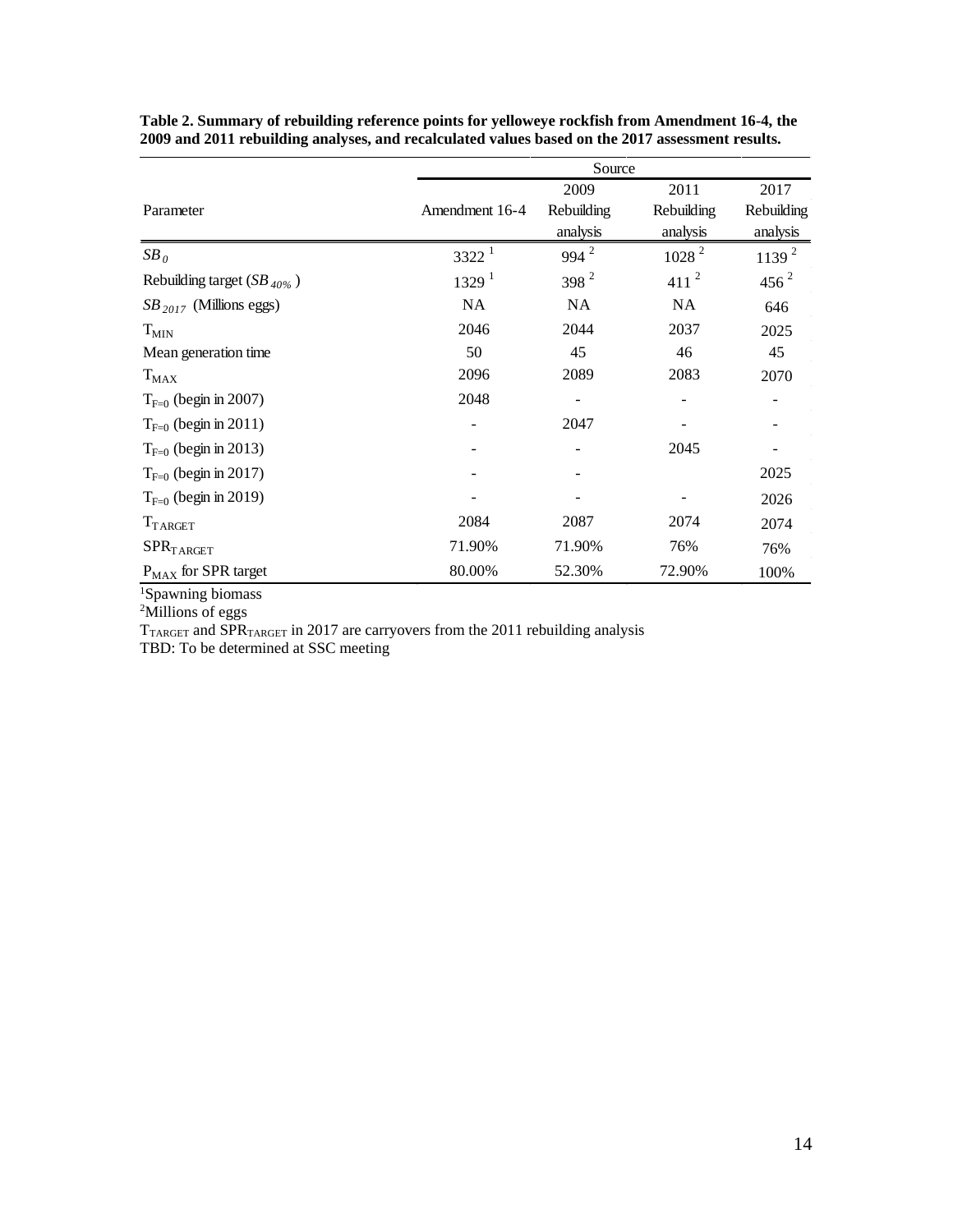**Table 2. Summary of rebuilding reference points for yelloweye rockfish from Amendment 16-4, the 2009 and 2011 rebuilding analyses, and recalculated values based on the 2017 assessment results.**

| Parameter | Source | | | |
|---|---|---|---|---|
| | Amendment 16-4 | 2009 Rebuilding analysis | 2011 Rebuilding analysis | 2017 Rebuilding analysis |
| $SB_0$ | 3322 [1] | 994 [2] | 1028 [2] | 1139 [2] |
| Rebuilding target ($SB_{40\%}$) | 1329 [1] | 398 [2] | 411 [2] | 456 [2] |
| $SB_{2017}$ (Millions eggs) | NA | NA | NA | 646 |
| $T_{MIN}$ | 2046 | 2044 | 2037 | 2025 |
| Mean generation time | 50 | 45 | 46 | 45 |
| $T_{MAX}$ | 2096 | 2089 | 2083 | 2070 |
| $T_{F=0}$ (begin in 2007) | 2048 | - | - | - |
| $T_{F=0}$ (begin in 2011) | - | 2047 | - | - |
| $T_{F=0}$ (begin in 2013) | - | - | 2045 | - |
| $T_{F=0}$ (begin in 2017) | - | - | | 2025 |
| $T_{F=0}$ (begin in 2019) | - | - | - | 2026 |
| $T_{TARGET}$ | 2084 | 2087 | 2074 | 2074 |
| $SPR_{TARGET}$ | 71.90% | 71.90% | 76% | 76% |
| $P_{MAX}$ for SPR target | 80.00% | 52.30% | 72.90% | 100% |

[1]Spawning biomass

[2]Millions of eggs

$T_{TARGET}$ and $SPR_{TARGET}$ in 2017 are carryovers from the 2011 rebuilding analysis

TBD: To be determined at SSC meeting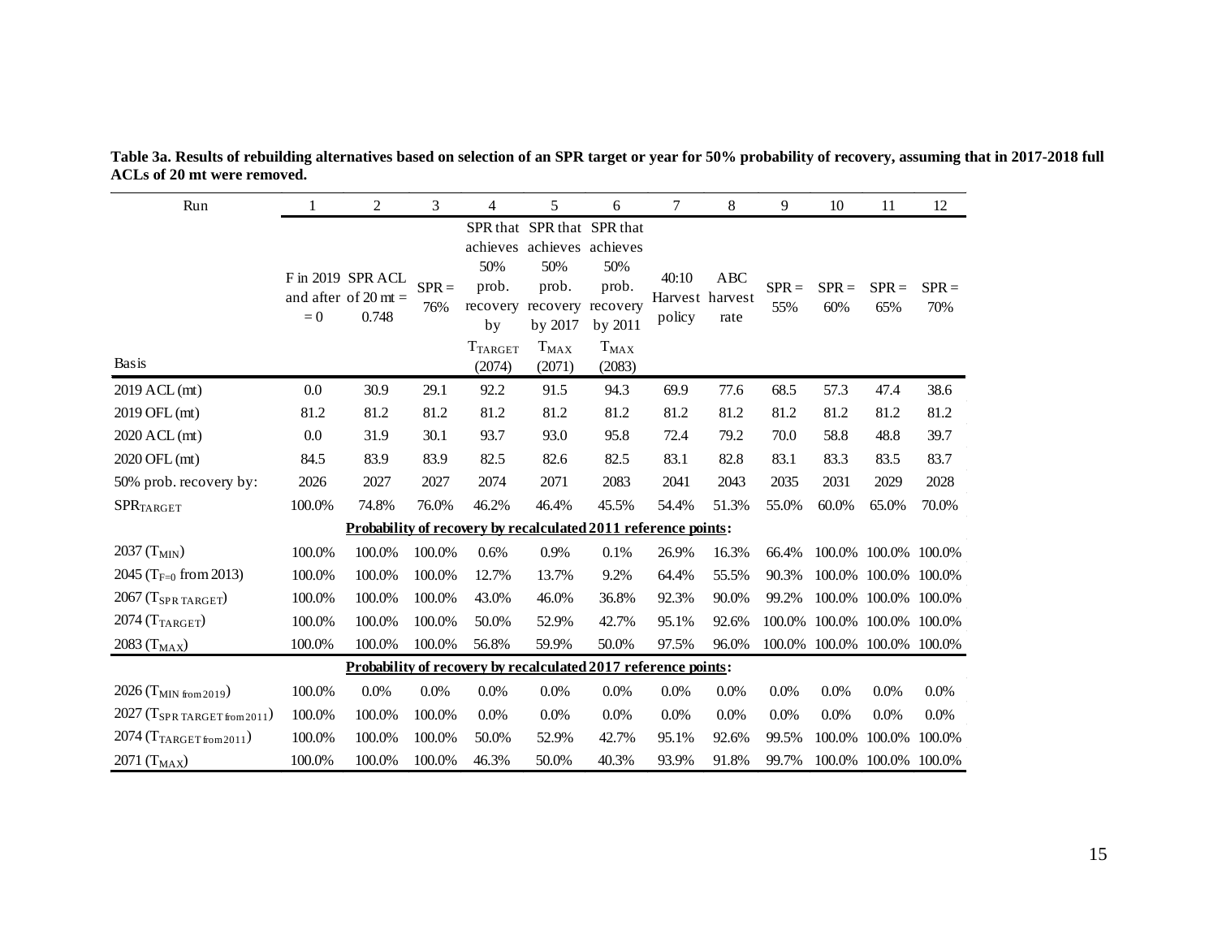**Table 3a. Results of rebuilding alternatives based on selection of an SPR target or year for 50% probability of recovery, assuming that in 2017-2018 full ACLs of 20 mt were removed.**

| Run | 1 | 2 | 3 | 4 | 5 | 6 | 7 | 8 | 9 | 10 | 11 | 12 |
|---|---|---|---|---|---|---|---|---|---|---|---|---|
| Basis | F in 2019 and after = 0 | SPR ACL of 20 mt = 0.748 | SPR = 76% | SPR that achieves 50% prob. recovery by $T_{TARGET}$ (2074) | SPR that achieves 50% prob. recovery by 2017 $T_{MAX}$ (2071) | SPR that achieves 50% prob. recovery by 2011 $T_{MAX}$ (2083) | 40:10 Harvest policy | ABC harvest rate | SPR = 55% | SPR = 60% | SPR = 65% | SPR = 70% |
| 2019 ACL (mt) | 0.0 | 30.9 | 29.1 | 92.2 | 91.5 | 94.3 | 69.9 | 77.6 | 68.5 | 57.3 | 47.4 | 38.6 |
| 2019 OFL (mt) | 81.2 | 81.2 | 81.2 | 81.2 | 81.2 | 81.2 | 81.2 | 81.2 | 81.2 | 81.2 | 81.2 | 81.2 |
| 2020 ACL (mt) | 0.0 | 31.9 | 30.1 | 93.7 | 93.0 | 95.8 | 72.4 | 79.2 | 70.0 | 58.8 | 48.8 | 39.7 |
| 2020 OFL (mt) | 84.5 | 83.9 | 83.9 | 82.5 | 82.6 | 82.5 | 83.1 | 82.8 | 83.1 | 83.3 | 83.5 | 83.7 |
| 50% prob. recovery by: | 2026 | 2027 | 2027 | 2074 | 2071 | 2083 | 2041 | 2043 | 2035 | 2031 | 2029 | 2028 |
| $SPR_{TARGET}$ | 100.0% | 74.8% | 76.0% | 46.2% | 46.4% | 45.5% | 54.4% | 51.3% | 55.0% | 60.0% | 65.0% | 70.0% |
| **Probability of recovery by recalculated 2011 reference points:** | | | | | | | | | | | | |
| 2037 ($T_{MIN}$) | 100.0% | 100.0% | 100.0% | 0.6% | 0.9% | 0.1% | 26.9% | 16.3% | 66.4% | 100.0% | 100.0% | 100.0% |
| 2045 ($T_{F=0}$ from 2013) | 100.0% | 100.0% | 100.0% | 12.7% | 13.7% | 9.2% | 64.4% | 55.5% | 90.3% | 100.0% | 100.0% | 100.0% |
| 2067 ($T_{SPR\ TARGET}$) | 100.0% | 100.0% | 100.0% | 43.0% | 46.0% | 36.8% | 92.3% | 90.0% | 99.2% | 100.0% | 100.0% | 100.0% |
| 2074 ($T_{TARGET}$) | 100.0% | 100.0% | 100.0% | 50.0% | 52.9% | 42.7% | 95.1% | 92.6% | 100.0% | 100.0% | 100.0% | 100.0% |
| 2083 ($T_{MAX}$) | 100.0% | 100.0% | 100.0% | 56.8% | 59.9% | 50.0% | 97.5% | 96.0% | 100.0% | 100.0% | 100.0% | 100.0% |
| **Probability of recovery by recalculated 2017 reference points:** | | | | | | | | | | | | |
| 2026 ($T_{MIN\ from\ 2019}$) | 100.0% | 0.0% | 0.0% | 0.0% | 0.0% | 0.0% | 0.0% | 0.0% | 0.0% | 0.0% | 0.0% | 0.0% |
| 2027 ($T_{SPR\ TARGET\ from\ 2011}$) | 100.0% | 100.0% | 100.0% | 0.0% | 0.0% | 0.0% | 0.0% | 0.0% | 0.0% | 0.0% | 0.0% | 0.0% |
| 2074 ($T_{TARGET\ from\ 2011}$) | 100.0% | 100.0% | 100.0% | 50.0% | 52.9% | 42.7% | 95.1% | 92.6% | 99.5% | 100.0% | 100.0% | 100.0% |
| 2071 ($T_{MAX}$) | 100.0% | 100.0% | 100.0% | 46.3% | 50.0% | 40.3% | 93.9% | 91.8% | 99.7% | 100.0% | 100.0% | 100.0% |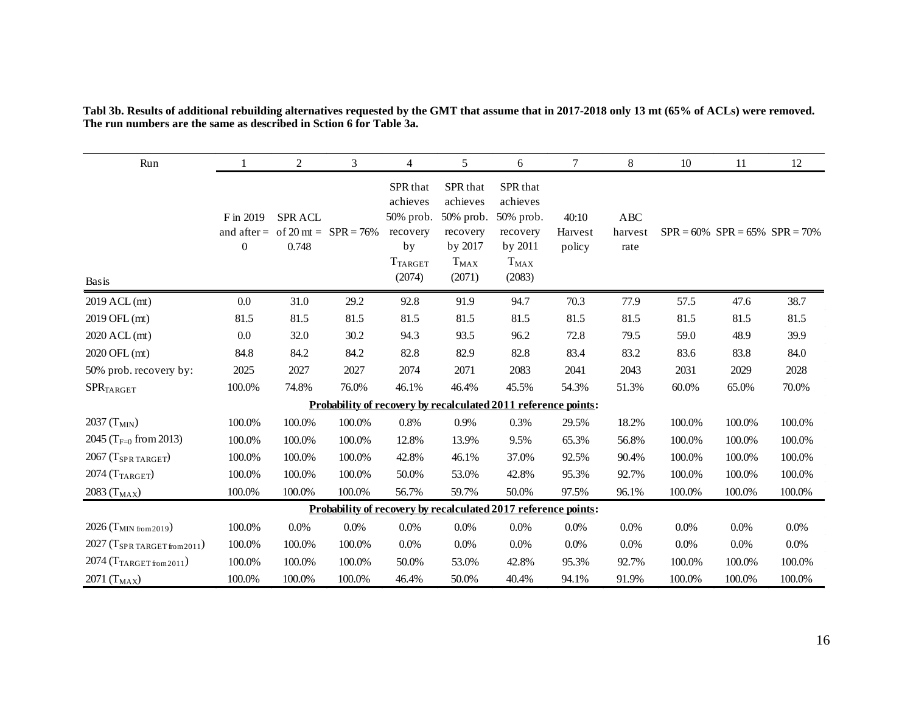**Tabl 3b. Results of additional rebuilding alternatives requested by the GMT that assume that in 2017-2018 only 13 mt (65% of ACLs) were removed. The run numbers are the same as described in Sction 6 for Table 3a.**

| Run | 1 | 2 | 3 | 4 | 5 | 6 | 7 | 8 | 10 | 11 | 12 |
|---|---|---|---|---|---|---|---|---|---|---|---|
| Basis | F in 2019 and after = 0 | SPR ACL of 20 mt = 0.748 | SPR = 76% | SPR that achieves 50% prob. recovery by $T_{TARGET}$ (2074) | SPR that achieves 50% prob. recovery by 2017 $T_{MAX}$ (2071) | SPR that achieves 50% prob. recovery by 2011 $T_{MAX}$ (2083) | 40:10 Harvest policy | ABC harvest rate | SPR = 60% | SPR = 65% | SPR = 70% |
| 2019 ACL (mt) | 0.0 | 31.0 | 29.2 | 92.8 | 91.9 | 94.7 | 70.3 | 77.9 | 57.5 | 47.6 | 38.7 |
| 2019 OFL (mt) | 81.5 | 81.5 | 81.5 | 81.5 | 81.5 | 81.5 | 81.5 | 81.5 | 81.5 | 81.5 | 81.5 |
| 2020 ACL (mt) | 0.0 | 32.0 | 30.2 | 94.3 | 93.5 | 96.2 | 72.8 | 79.5 | 59.0 | 48.9 | 39.9 |
| 2020 OFL (mt) | 84.8 | 84.2 | 84.2 | 82.8 | 82.9 | 82.8 | 83.4 | 83.2 | 83.6 | 83.8 | 84.0 |
| 50% prob. recovery by: | 2025 | 2027 | 2027 | 2074 | 2071 | 2083 | 2041 | 2043 | 2031 | 2029 | 2028 |
| $SPR_{TARGET}$ | 100.0% | 74.8% | 76.0% | 46.1% | 46.4% | 45.5% | 54.3% | 51.3% | 60.0% | 65.0% | 70.0% |
| **Probability of recovery by recalculated 2011 reference points:** | | | | | | | | | | | |
| 2037 ($T_{MIN}$) | 100.0% | 100.0% | 100.0% | 0.8% | 0.9% | 0.3% | 29.5% | 18.2% | 100.0% | 100.0% | 100.0% |
| 2045 ($T_{F=0}$ from 2013) | 100.0% | 100.0% | 100.0% | 12.8% | 13.9% | 9.5% | 65.3% | 56.8% | 100.0% | 100.0% | 100.0% |
| 2067 ($T_{SPR\ TARGET}$) | 100.0% | 100.0% | 100.0% | 42.8% | 46.1% | 37.0% | 92.5% | 90.4% | 100.0% | 100.0% | 100.0% |
| 2074 ($T_{TARGET}$) | 100.0% | 100.0% | 100.0% | 50.0% | 53.0% | 42.8% | 95.3% | 92.7% | 100.0% | 100.0% | 100.0% |
| 2083 ($T_{MAX}$) | 100.0% | 100.0% | 100.0% | 56.7% | 59.7% | 50.0% | 97.5% | 96.1% | 100.0% | 100.0% | 100.0% |
| **Probability of recovery by recalculated 2017 reference points:** | | | | | | | | | | | |
| 2026 ($T_{MIN\ from\ 2019}$) | 100.0% | 0.0% | 0.0% | 0.0% | 0.0% | 0.0% | 0.0% | 0.0% | 0.0% | 0.0% | 0.0% |
| 2027 ($T_{SPR\ TARGET\ from\ 2011}$) | 100.0% | 100.0% | 100.0% | 0.0% | 0.0% | 0.0% | 0.0% | 0.0% | 0.0% | 0.0% | 0.0% |
| 2074 ($T_{TARGET\ from\ 2011}$) | 100.0% | 100.0% | 100.0% | 50.0% | 53.0% | 42.8% | 95.3% | 92.7% | 100.0% | 100.0% | 100.0% |
| 2071 ($T_{MAX}$) | 100.0% | 100.0% | 100.0% | 46.4% | 50.0% | 40.4% | 94.1% | 91.9% | 100.0% | 100.0% | 100.0% |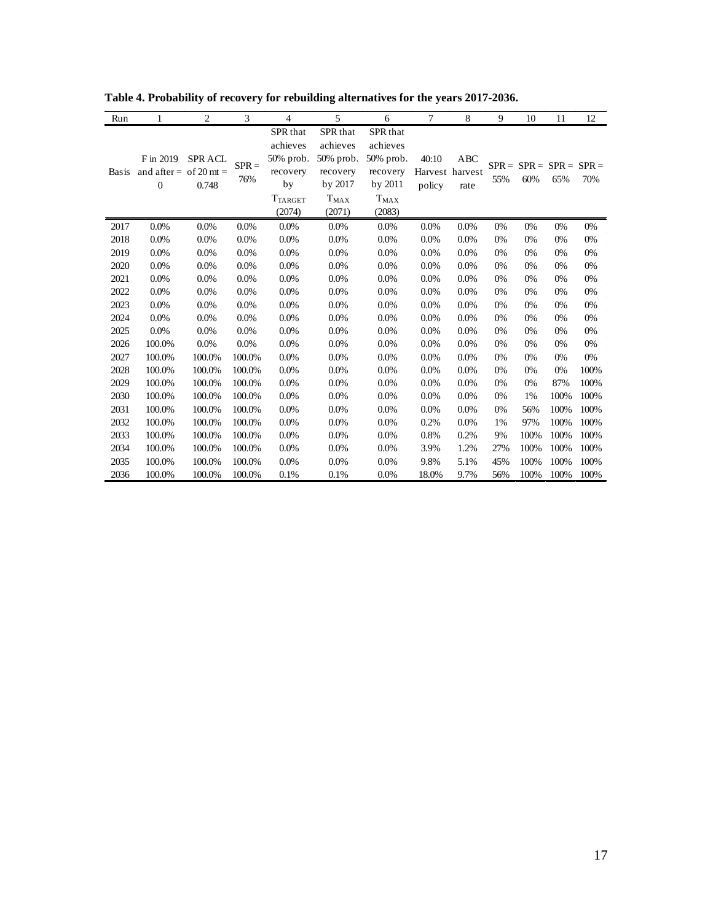**Table 4. Probability of recovery for rebuilding alternatives for the years 2017-2036.**

| Run | 1 | 2 | 3 | 4 | 5 | 6 | 7 | 8 | 9 | 10 | 11 | 12 |
|---|---|---|---|---|---|---|---|---|---|---|---|---|
| Basis | F in 2019 and after = 0 | SPR ACL of 20 mt = 0.748 | SPR = 76% | SPR that achieves 50% prob. recovery by $T_{TARGET}$ (2074) | SPR that achieves 50% prob. recovery by 2017 $T_{MAX}$ (2071) | SPR that achieves 50% prob. recovery by 2011 $T_{MAX}$ (2083) | 40:10 Harvest policy | ABC harvest rate | SPR = 55% | SPR = 60% | SPR = 65% | SPR = 70% |
| 2017 | 0.0% | 0.0% | 0.0% | 0.0% | 0.0% | 0.0% | 0.0% | 0.0% | 0% | 0% | 0% | 0% |
| 2018 | 0.0% | 0.0% | 0.0% | 0.0% | 0.0% | 0.0% | 0.0% | 0.0% | 0% | 0% | 0% | 0% |
| 2019 | 0.0% | 0.0% | 0.0% | 0.0% | 0.0% | 0.0% | 0.0% | 0.0% | 0% | 0% | 0% | 0% |
| 2020 | 0.0% | 0.0% | 0.0% | 0.0% | 0.0% | 0.0% | 0.0% | 0.0% | 0% | 0% | 0% | 0% |
| 2021 | 0.0% | 0.0% | 0.0% | 0.0% | 0.0% | 0.0% | 0.0% | 0.0% | 0% | 0% | 0% | 0% |
| 2022 | 0.0% | 0.0% | 0.0% | 0.0% | 0.0% | 0.0% | 0.0% | 0.0% | 0% | 0% | 0% | 0% |
| 2023 | 0.0% | 0.0% | 0.0% | 0.0% | 0.0% | 0.0% | 0.0% | 0.0% | 0% | 0% | 0% | 0% |
| 2024 | 0.0% | 0.0% | 0.0% | 0.0% | 0.0% | 0.0% | 0.0% | 0.0% | 0% | 0% | 0% | 0% |
| 2025 | 0.0% | 0.0% | 0.0% | 0.0% | 0.0% | 0.0% | 0.0% | 0.0% | 0% | 0% | 0% | 0% |
| 2026 | 100.0% | 0.0% | 0.0% | 0.0% | 0.0% | 0.0% | 0.0% | 0.0% | 0% | 0% | 0% | 0% |
| 2027 | 100.0% | 100.0% | 100.0% | 0.0% | 0.0% | 0.0% | 0.0% | 0.0% | 0% | 0% | 0% | 0% |
| 2028 | 100.0% | 100.0% | 100.0% | 0.0% | 0.0% | 0.0% | 0.0% | 0.0% | 0% | 0% | 0% | 100% |
| 2029 | 100.0% | 100.0% | 100.0% | 0.0% | 0.0% | 0.0% | 0.0% | 0.0% | 0% | 0% | 87% | 100% |
| 2030 | 100.0% | 100.0% | 100.0% | 0.0% | 0.0% | 0.0% | 0.0% | 0.0% | 0% | 1% | 100% | 100% |
| 2031 | 100.0% | 100.0% | 100.0% | 0.0% | 0.0% | 0.0% | 0.0% | 0.0% | 0% | 56% | 100% | 100% |
| 2032 | 100.0% | 100.0% | 100.0% | 0.0% | 0.0% | 0.0% | 0.2% | 0.0% | 1% | 97% | 100% | 100% |
| 2033 | 100.0% | 100.0% | 100.0% | 0.0% | 0.0% | 0.0% | 0.8% | 0.2% | 9% | 100% | 100% | 100% |
| 2034 | 100.0% | 100.0% | 100.0% | 0.0% | 0.0% | 0.0% | 3.9% | 1.2% | 27% | 100% | 100% | 100% |
| 2035 | 100.0% | 100.0% | 100.0% | 0.0% | 0.0% | 0.0% | 9.8% | 5.1% | 45% | 100% | 100% | 100% |
| 2036 | 100.0% | 100.0% | 100.0% | 0.1% | 0.1% | 0.0% | 18.0% | 9.7% | 56% | 100% | 100% | 100% |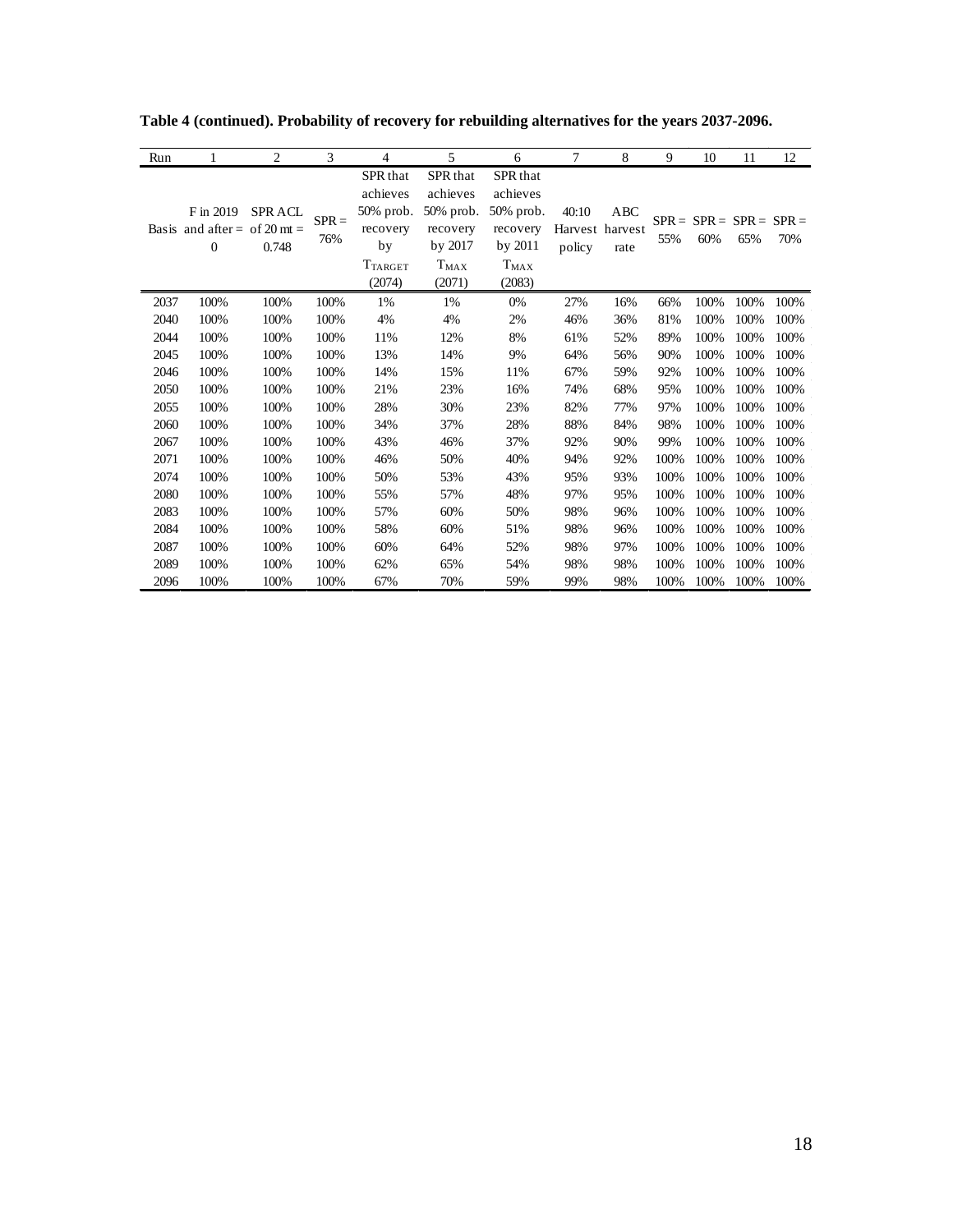**Table 4 (continued). Probability of recovery for rebuilding alternatives for the years 2037-2096.**

| Run | 1 | 2 | 3 | 4 | 5 | 6 | 7 | 8 | 9 | 10 | 11 | 12 |
|---|---|---|---|---|---|---|---|---|---|---|---|---|
| Basis | F in 2019 and after = 0 | SPR ACL of 20 mt = 0.748 | SPR = 76% | SPR that achieves 50% prob. recovery by $T_{TARGET}$ (2074) | SPR that achieves 50% prob. recovery by 2017 $T_{MAX}$ (2071) | SPR that achieves 50% prob. recovery by 2011 $T_{MAX}$ (2083) | 40:10 Harvest policy | ABC harvest rate | SPR = 55% | SPR = 60% | SPR = 65% | SPR = 70% |
| 2037 | 100% | 100% | 100% | 1% | 1% | 0% | 27% | 16% | 66% | 100% | 100% | 100% |
| 2040 | 100% | 100% | 100% | 4% | 4% | 2% | 46% | 36% | 81% | 100% | 100% | 100% |
| 2044 | 100% | 100% | 100% | 11% | 12% | 8% | 61% | 52% | 89% | 100% | 100% | 100% |
| 2045 | 100% | 100% | 100% | 13% | 14% | 9% | 64% | 56% | 90% | 100% | 100% | 100% |
| 2046 | 100% | 100% | 100% | 14% | 15% | 11% | 67% | 59% | 92% | 100% | 100% | 100% |
| 2050 | 100% | 100% | 100% | 21% | 23% | 16% | 74% | 68% | 95% | 100% | 100% | 100% |
| 2055 | 100% | 100% | 100% | 28% | 30% | 23% | 82% | 77% | 97% | 100% | 100% | 100% |
| 2060 | 100% | 100% | 100% | 34% | 37% | 28% | 88% | 84% | 98% | 100% | 100% | 100% |
| 2067 | 100% | 100% | 100% | 43% | 46% | 37% | 92% | 90% | 99% | 100% | 100% | 100% |
| 2071 | 100% | 100% | 100% | 46% | 50% | 40% | 94% | 92% | 100% | 100% | 100% | 100% |
| 2074 | 100% | 100% | 100% | 50% | 53% | 43% | 95% | 93% | 100% | 100% | 100% | 100% |
| 2080 | 100% | 100% | 100% | 55% | 57% | 48% | 97% | 95% | 100% | 100% | 100% | 100% |
| 2083 | 100% | 100% | 100% | 57% | 60% | 50% | 98% | 96% | 100% | 100% | 100% | 100% |
| 2084 | 100% | 100% | 100% | 58% | 60% | 51% | 98% | 96% | 100% | 100% | 100% | 100% |
| 2087 | 100% | 100% | 100% | 60% | 64% | 52% | 98% | 97% | 100% | 100% | 100% | 100% |
| 2089 | 100% | 100% | 100% | 62% | 65% | 54% | 98% | 98% | 100% | 100% | 100% | 100% |
| 2096 | 100% | 100% | 100% | 67% | 70% | 59% | 99% | 98% | 100% | 100% | 100% | 100% |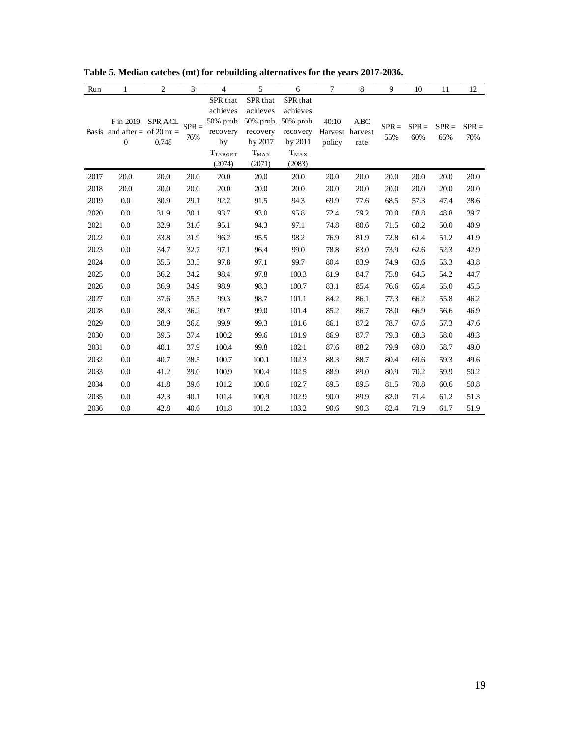**Table 5. Median catches (mt) for rebuilding alternatives for the years 2017-2036.**

| Run | 1 | 2 | 3 | 4 | 5 | 6 | 7 | 8 | 9 | 10 | 11 | 12 |
|---|---|---|---|---|---|---|---|---|---|---|---|---|
| Basis | F in 2019 and after = 0 | SPR ACL of 20 mt = 0.748 | SPR = 76% | SPR that achieves 50% prob. recovery by $T_{TARGET}$ (2074) | SPR that achieves 50% prob. recovery by 2017 $T_{MAX}$ (2071) | SPR that achieves 50% prob. recovery by 2011 $T_{MAX}$ (2083) | 40:10 Harvest policy | ABC harvest rate | SPR = 55% | SPR = 60% | SPR = 65% | SPR = 70% |
| 2017 | 20.0 | 20.0 | 20.0 | 20.0 | 20.0 | 20.0 | 20.0 | 20.0 | 20.0 | 20.0 | 20.0 | 20.0 |
| 2018 | 20.0 | 20.0 | 20.0 | 20.0 | 20.0 | 20.0 | 20.0 | 20.0 | 20.0 | 20.0 | 20.0 | 20.0 |
| 2019 | 0.0 | 30.9 | 29.1 | 92.2 | 91.5 | 94.3 | 69.9 | 77.6 | 68.5 | 57.3 | 47.4 | 38.6 |
| 2020 | 0.0 | 31.9 | 30.1 | 93.7 | 93.0 | 95.8 | 72.4 | 79.2 | 70.0 | 58.8 | 48.8 | 39.7 |
| 2021 | 0.0 | 32.9 | 31.0 | 95.1 | 94.3 | 97.1 | 74.8 | 80.6 | 71.5 | 60.2 | 50.0 | 40.9 |
| 2022 | 0.0 | 33.8 | 31.9 | 96.2 | 95.5 | 98.2 | 76.9 | 81.9 | 72.8 | 61.4 | 51.2 | 41.9 |
| 2023 | 0.0 | 34.7 | 32.7 | 97.1 | 96.4 | 99.0 | 78.8 | 83.0 | 73.9 | 62.6 | 52.3 | 42.9 |
| 2024 | 0.0 | 35.5 | 33.5 | 97.8 | 97.1 | 99.7 | 80.4 | 83.9 | 74.9 | 63.6 | 53.3 | 43.8 |
| 2025 | 0.0 | 36.2 | 34.2 | 98.4 | 97.8 | 100.3 | 81.9 | 84.7 | 75.8 | 64.5 | 54.2 | 44.7 |
| 2026 | 0.0 | 36.9 | 34.9 | 98.9 | 98.3 | 100.7 | 83.1 | 85.4 | 76.6 | 65.4 | 55.0 | 45.5 |
| 2027 | 0.0 | 37.6 | 35.5 | 99.3 | 98.7 | 101.1 | 84.2 | 86.1 | 77.3 | 66.2 | 55.8 | 46.2 |
| 2028 | 0.0 | 38.3 | 36.2 | 99.7 | 99.0 | 101.4 | 85.2 | 86.7 | 78.0 | 66.9 | 56.6 | 46.9 |
| 2029 | 0.0 | 38.9 | 36.8 | 99.9 | 99.3 | 101.6 | 86.1 | 87.2 | 78.7 | 67.6 | 57.3 | 47.6 |
| 2030 | 0.0 | 39.5 | 37.4 | 100.2 | 99.6 | 101.9 | 86.9 | 87.7 | 79.3 | 68.3 | 58.0 | 48.3 |
| 2031 | 0.0 | 40.1 | 37.9 | 100.4 | 99.8 | 102.1 | 87.6 | 88.2 | 79.9 | 69.0 | 58.7 | 49.0 |
| 2032 | 0.0 | 40.7 | 38.5 | 100.7 | 100.1 | 102.3 | 88.3 | 88.7 | 80.4 | 69.6 | 59.3 | 49.6 |
| 2033 | 0.0 | 41.2 | 39.0 | 100.9 | 100.4 | 102.5 | 88.9 | 89.0 | 80.9 | 70.2 | 59.9 | 50.2 |
| 2034 | 0.0 | 41.8 | 39.6 | 101.2 | 100.6 | 102.7 | 89.5 | 89.5 | 81.5 | 70.8 | 60.6 | 50.8 |
| 2035 | 0.0 | 42.3 | 40.1 | 101.4 | 100.9 | 102.9 | 90.0 | 89.9 | 82.0 | 71.4 | 61.2 | 51.3 |
| 2036 | 0.0 | 42.8 | 40.6 | 101.8 | 101.2 | 103.2 | 90.6 | 90.3 | 82.4 | 71.9 | 61.7 | 51.9 |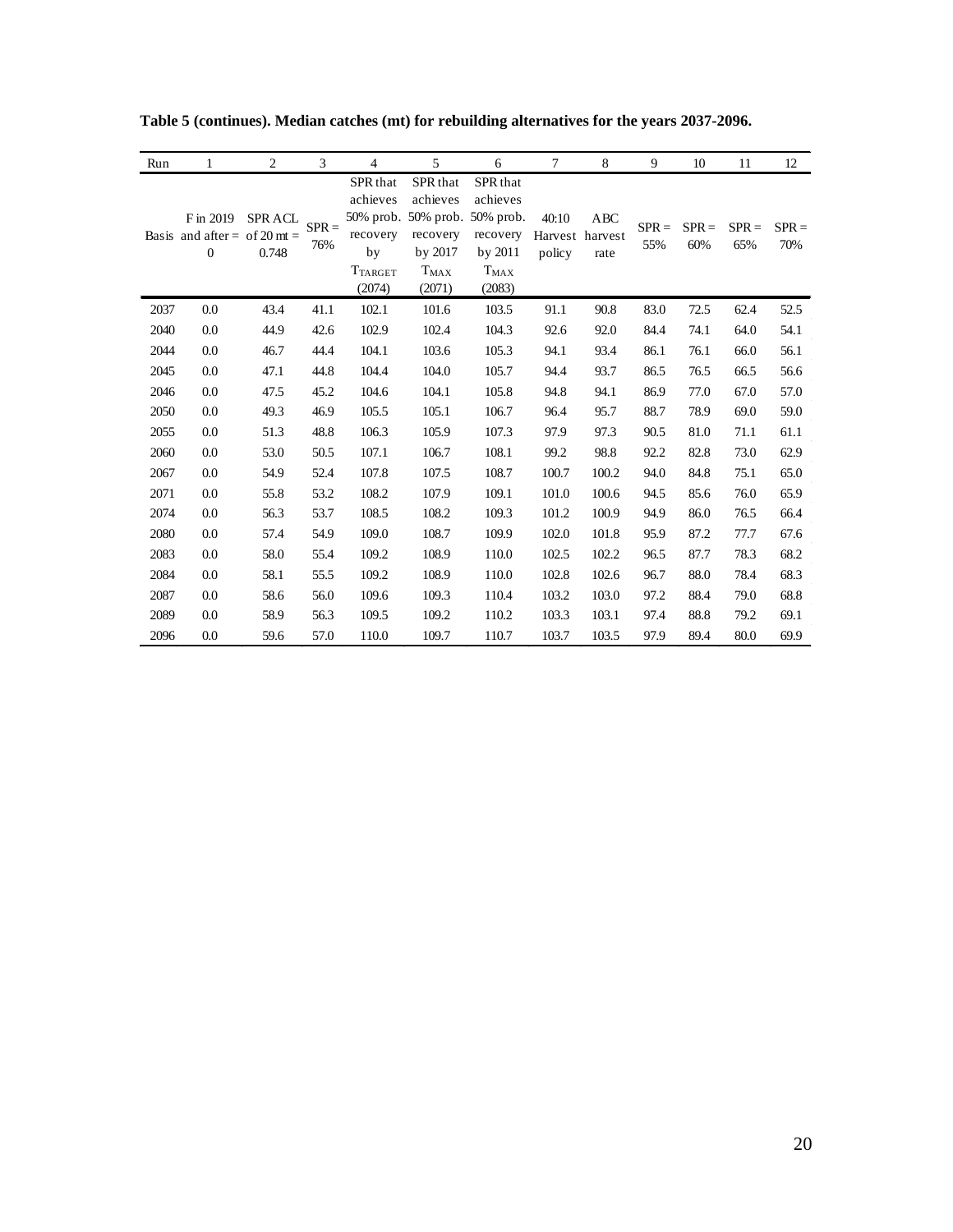**Table 5 (continues). Median catches (mt) for rebuilding alternatives for the years 2037-2096.**

| Run | 1 | 2 | 3 | 4 | 5 | 6 | 7 | 8 | 9 | 10 | 11 | 12 |
|---|---|---|---|---|---|---|---|---|---|---|---|---|
| Basis | F in 2019 and after = 0 | SPR ACL of 20 mt = 0.748 | SPR = 76% | SPR that achieves 50% prob. recovery by $T_{TARGET}$ (2074) | SPR that achieves 50% prob. recovery by 2017 $T_{MAX}$ (2071) | SPR that achieves 50% prob. recovery by 2011 $T_{MAX}$ (2083) | 40:10 Harvest policy | ABC harvest rate | SPR = 55% | SPR = 60% | SPR = 65% | SPR = 70% |
| 2037 | 0.0 | 43.4 | 41.1 | 102.1 | 101.6 | 103.5 | 91.1 | 90.8 | 83.0 | 72.5 | 62.4 | 52.5 |
| 2040 | 0.0 | 44.9 | 42.6 | 102.9 | 102.4 | 104.3 | 92.6 | 92.0 | 84.4 | 74.1 | 64.0 | 54.1 |
| 2044 | 0.0 | 46.7 | 44.4 | 104.1 | 103.6 | 105.3 | 94.1 | 93.4 | 86.1 | 76.1 | 66.0 | 56.1 |
| 2045 | 0.0 | 47.1 | 44.8 | 104.4 | 104.0 | 105.7 | 94.4 | 93.7 | 86.5 | 76.5 | 66.5 | 56.6 |
| 2046 | 0.0 | 47.5 | 45.2 | 104.6 | 104.1 | 105.8 | 94.8 | 94.1 | 86.9 | 77.0 | 67.0 | 57.0 |
| 2050 | 0.0 | 49.3 | 46.9 | 105.5 | 105.1 | 106.7 | 96.4 | 95.7 | 88.7 | 78.9 | 69.0 | 59.0 |
| 2055 | 0.0 | 51.3 | 48.8 | 106.3 | 105.9 | 107.3 | 97.9 | 97.3 | 90.5 | 81.0 | 71.1 | 61.1 |
| 2060 | 0.0 | 53.0 | 50.5 | 107.1 | 106.7 | 108.1 | 99.2 | 98.8 | 92.2 | 82.8 | 73.0 | 62.9 |
| 2067 | 0.0 | 54.9 | 52.4 | 107.8 | 107.5 | 108.7 | 100.7 | 100.2 | 94.0 | 84.8 | 75.1 | 65.0 |
| 2071 | 0.0 | 55.8 | 53.2 | 108.2 | 107.9 | 109.1 | 101.0 | 100.6 | 94.5 | 85.6 | 76.0 | 65.9 |
| 2074 | 0.0 | 56.3 | 53.7 | 108.5 | 108.2 | 109.3 | 101.2 | 100.9 | 94.9 | 86.0 | 76.5 | 66.4 |
| 2080 | 0.0 | 57.4 | 54.9 | 109.0 | 108.7 | 109.9 | 102.0 | 101.8 | 95.9 | 87.2 | 77.7 | 67.6 |
| 2083 | 0.0 | 58.0 | 55.4 | 109.2 | 108.9 | 110.0 | 102.5 | 102.2 | 96.5 | 87.7 | 78.3 | 68.2 |
| 2084 | 0.0 | 58.1 | 55.5 | 109.2 | 108.9 | 110.0 | 102.8 | 102.6 | 96.7 | 88.0 | 78.4 | 68.3 |
| 2087 | 0.0 | 58.6 | 56.0 | 109.6 | 109.3 | 110.4 | 103.2 | 103.0 | 97.2 | 88.4 | 79.0 | 68.8 |
| 2089 | 0.0 | 58.9 | 56.3 | 109.5 | 109.2 | 110.2 | 103.3 | 103.1 | 97.4 | 88.8 | 79.2 | 69.1 |
| 2096 | 0.0 | 59.6 | 57.0 | 110.0 | 109.7 | 110.7 | 103.7 | 103.5 | 97.9 | 89.4 | 80.0 | 69.9 |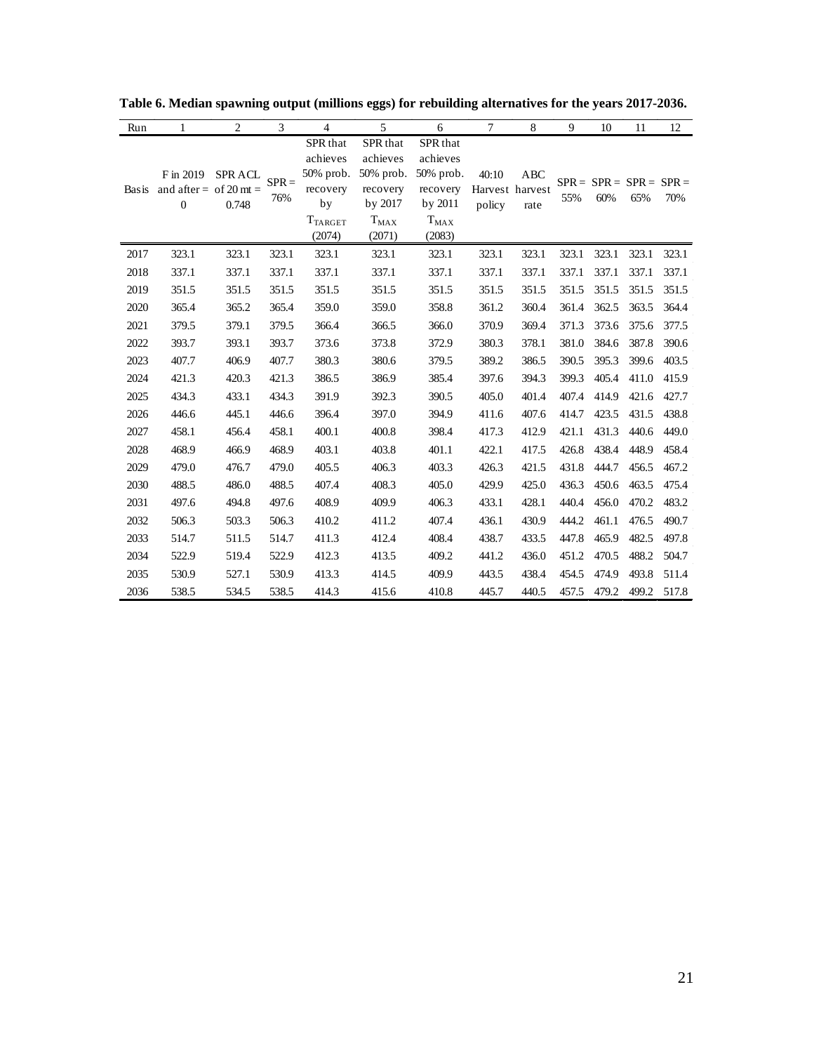**Table 6. Median spawning output (millions eggs) for rebuilding alternatives for the years 2017-2036.**

| Run | 1 | 2 | 3 | 4 | 5 | 6 | 7 | 8 | 9 | 10 | 11 | 12 |
|---|---|---|---|---|---|---|---|---|---|---|---|---|
| Basis | F in 2019 and after = 0 | SPR ACL of 20 mt = 0.748 | SPR = 76% | SPR that achieves 50% prob. recovery by $T_{TARGET}$ (2074) | SPR that achieves 50% prob. recovery by 2017 $T_{MAX}$ (2071) | SPR that achieves 50% prob. recovery by 2011 $T_{MAX}$ (2083) | 40:10 Harvest policy | ABC harvest rate | SPR = 55% | SPR = 60% | SPR = 65% | SPR = 70% |
| 2017 | 323.1 | 323.1 | 323.1 | 323.1 | 323.1 | 323.1 | 323.1 | 323.1 | 323.1 | 323.1 | 323.1 | 323.1 |
| 2018 | 337.1 | 337.1 | 337.1 | 337.1 | 337.1 | 337.1 | 337.1 | 337.1 | 337.1 | 337.1 | 337.1 | 337.1 |
| 2019 | 351.5 | 351.5 | 351.5 | 351.5 | 351.5 | 351.5 | 351.5 | 351.5 | 351.5 | 351.5 | 351.5 | 351.5 |
| 2020 | 365.4 | 365.2 | 365.4 | 359.0 | 359.0 | 358.8 | 361.2 | 360.4 | 361.4 | 362.5 | 363.5 | 364.4 |
| 2021 | 379.5 | 379.1 | 379.5 | 366.4 | 366.5 | 366.0 | 370.9 | 369.4 | 371.3 | 373.6 | 375.6 | 377.5 |
| 2022 | 393.7 | 393.1 | 393.7 | 373.6 | 373.8 | 372.9 | 380.3 | 378.1 | 381.0 | 384.6 | 387.8 | 390.6 |
| 2023 | 407.7 | 406.9 | 407.7 | 380.3 | 380.6 | 379.5 | 389.2 | 386.5 | 390.5 | 395.3 | 399.6 | 403.5 |
| 2024 | 421.3 | 420.3 | 421.3 | 386.5 | 386.9 | 385.4 | 397.6 | 394.3 | 399.3 | 405.4 | 411.0 | 415.9 |
| 2025 | 434.3 | 433.1 | 434.3 | 391.9 | 392.3 | 390.5 | 405.0 | 401.4 | 407.4 | 414.9 | 421.6 | 427.7 |
| 2026 | 446.6 | 445.1 | 446.6 | 396.4 | 397.0 | 394.9 | 411.6 | 407.6 | 414.7 | 423.5 | 431.5 | 438.8 |
| 2027 | 458.1 | 456.4 | 458.1 | 400.1 | 400.8 | 398.4 | 417.3 | 412.9 | 421.1 | 431.3 | 440.6 | 449.0 |
| 2028 | 468.9 | 466.9 | 468.9 | 403.1 | 403.8 | 401.1 | 422.1 | 417.5 | 426.8 | 438.4 | 448.9 | 458.4 |
| 2029 | 479.0 | 476.7 | 479.0 | 405.5 | 406.3 | 403.3 | 426.3 | 421.5 | 431.8 | 444.7 | 456.5 | 467.2 |
| 2030 | 488.5 | 486.0 | 488.5 | 407.4 | 408.3 | 405.0 | 429.9 | 425.0 | 436.3 | 450.6 | 463.5 | 475.4 |
| 2031 | 497.6 | 494.8 | 497.6 | 408.9 | 409.9 | 406.3 | 433.1 | 428.1 | 440.4 | 456.0 | 470.2 | 483.2 |
| 2032 | 506.3 | 503.3 | 506.3 | 410.2 | 411.2 | 407.4 | 436.1 | 430.9 | 444.2 | 461.1 | 476.5 | 490.7 |
| 2033 | 514.7 | 511.5 | 514.7 | 411.3 | 412.4 | 408.4 | 438.7 | 433.5 | 447.8 | 465.9 | 482.5 | 497.8 |
| 2034 | 522.9 | 519.4 | 522.9 | 412.3 | 413.5 | 409.2 | 441.2 | 436.0 | 451.2 | 470.5 | 488.2 | 504.7 |
| 2035 | 530.9 | 527.1 | 530.9 | 413.3 | 414.5 | 409.9 | 443.5 | 438.4 | 454.5 | 474.9 | 493.8 | 511.4 |
| 2036 | 538.5 | 534.5 | 538.5 | 414.3 | 415.6 | 410.8 | 445.7 | 440.5 | 457.5 | 479.2 | 499.2 | 517.8 |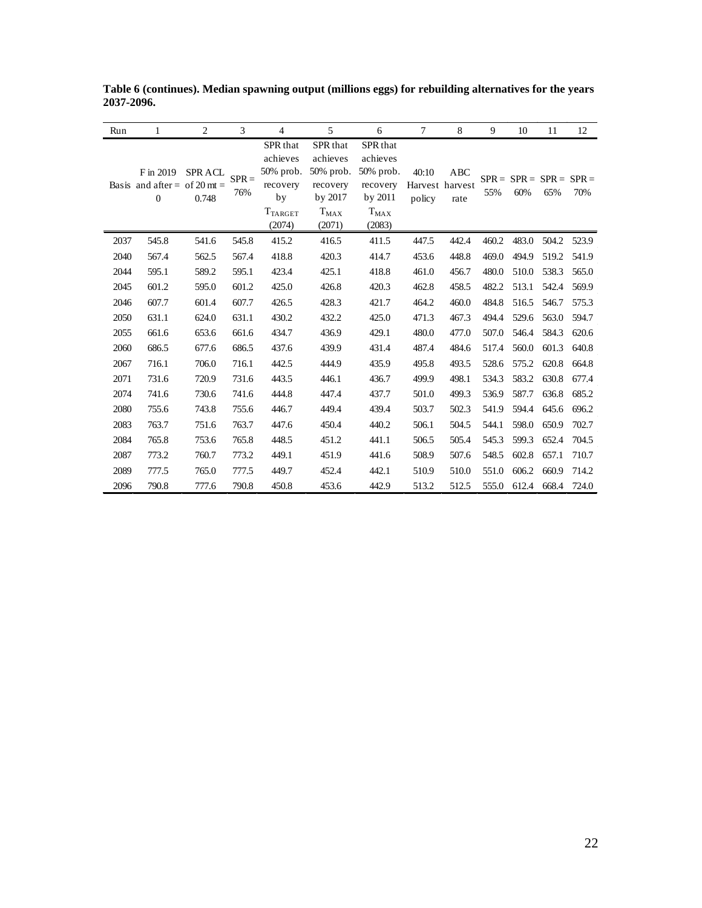**Table 6 (continues). Median spawning output (millions eggs) for rebuilding alternatives for the years 2037-2096.**

| Run | 1 | 2 | 3 | 4 | 5 | 6 | 7 | 8 | 9 | 10 | 11 | 12 |
|---|---|---|---|---|---|---|---|---|---|---|---|---|
| Basis | F in 2019 and after = 0 | SPR ACL of 20 mt = 0.748 | SPR = 76% | SPR that achieves 50% prob. recovery by $T_{TARGET}$ (2074) | SPR that achieves 50% prob. recovery by 2017 $T_{MAX}$ (2071) | SPR that achieves 50% prob. recovery by 2011 $T_{MAX}$ (2083) | 40:10 Harvest policy | ABC harvest rate | SPR = 55% | SPR = 60% | SPR = 65% | SPR = 70% |
| 2037 | 545.8 | 541.6 | 545.8 | 415.2 | 416.5 | 411.5 | 447.5 | 442.4 | 460.2 | 483.0 | 504.2 | 523.9 |
| 2040 | 567.4 | 562.5 | 567.4 | 418.8 | 420.3 | 414.7 | 453.6 | 448.8 | 469.0 | 494.9 | 519.2 | 541.9 |
| 2044 | 595.1 | 589.2 | 595.1 | 423.4 | 425.1 | 418.8 | 461.0 | 456.7 | 480.0 | 510.0 | 538.3 | 565.0 |
| 2045 | 601.2 | 595.0 | 601.2 | 425.0 | 426.8 | 420.3 | 462.8 | 458.5 | 482.2 | 513.1 | 542.4 | 569.9 |
| 2046 | 607.7 | 601.4 | 607.7 | 426.5 | 428.3 | 421.7 | 464.2 | 460.0 | 484.8 | 516.5 | 546.7 | 575.3 |
| 2050 | 631.1 | 624.0 | 631.1 | 430.2 | 432.2 | 425.0 | 471.3 | 467.3 | 494.4 | 529.6 | 563.0 | 594.7 |
| 2055 | 661.6 | 653.6 | 661.6 | 434.7 | 436.9 | 429.1 | 480.0 | 477.0 | 507.0 | 546.4 | 584.3 | 620.6 |
| 2060 | 686.5 | 677.6 | 686.5 | 437.6 | 439.9 | 431.4 | 487.4 | 484.6 | 517.4 | 560.0 | 601.3 | 640.8 |
| 2067 | 716.1 | 706.0 | 716.1 | 442.5 | 444.9 | 435.9 | 495.8 | 493.5 | 528.6 | 575.2 | 620.8 | 664.8 |
| 2071 | 731.6 | 720.9 | 731.6 | 443.5 | 446.1 | 436.7 | 499.9 | 498.1 | 534.3 | 583.2 | 630.8 | 677.4 |
| 2074 | 741.6 | 730.6 | 741.6 | 444.8 | 447.4 | 437.7 | 501.0 | 499.3 | 536.9 | 587.7 | 636.8 | 685.2 |
| 2080 | 755.6 | 743.8 | 755.6 | 446.7 | 449.4 | 439.4 | 503.7 | 502.3 | 541.9 | 594.4 | 645.6 | 696.2 |
| 2083 | 763.7 | 751.6 | 763.7 | 447.6 | 450.4 | 440.2 | 506.1 | 504.5 | 544.1 | 598.0 | 650.9 | 702.7 |
| 2084 | 765.8 | 753.6 | 765.8 | 448.5 | 451.2 | 441.1 | 506.5 | 505.4 | 545.3 | 599.3 | 652.4 | 704.5 |
| 2087 | 773.2 | 760.7 | 773.2 | 449.1 | 451.9 | 441.6 | 508.9 | 507.6 | 548.5 | 602.8 | 657.1 | 710.7 |
| 2089 | 777.5 | 765.0 | 777.5 | 449.7 | 452.4 | 442.1 | 510.9 | 510.0 | 551.0 | 606.2 | 660.9 | 714.2 |
| 2096 | 790.8 | 777.6 | 790.8 | 450.8 | 453.6 | 442.9 | 513.2 | 512.5 | 555.0 | 612.4 | 668.4 | 724.0 |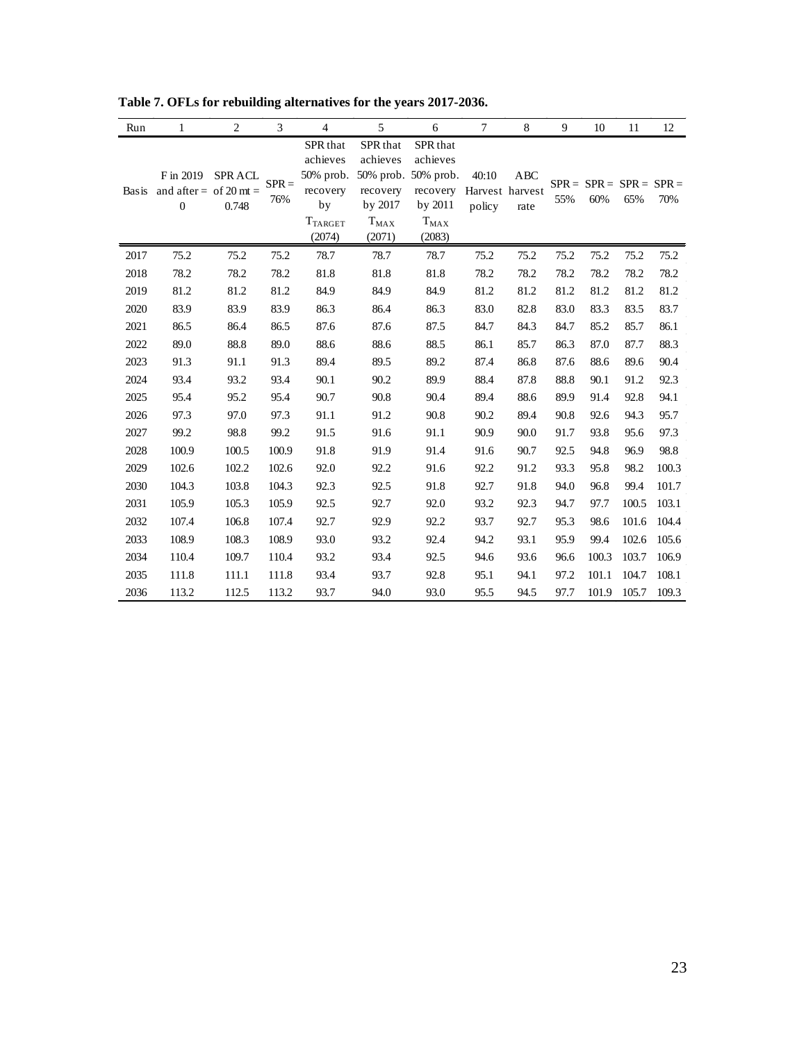**Table 7. OFLs for rebuilding alternatives for the years 2017-2036.**

| Run | 1 | 2 | 3 | 4 | 5 | 6 | 7 | 8 | 9 | 10 | 11 | 12 |
|---|---|---|---|---|---|---|---|---|---|---|---|---|
| Basis | F in 2019 and after = 0 | SPR ACL of 20 mt = 0.748 | SPR = 76% | SPR that achieves 50% prob. recovery by $T_{TARGET}$ (2074) | SPR that achieves 50% prob. recovery by 2017 $T_{MAX}$ (2071) | SPR that achieves 50% prob. recovery by 2011 $T_{MAX}$ (2083) | 40:10 Harvest policy | ABC harvest rate | SPR = 55% | SPR = 60% | SPR = 65% | SPR = 70% |
| 2017 | 75.2 | 75.2 | 75.2 | 78.7 | 78.7 | 78.7 | 75.2 | 75.2 | 75.2 | 75.2 | 75.2 | 75.2 |
| 2018 | 78.2 | 78.2 | 78.2 | 81.8 | 81.8 | 81.8 | 78.2 | 78.2 | 78.2 | 78.2 | 78.2 | 78.2 |
| 2019 | 81.2 | 81.2 | 81.2 | 84.9 | 84.9 | 84.9 | 81.2 | 81.2 | 81.2 | 81.2 | 81.2 | 81.2 |
| 2020 | 83.9 | 83.9 | 83.9 | 86.3 | 86.4 | 86.3 | 83.0 | 82.8 | 83.0 | 83.3 | 83.5 | 83.7 |
| 2021 | 86.5 | 86.4 | 86.5 | 87.6 | 87.6 | 87.5 | 84.7 | 84.3 | 84.7 | 85.2 | 85.7 | 86.1 |
| 2022 | 89.0 | 88.8 | 89.0 | 88.6 | 88.6 | 88.5 | 86.1 | 85.7 | 86.3 | 87.0 | 87.7 | 88.3 |
| 2023 | 91.3 | 91.1 | 91.3 | 89.4 | 89.5 | 89.2 | 87.4 | 86.8 | 87.6 | 88.6 | 89.6 | 90.4 |
| 2024 | 93.4 | 93.2 | 93.4 | 90.1 | 90.2 | 89.9 | 88.4 | 87.8 | 88.8 | 90.1 | 91.2 | 92.3 |
| 2025 | 95.4 | 95.2 | 95.4 | 90.7 | 90.8 | 90.4 | 89.4 | 88.6 | 89.9 | 91.4 | 92.8 | 94.1 |
| 2026 | 97.3 | 97.0 | 97.3 | 91.1 | 91.2 | 90.8 | 90.2 | 89.4 | 90.8 | 92.6 | 94.3 | 95.7 |
| 2027 | 99.2 | 98.8 | 99.2 | 91.5 | 91.6 | 91.1 | 90.9 | 90.0 | 91.7 | 93.8 | 95.6 | 97.3 |
| 2028 | 100.9 | 100.5 | 100.9 | 91.8 | 91.9 | 91.4 | 91.6 | 90.7 | 92.5 | 94.8 | 96.9 | 98.8 |
| 2029 | 102.6 | 102.2 | 102.6 | 92.0 | 92.2 | 91.6 | 92.2 | 91.2 | 93.3 | 95.8 | 98.2 | 100.3 |
| 2030 | 104.3 | 103.8 | 104.3 | 92.3 | 92.5 | 91.8 | 92.7 | 91.8 | 94.0 | 96.8 | 99.4 | 101.7 |
| 2031 | 105.9 | 105.3 | 105.9 | 92.5 | 92.7 | 92.0 | 93.2 | 92.3 | 94.7 | 97.7 | 100.5 | 103.1 |
| 2032 | 107.4 | 106.8 | 107.4 | 92.7 | 92.9 | 92.2 | 93.7 | 92.7 | 95.3 | 98.6 | 101.6 | 104.4 |
| 2033 | 108.9 | 108.3 | 108.9 | 93.0 | 93.2 | 92.4 | 94.2 | 93.1 | 95.9 | 99.4 | 102.6 | 105.6 |
| 2034 | 110.4 | 109.7 | 110.4 | 93.2 | 93.4 | 92.5 | 94.6 | 93.6 | 96.6 | 100.3 | 103.7 | 106.9 |
| 2035 | 111.8 | 111.1 | 111.8 | 93.4 | 93.7 | 92.8 | 95.1 | 94.1 | 97.2 | 101.1 | 104.7 | 108.1 |
| 2036 | 113.2 | 112.5 | 113.2 | 93.7 | 94.0 | 93.0 | 95.5 | 94.5 | 97.7 | 101.9 | 105.7 | 109.3 |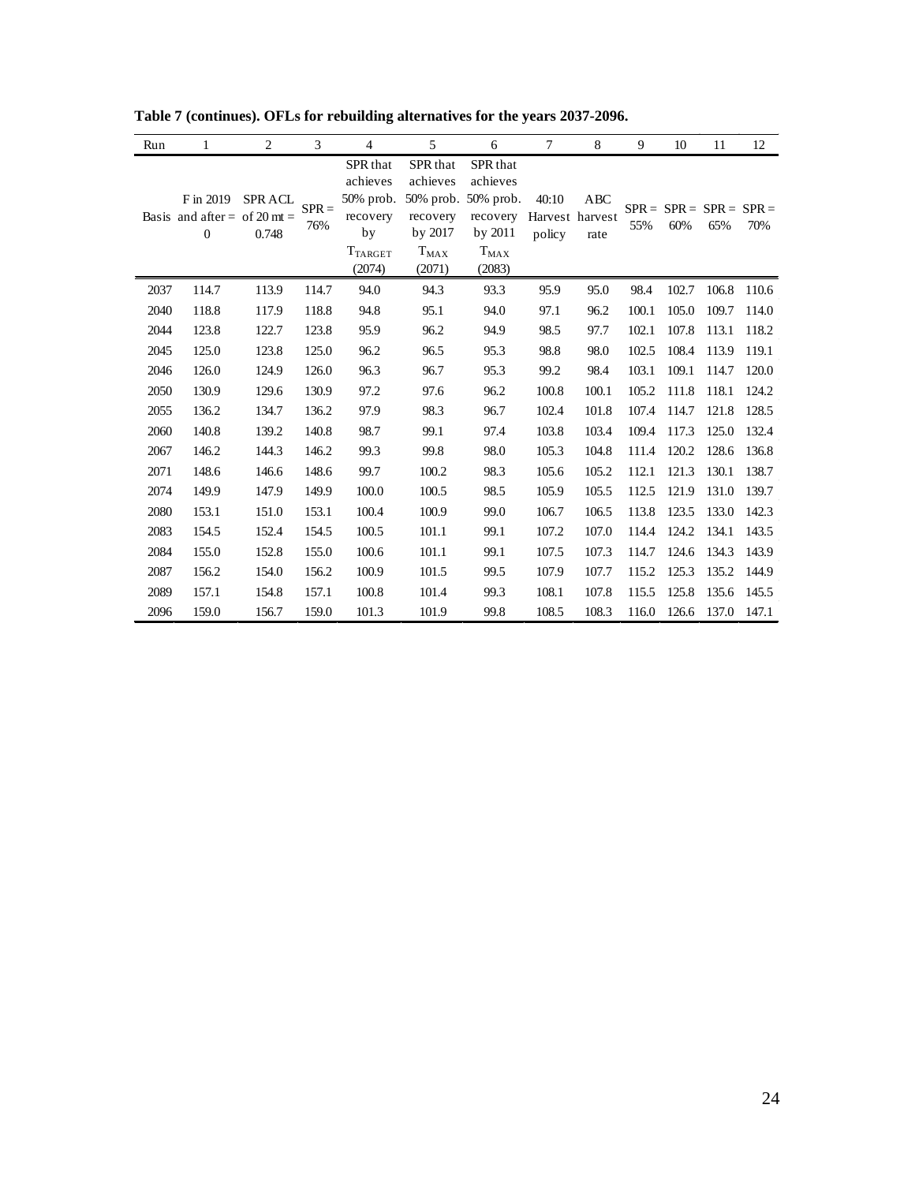**Table 7 (continues). OFLs for rebuilding alternatives for the years 2037-2096.**

| Run | 1 | 2 | 3 | 4 | 5 | 6 | 7 | 8 | 9 | 10 | 11 | 12 |
|---|---|---|---|---|---|---|---|---|---|---|---|---|
| Basis | F in 2019 and after = 0 | SPR ACL of 20 mt = 0.748 | SPR = 76% | SPR that achieves 50% prob. recovery by $T_{TARGET}$ (2074) | SPR that achieves 50% prob. recovery by 2017 $T_{MAX}$ (2071) | SPR that achieves 50% prob. recovery by 2011 $T_{MAX}$ (2083) | 40:10 Harvest policy | ABC harvest rate | SPR = 55% | SPR = 60% | SPR = 65% | SPR = 70% |
| 2037 | 114.7 | 113.9 | 114.7 | 94.0 | 94.3 | 93.3 | 95.9 | 95.0 | 98.4 | 102.7 | 106.8 | 110.6 |
| 2040 | 118.8 | 117.9 | 118.8 | 94.8 | 95.1 | 94.0 | 97.1 | 96.2 | 100.1 | 105.0 | 109.7 | 114.0 |
| 2044 | 123.8 | 122.7 | 123.8 | 95.9 | 96.2 | 94.9 | 98.5 | 97.7 | 102.1 | 107.8 | 113.1 | 118.2 |
| 2045 | 125.0 | 123.8 | 125.0 | 96.2 | 96.5 | 95.3 | 98.8 | 98.0 | 102.5 | 108.4 | 113.9 | 119.1 |
| 2046 | 126.0 | 124.9 | 126.0 | 96.3 | 96.7 | 95.3 | 99.2 | 98.4 | 103.1 | 109.1 | 114.7 | 120.0 |
| 2050 | 130.9 | 129.6 | 130.9 | 97.2 | 97.6 | 96.2 | 100.8 | 100.1 | 105.2 | 111.8 | 118.1 | 124.2 |
| 2055 | 136.2 | 134.7 | 136.2 | 97.9 | 98.3 | 96.7 | 102.4 | 101.8 | 107.4 | 114.7 | 121.8 | 128.5 |
| 2060 | 140.8 | 139.2 | 140.8 | 98.7 | 99.1 | 97.4 | 103.8 | 103.4 | 109.4 | 117.3 | 125.0 | 132.4 |
| 2067 | 146.2 | 144.3 | 146.2 | 99.3 | 99.8 | 98.0 | 105.3 | 104.8 | 111.4 | 120.2 | 128.6 | 136.8 |
| 2071 | 148.6 | 146.6 | 148.6 | 99.7 | 100.2 | 98.3 | 105.6 | 105.2 | 112.1 | 121.3 | 130.1 | 138.7 |
| 2074 | 149.9 | 147.9 | 149.9 | 100.0 | 100.5 | 98.5 | 105.9 | 105.5 | 112.5 | 121.9 | 131.0 | 139.7 |
| 2080 | 153.1 | 151.0 | 153.1 | 100.4 | 100.9 | 99.0 | 106.7 | 106.5 | 113.8 | 123.5 | 133.0 | 142.3 |
| 2083 | 154.5 | 152.4 | 154.5 | 100.5 | 101.1 | 99.1 | 107.2 | 107.0 | 114.4 | 124.2 | 134.1 | 143.5 |
| 2084 | 155.0 | 152.8 | 155.0 | 100.6 | 101.1 | 99.1 | 107.5 | 107.3 | 114.7 | 124.6 | 134.3 | 143.9 |
| 2087 | 156.2 | 154.0 | 156.2 | 100.9 | 101.5 | 99.5 | 107.9 | 107.7 | 115.2 | 125.3 | 135.2 | 144.9 |
| 2089 | 157.1 | 154.8 | 157.1 | 100.8 | 101.4 | 99.3 | 108.1 | 107.8 | 115.5 | 125.8 | 135.6 | 145.5 |
| 2096 | 159.0 | 156.7 | 159.0 | 101.3 | 101.9 | 99.8 | 108.5 | 108.3 | 116.0 | 126.6 | 137.0 | 147.1 |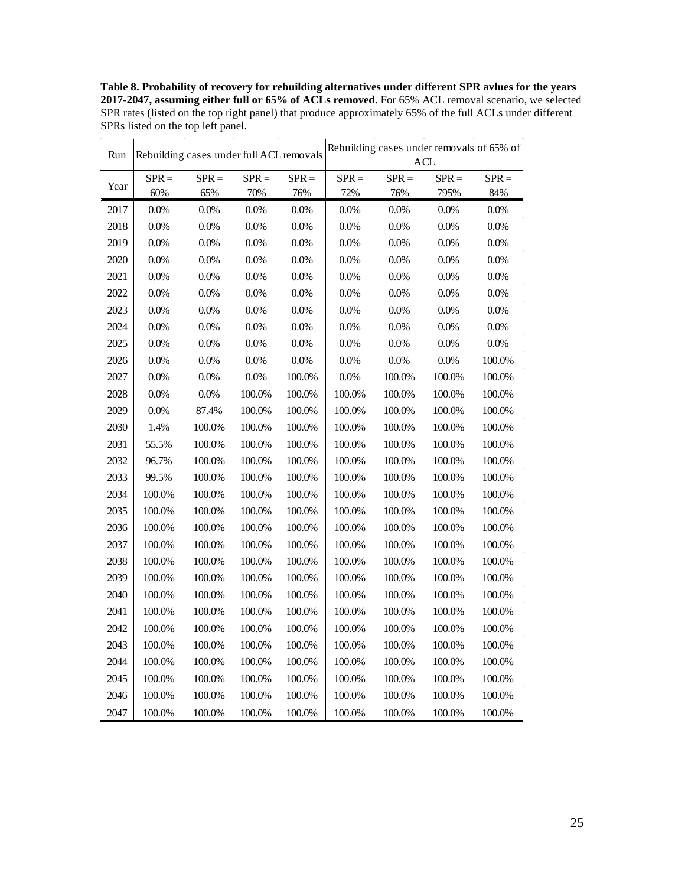**Table 8. Probability of recovery for rebuilding alternatives under different SPR avlues for the years 2017-2047, assuming either full or 65% of ACLs removed.** For 65% ACL removal scenario, we selected SPR rates (listed on the top right panel) that produce approximately 65% of the full ACLs under different SPRs listed on the top left panel.

| Run | Rebuilding cases under full ACL removals | | | | Rebuilding cases under removals of 65% of ACL | | | |
|---|---|---|---|---|---|---|---|---|
| Year | SPR = 60% | SPR = 65% | SPR = 70% | SPR = 76% | SPR = 72% | SPR = 76% | SPR = 795% | SPR = 84% |
| 2017 | 0.0% | 0.0% | 0.0% | 0.0% | 0.0% | 0.0% | 0.0% | 0.0% |
| 2018 | 0.0% | 0.0% | 0.0% | 0.0% | 0.0% | 0.0% | 0.0% | 0.0% |
| 2019 | 0.0% | 0.0% | 0.0% | 0.0% | 0.0% | 0.0% | 0.0% | 0.0% |
| 2020 | 0.0% | 0.0% | 0.0% | 0.0% | 0.0% | 0.0% | 0.0% | 0.0% |
| 2021 | 0.0% | 0.0% | 0.0% | 0.0% | 0.0% | 0.0% | 0.0% | 0.0% |
| 2022 | 0.0% | 0.0% | 0.0% | 0.0% | 0.0% | 0.0% | 0.0% | 0.0% |
| 2023 | 0.0% | 0.0% | 0.0% | 0.0% | 0.0% | 0.0% | 0.0% | 0.0% |
| 2024 | 0.0% | 0.0% | 0.0% | 0.0% | 0.0% | 0.0% | 0.0% | 0.0% |
| 2025 | 0.0% | 0.0% | 0.0% | 0.0% | 0.0% | 0.0% | 0.0% | 0.0% |
| 2026 | 0.0% | 0.0% | 0.0% | 0.0% | 0.0% | 0.0% | 0.0% | 100.0% |
| 2027 | 0.0% | 0.0% | 0.0% | 100.0% | 0.0% | 100.0% | 100.0% | 100.0% |
| 2028 | 0.0% | 0.0% | 100.0% | 100.0% | 100.0% | 100.0% | 100.0% | 100.0% |
| 2029 | 0.0% | 87.4% | 100.0% | 100.0% | 100.0% | 100.0% | 100.0% | 100.0% |
| 2030 | 1.4% | 100.0% | 100.0% | 100.0% | 100.0% | 100.0% | 100.0% | 100.0% |
| 2031 | 55.5% | 100.0% | 100.0% | 100.0% | 100.0% | 100.0% | 100.0% | 100.0% |
| 2032 | 96.7% | 100.0% | 100.0% | 100.0% | 100.0% | 100.0% | 100.0% | 100.0% |
| 2033 | 99.5% | 100.0% | 100.0% | 100.0% | 100.0% | 100.0% | 100.0% | 100.0% |
| 2034 | 100.0% | 100.0% | 100.0% | 100.0% | 100.0% | 100.0% | 100.0% | 100.0% |
| 2035 | 100.0% | 100.0% | 100.0% | 100.0% | 100.0% | 100.0% | 100.0% | 100.0% |
| 2036 | 100.0% | 100.0% | 100.0% | 100.0% | 100.0% | 100.0% | 100.0% | 100.0% |
| 2037 | 100.0% | 100.0% | 100.0% | 100.0% | 100.0% | 100.0% | 100.0% | 100.0% |
| 2038 | 100.0% | 100.0% | 100.0% | 100.0% | 100.0% | 100.0% | 100.0% | 100.0% |
| 2039 | 100.0% | 100.0% | 100.0% | 100.0% | 100.0% | 100.0% | 100.0% | 100.0% |
| 2040 | 100.0% | 100.0% | 100.0% | 100.0% | 100.0% | 100.0% | 100.0% | 100.0% |
| 2041 | 100.0% | 100.0% | 100.0% | 100.0% | 100.0% | 100.0% | 100.0% | 100.0% |
| 2042 | 100.0% | 100.0% | 100.0% | 100.0% | 100.0% | 100.0% | 100.0% | 100.0% |
| 2043 | 100.0% | 100.0% | 100.0% | 100.0% | 100.0% | 100.0% | 100.0% | 100.0% |
| 2044 | 100.0% | 100.0% | 100.0% | 100.0% | 100.0% | 100.0% | 100.0% | 100.0% |
| 2045 | 100.0% | 100.0% | 100.0% | 100.0% | 100.0% | 100.0% | 100.0% | 100.0% |
| 2046 | 100.0% | 100.0% | 100.0% | 100.0% | 100.0% | 100.0% | 100.0% | 100.0% |
| 2047 | 100.0% | 100.0% | 100.0% | 100.0% | 100.0% | 100.0% | 100.0% | 100.0% |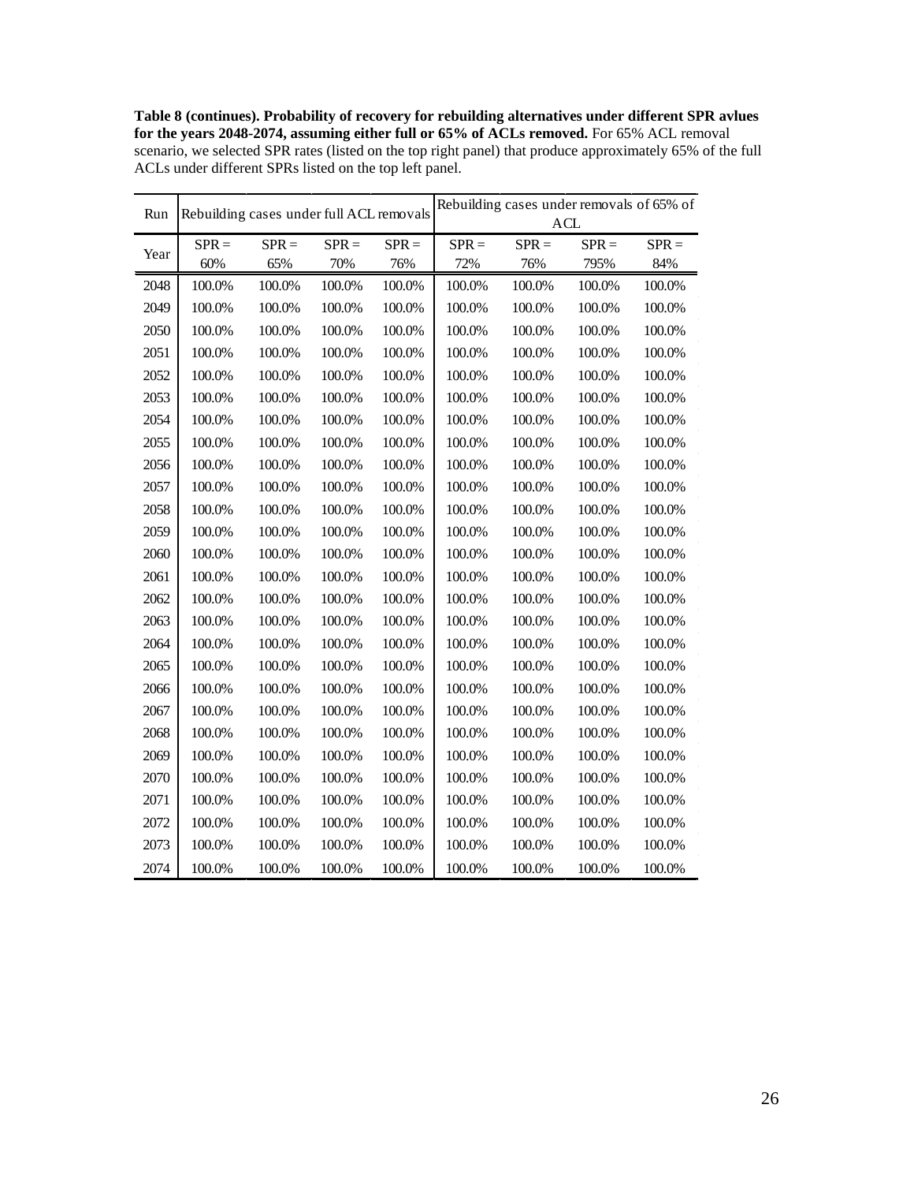**Table 8 (continues). Probability of recovery for rebuilding alternatives under different SPR avlues for the years 2048-2074, assuming either full or 65% of ACLs removed.** For 65% ACL removal scenario, we selected SPR rates (listed on the top right panel) that produce approximately 65% of the full ACLs under different SPRs listed on the top left panel.

| Run | Rebuilding cases under full ACL removals | | | | Rebuilding cases under removals of 65% of ACL | | | |
|---|---|---|---|---|---|---|---|---|
| Year | SPR = 60% | SPR = 65% | SPR = 70% | SPR = 76% | SPR = 72% | SPR = 76% | SPR = 795% | SPR = 84% |
| 2048 | 100.0% | 100.0% | 100.0% | 100.0% | 100.0% | 100.0% | 100.0% | 100.0% |
| 2049 | 100.0% | 100.0% | 100.0% | 100.0% | 100.0% | 100.0% | 100.0% | 100.0% |
| 2050 | 100.0% | 100.0% | 100.0% | 100.0% | 100.0% | 100.0% | 100.0% | 100.0% |
| 2051 | 100.0% | 100.0% | 100.0% | 100.0% | 100.0% | 100.0% | 100.0% | 100.0% |
| 2052 | 100.0% | 100.0% | 100.0% | 100.0% | 100.0% | 100.0% | 100.0% | 100.0% |
| 2053 | 100.0% | 100.0% | 100.0% | 100.0% | 100.0% | 100.0% | 100.0% | 100.0% |
| 2054 | 100.0% | 100.0% | 100.0% | 100.0% | 100.0% | 100.0% | 100.0% | 100.0% |
| 2055 | 100.0% | 100.0% | 100.0% | 100.0% | 100.0% | 100.0% | 100.0% | 100.0% |
| 2056 | 100.0% | 100.0% | 100.0% | 100.0% | 100.0% | 100.0% | 100.0% | 100.0% |
| 2057 | 100.0% | 100.0% | 100.0% | 100.0% | 100.0% | 100.0% | 100.0% | 100.0% |
| 2058 | 100.0% | 100.0% | 100.0% | 100.0% | 100.0% | 100.0% | 100.0% | 100.0% |
| 2059 | 100.0% | 100.0% | 100.0% | 100.0% | 100.0% | 100.0% | 100.0% | 100.0% |
| 2060 | 100.0% | 100.0% | 100.0% | 100.0% | 100.0% | 100.0% | 100.0% | 100.0% |
| 2061 | 100.0% | 100.0% | 100.0% | 100.0% | 100.0% | 100.0% | 100.0% | 100.0% |
| 2062 | 100.0% | 100.0% | 100.0% | 100.0% | 100.0% | 100.0% | 100.0% | 100.0% |
| 2063 | 100.0% | 100.0% | 100.0% | 100.0% | 100.0% | 100.0% | 100.0% | 100.0% |
| 2064 | 100.0% | 100.0% | 100.0% | 100.0% | 100.0% | 100.0% | 100.0% | 100.0% |
| 2065 | 100.0% | 100.0% | 100.0% | 100.0% | 100.0% | 100.0% | 100.0% | 100.0% |
| 2066 | 100.0% | 100.0% | 100.0% | 100.0% | 100.0% | 100.0% | 100.0% | 100.0% |
| 2067 | 100.0% | 100.0% | 100.0% | 100.0% | 100.0% | 100.0% | 100.0% | 100.0% |
| 2068 | 100.0% | 100.0% | 100.0% | 100.0% | 100.0% | 100.0% | 100.0% | 100.0% |
| 2069 | 100.0% | 100.0% | 100.0% | 100.0% | 100.0% | 100.0% | 100.0% | 100.0% |
| 2070 | 100.0% | 100.0% | 100.0% | 100.0% | 100.0% | 100.0% | 100.0% | 100.0% |
| 2071 | 100.0% | 100.0% | 100.0% | 100.0% | 100.0% | 100.0% | 100.0% | 100.0% |
| 2072 | 100.0% | 100.0% | 100.0% | 100.0% | 100.0% | 100.0% | 100.0% | 100.0% |
| 2073 | 100.0% | 100.0% | 100.0% | 100.0% | 100.0% | 100.0% | 100.0% | 100.0% |
| 2074 | 100.0% | 100.0% | 100.0% | 100.0% | 100.0% | 100.0% | 100.0% | 100.0% |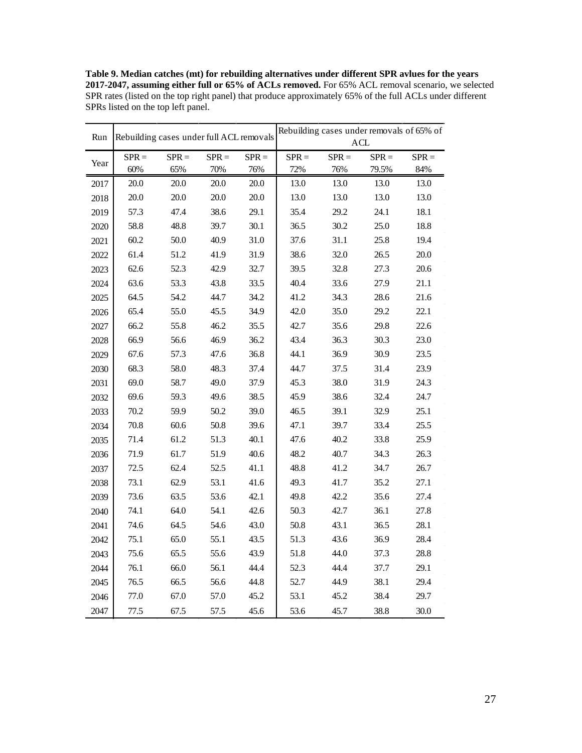**Table 9. Median catches (mt) for rebuilding alternatives under different SPR avlues for the years 2017-2047, assuming either full or 65% of ACLs removed.** For 65% ACL removal scenario, we selected SPR rates (listed on the top right panel) that produce approximately 65% of the full ACLs under different SPRs listed on the top left panel.

| Run | Rebuilding cases under full ACL removals | | | | Rebuilding cases under removals of 65% of ACL | | | |
|---|---|---|---|---|---|---|---|---|
| Year | SPR = 60% | SPR = 65% | SPR = 70% | SPR = 76% | SPR = 72% | SPR = 76% | SPR = 79.5% | SPR = 84% |
| 2017 | 20.0 | 20.0 | 20.0 | 20.0 | 13.0 | 13.0 | 13.0 | 13.0 |
| 2018 | 20.0 | 20.0 | 20.0 | 20.0 | 13.0 | 13.0 | 13.0 | 13.0 |
| 2019 | 57.3 | 47.4 | 38.6 | 29.1 | 35.4 | 29.2 | 24.1 | 18.1 |
| 2020 | 58.8 | 48.8 | 39.7 | 30.1 | 36.5 | 30.2 | 25.0 | 18.8 |
| 2021 | 60.2 | 50.0 | 40.9 | 31.0 | 37.6 | 31.1 | 25.8 | 19.4 |
| 2022 | 61.4 | 51.2 | 41.9 | 31.9 | 38.6 | 32.0 | 26.5 | 20.0 |
| 2023 | 62.6 | 52.3 | 42.9 | 32.7 | 39.5 | 32.8 | 27.3 | 20.6 |
| 2024 | 63.6 | 53.3 | 43.8 | 33.5 | 40.4 | 33.6 | 27.9 | 21.1 |
| 2025 | 64.5 | 54.2 | 44.7 | 34.2 | 41.2 | 34.3 | 28.6 | 21.6 |
| 2026 | 65.4 | 55.0 | 45.5 | 34.9 | 42.0 | 35.0 | 29.2 | 22.1 |
| 2027 | 66.2 | 55.8 | 46.2 | 35.5 | 42.7 | 35.6 | 29.8 | 22.6 |
| 2028 | 66.9 | 56.6 | 46.9 | 36.2 | 43.4 | 36.3 | 30.3 | 23.0 |
| 2029 | 67.6 | 57.3 | 47.6 | 36.8 | 44.1 | 36.9 | 30.9 | 23.5 |
| 2030 | 68.3 | 58.0 | 48.3 | 37.4 | 44.7 | 37.5 | 31.4 | 23.9 |
| 2031 | 69.0 | 58.7 | 49.0 | 37.9 | 45.3 | 38.0 | 31.9 | 24.3 |
| 2032 | 69.6 | 59.3 | 49.6 | 38.5 | 45.9 | 38.6 | 32.4 | 24.7 |
| 2033 | 70.2 | 59.9 | 50.2 | 39.0 | 46.5 | 39.1 | 32.9 | 25.1 |
| 2034 | 70.8 | 60.6 | 50.8 | 39.6 | 47.1 | 39.7 | 33.4 | 25.5 |
| 2035 | 71.4 | 61.2 | 51.3 | 40.1 | 47.6 | 40.2 | 33.8 | 25.9 |
| 2036 | 71.9 | 61.7 | 51.9 | 40.6 | 48.2 | 40.7 | 34.3 | 26.3 |
| 2037 | 72.5 | 62.4 | 52.5 | 41.1 | 48.8 | 41.2 | 34.7 | 26.7 |
| 2038 | 73.1 | 62.9 | 53.1 | 41.6 | 49.3 | 41.7 | 35.2 | 27.1 |
| 2039 | 73.6 | 63.5 | 53.6 | 42.1 | 49.8 | 42.2 | 35.6 | 27.4 |
| 2040 | 74.1 | 64.0 | 54.1 | 42.6 | 50.3 | 42.7 | 36.1 | 27.8 |
| 2041 | 74.6 | 64.5 | 54.6 | 43.0 | 50.8 | 43.1 | 36.5 | 28.1 |
| 2042 | 75.1 | 65.0 | 55.1 | 43.5 | 51.3 | 43.6 | 36.9 | 28.4 |
| 2043 | 75.6 | 65.5 | 55.6 | 43.9 | 51.8 | 44.0 | 37.3 | 28.8 |
| 2044 | 76.1 | 66.0 | 56.1 | 44.4 | 52.3 | 44.4 | 37.7 | 29.1 |
| 2045 | 76.5 | 66.5 | 56.6 | 44.8 | 52.7 | 44.9 | 38.1 | 29.4 |
| 2046 | 77.0 | 67.0 | 57.0 | 45.2 | 53.1 | 45.2 | 38.4 | 29.7 |
| 2047 | 77.5 | 67.5 | 57.5 | 45.6 | 53.6 | 45.7 | 38.8 | 30.0 |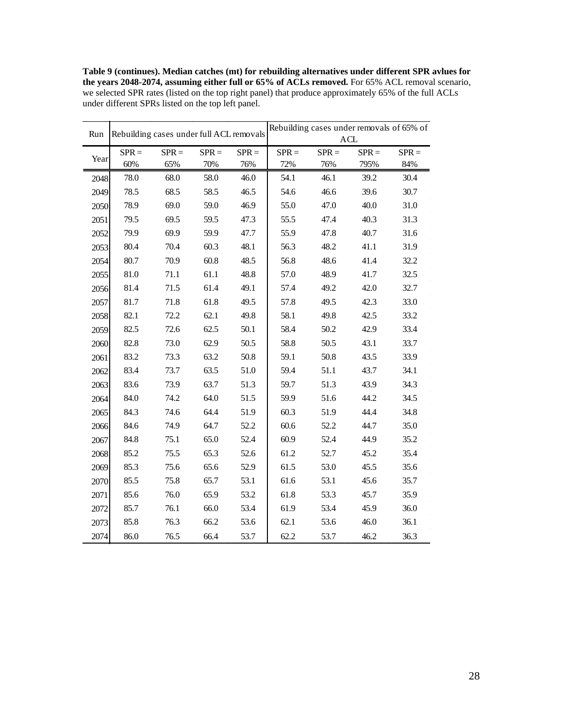**Table 9 (continues). Median catches (mt) for rebuilding alternatives under different SPR avlues for the years 2048-2074, assuming either full or 65% of ACLs removed.** For 65% ACL removal scenario, we selected SPR rates (listed on the top right panel) that produce approximately 65% of the full ACLs under different SPRs listed on the top left panel.

| Run | Rebuilding cases under full ACL removals | | | | Rebuilding cases under removals of 65% of ACL | | | |
|---|---|---|---|---|---|---|---|---|
| Year | SPR = 60% | SPR = 65% | SPR = 70% | SPR = 76% | SPR = 72% | SPR = 76% | SPR = 795% | SPR = 84% |
| 2048 | 78.0 | 68.0 | 58.0 | 46.0 | 54.1 | 46.1 | 39.2 | 30.4 |
| 2049 | 78.5 | 68.5 | 58.5 | 46.5 | 54.6 | 46.6 | 39.6 | 30.7 |
| 2050 | 78.9 | 69.0 | 59.0 | 46.9 | 55.0 | 47.0 | 40.0 | 31.0 |
| 2051 | 79.5 | 69.5 | 59.5 | 47.3 | 55.5 | 47.4 | 40.3 | 31.3 |
| 2052 | 79.9 | 69.9 | 59.9 | 47.7 | 55.9 | 47.8 | 40.7 | 31.6 |
| 2053 | 80.4 | 70.4 | 60.3 | 48.1 | 56.3 | 48.2 | 41.1 | 31.9 |
| 2054 | 80.7 | 70.9 | 60.8 | 48.5 | 56.8 | 48.6 | 41.4 | 32.2 |
| 2055 | 81.0 | 71.1 | 61.1 | 48.8 | 57.0 | 48.9 | 41.7 | 32.5 |
| 2056 | 81.4 | 71.5 | 61.4 | 49.1 | 57.4 | 49.2 | 42.0 | 32.7 |
| 2057 | 81.7 | 71.8 | 61.8 | 49.5 | 57.8 | 49.5 | 42.3 | 33.0 |
| 2058 | 82.1 | 72.2 | 62.1 | 49.8 | 58.1 | 49.8 | 42.5 | 33.2 |
| 2059 | 82.5 | 72.6 | 62.5 | 50.1 | 58.4 | 50.2 | 42.9 | 33.4 |
| 2060 | 82.8 | 73.0 | 62.9 | 50.5 | 58.8 | 50.5 | 43.1 | 33.7 |
| 2061 | 83.2 | 73.3 | 63.2 | 50.8 | 59.1 | 50.8 | 43.5 | 33.9 |
| 2062 | 83.4 | 73.7 | 63.5 | 51.0 | 59.4 | 51.1 | 43.7 | 34.1 |
| 2063 | 83.6 | 73.9 | 63.7 | 51.3 | 59.7 | 51.3 | 43.9 | 34.3 |
| 2064 | 84.0 | 74.2 | 64.0 | 51.5 | 59.9 | 51.6 | 44.2 | 34.5 |
| 2065 | 84.3 | 74.6 | 64.4 | 51.9 | 60.3 | 51.9 | 44.4 | 34.8 |
| 2066 | 84.6 | 74.9 | 64.7 | 52.2 | 60.6 | 52.2 | 44.7 | 35.0 |
| 2067 | 84.8 | 75.1 | 65.0 | 52.4 | 60.9 | 52.4 | 44.9 | 35.2 |
| 2068 | 85.2 | 75.5 | 65.3 | 52.6 | 61.2 | 52.7 | 45.2 | 35.4 |
| 2069 | 85.3 | 75.6 | 65.6 | 52.9 | 61.5 | 53.0 | 45.5 | 35.6 |
| 2070 | 85.5 | 75.8 | 65.7 | 53.1 | 61.6 | 53.1 | 45.6 | 35.7 |
| 2071 | 85.6 | 76.0 | 65.9 | 53.2 | 61.8 | 53.3 | 45.7 | 35.9 |
| 2072 | 85.7 | 76.1 | 66.0 | 53.4 | 61.9 | 53.4 | 45.9 | 36.0 |
| 2073 | 85.8 | 76.3 | 66.2 | 53.6 | 62.1 | 53.6 | 46.0 | 36.1 |
| 2074 | 86.0 | 76.5 | 66.4 | 53.7 | 62.2 | 53.7 | 46.2 | 36.3 |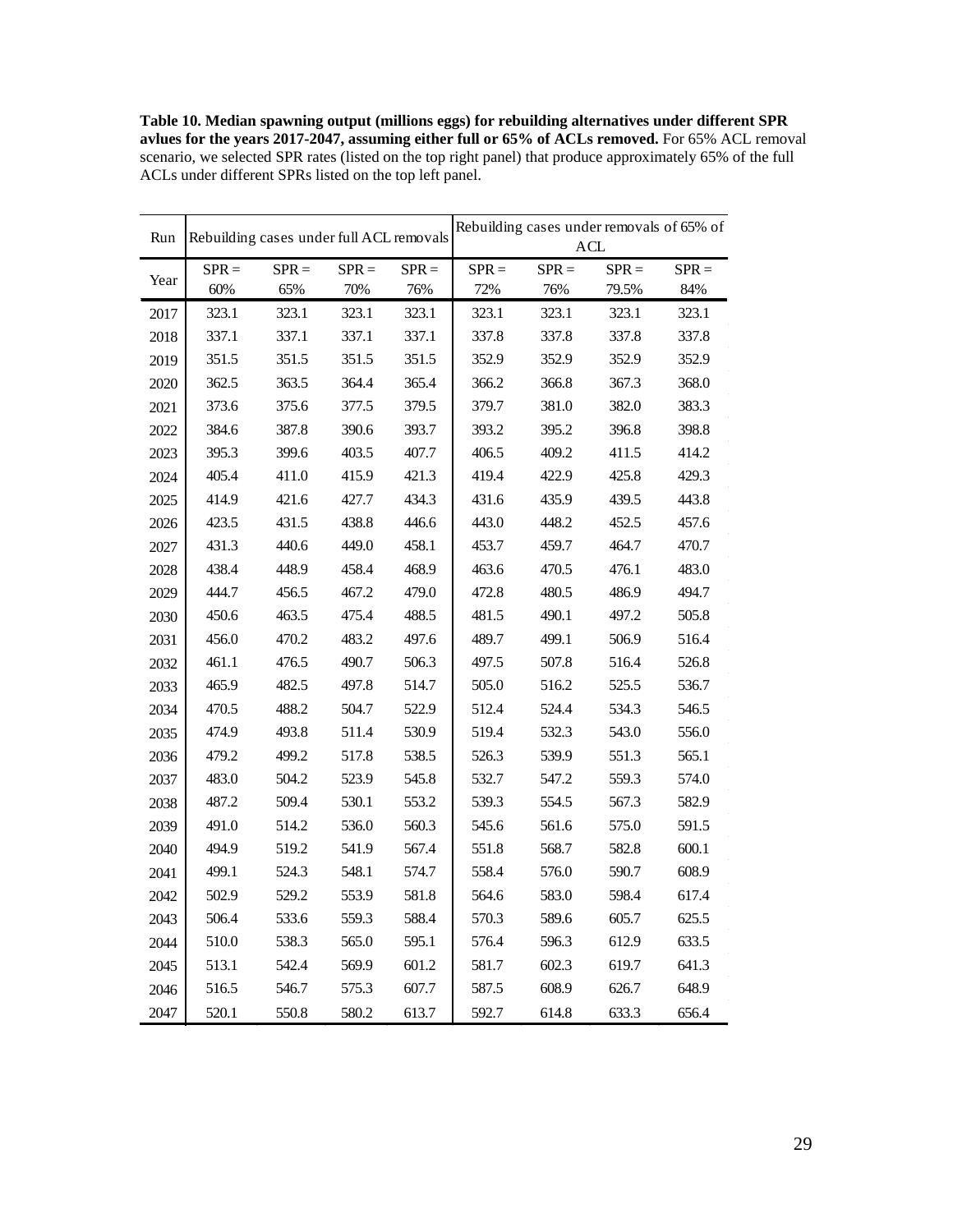**Table 10. Median spawning output (millions eggs) for rebuilding alternatives under different SPR avlues for the years 2017-2047, assuming either full or 65% of ACLs removed.** For 65% ACL removal scenario, we selected SPR rates (listed on the top right panel) that produce approximately 65% of the full ACLs under different SPRs listed on the top left panel.

| Run | Rebuilding cases under full ACL removals | | | | Rebuilding cases under removals of 65% of ACL | | | |
|---|---|---|---|---|---|---|---|---|
| Year | SPR = 60% | SPR = 65% | SPR = 70% | SPR = 76% | SPR = 72% | SPR = 76% | SPR = 79.5% | SPR = 84% |
| 2017 | 323.1 | 323.1 | 323.1 | 323.1 | 323.1 | 323.1 | 323.1 | 323.1 |
| 2018 | 337.1 | 337.1 | 337.1 | 337.1 | 337.8 | 337.8 | 337.8 | 337.8 |
| 2019 | 351.5 | 351.5 | 351.5 | 351.5 | 352.9 | 352.9 | 352.9 | 352.9 |
| 2020 | 362.5 | 363.5 | 364.4 | 365.4 | 366.2 | 366.8 | 367.3 | 368.0 |
| 2021 | 373.6 | 375.6 | 377.5 | 379.5 | 379.7 | 381.0 | 382.0 | 383.3 |
| 2022 | 384.6 | 387.8 | 390.6 | 393.7 | 393.2 | 395.2 | 396.8 | 398.8 |
| 2023 | 395.3 | 399.6 | 403.5 | 407.7 | 406.5 | 409.2 | 411.5 | 414.2 |
| 2024 | 405.4 | 411.0 | 415.9 | 421.3 | 419.4 | 422.9 | 425.8 | 429.3 |
| 2025 | 414.9 | 421.6 | 427.7 | 434.3 | 431.6 | 435.9 | 439.5 | 443.8 |
| 2026 | 423.5 | 431.5 | 438.8 | 446.6 | 443.0 | 448.2 | 452.5 | 457.6 |
| 2027 | 431.3 | 440.6 | 449.0 | 458.1 | 453.7 | 459.7 | 464.7 | 470.7 |
| 2028 | 438.4 | 448.9 | 458.4 | 468.9 | 463.6 | 470.5 | 476.1 | 483.0 |
| 2029 | 444.7 | 456.5 | 467.2 | 479.0 | 472.8 | 480.5 | 486.9 | 494.7 |
| 2030 | 450.6 | 463.5 | 475.4 | 488.5 | 481.5 | 490.1 | 497.2 | 505.8 |
| 2031 | 456.0 | 470.2 | 483.2 | 497.6 | 489.7 | 499.1 | 506.9 | 516.4 |
| 2032 | 461.1 | 476.5 | 490.7 | 506.3 | 497.5 | 507.8 | 516.4 | 526.8 |
| 2033 | 465.9 | 482.5 | 497.8 | 514.7 | 505.0 | 516.2 | 525.5 | 536.7 |
| 2034 | 470.5 | 488.2 | 504.7 | 522.9 | 512.4 | 524.4 | 534.3 | 546.5 |
| 2035 | 474.9 | 493.8 | 511.4 | 530.9 | 519.4 | 532.3 | 543.0 | 556.0 |
| 2036 | 479.2 | 499.2 | 517.8 | 538.5 | 526.3 | 539.9 | 551.3 | 565.1 |
| 2037 | 483.0 | 504.2 | 523.9 | 545.8 | 532.7 | 547.2 | 559.3 | 574.0 |
| 2038 | 487.2 | 509.4 | 530.1 | 553.2 | 539.3 | 554.5 | 567.3 | 582.9 |
| 2039 | 491.0 | 514.2 | 536.0 | 560.3 | 545.6 | 561.6 | 575.0 | 591.5 |
| 2040 | 494.9 | 519.2 | 541.9 | 567.4 | 551.8 | 568.7 | 582.8 | 600.1 |
| 2041 | 499.1 | 524.3 | 548.1 | 574.7 | 558.4 | 576.0 | 590.7 | 608.9 |
| 2042 | 502.9 | 529.2 | 553.9 | 581.8 | 564.6 | 583.0 | 598.4 | 617.4 |
| 2043 | 506.4 | 533.6 | 559.3 | 588.4 | 570.3 | 589.6 | 605.7 | 625.5 |
| 2044 | 510.0 | 538.3 | 565.0 | 595.1 | 576.4 | 596.3 | 612.9 | 633.5 |
| 2045 | 513.1 | 542.4 | 569.9 | 601.2 | 581.7 | 602.3 | 619.7 | 641.3 |
| 2046 | 516.5 | 546.7 | 575.3 | 607.7 | 587.5 | 608.9 | 626.7 | 648.9 |
| 2047 | 520.1 | 550.8 | 580.2 | 613.7 | 592.7 | 614.8 | 633.3 | 656.4 |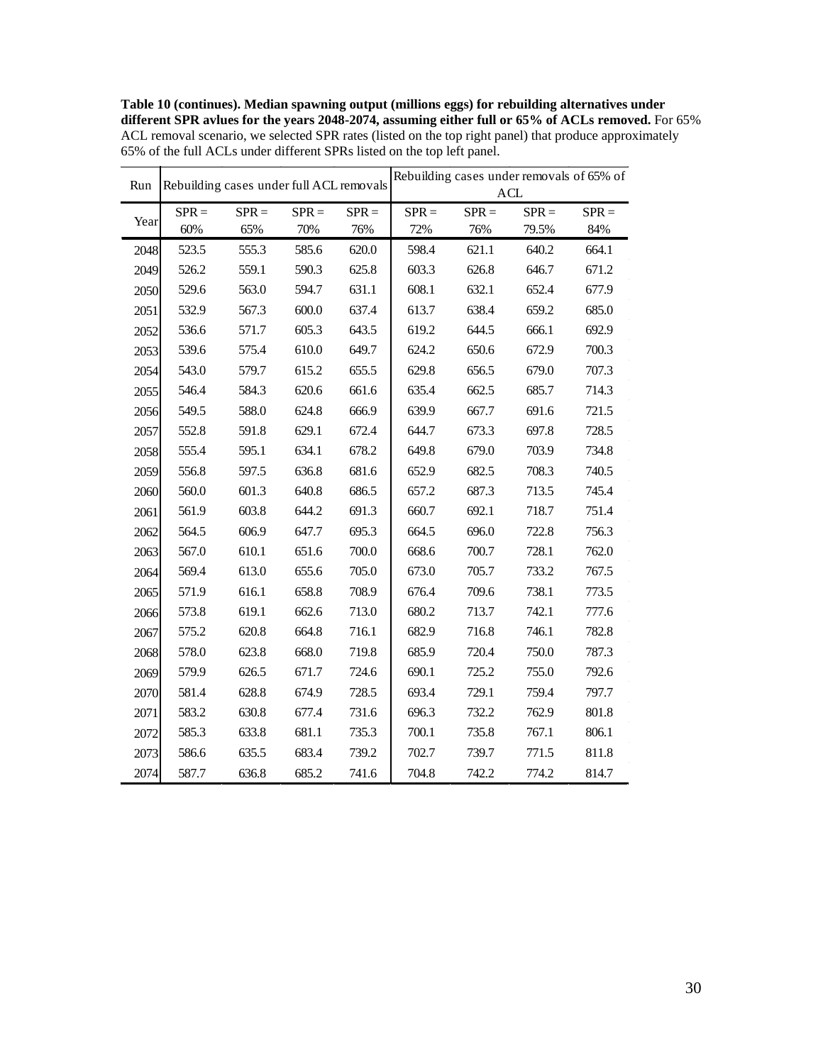**Table 10 (continues). Median spawning output (millions eggs) for rebuilding alternatives under different SPR avlues for the years 2048-2074, assuming either full or 65% of ACLs removed.** For 65% ACL removal scenario, we selected SPR rates (listed on the top right panel) that produce approximately 65% of the full ACLs under different SPRs listed on the top left panel.

| Run | Rebuilding cases under full ACL removals | | | | Rebuilding cases under removals of 65% of ACL | | | |
|---|---|---|---|---|---|---|---|---|
| Year | SPR = 60% | SPR = 65% | SPR = 70% | SPR = 76% | SPR = 72% | SPR = 76% | SPR = 79.5% | SPR = 84% |
| 2048 | 523.5 | 555.3 | 585.6 | 620.0 | 598.4 | 621.1 | 640.2 | 664.1 |
| 2049 | 526.2 | 559.1 | 590.3 | 625.8 | 603.3 | 626.8 | 646.7 | 671.2 |
| 2050 | 529.6 | 563.0 | 594.7 | 631.1 | 608.1 | 632.1 | 652.4 | 677.9 |
| 2051 | 532.9 | 567.3 | 600.0 | 637.4 | 613.7 | 638.4 | 659.2 | 685.0 |
| 2052 | 536.6 | 571.7 | 605.3 | 643.5 | 619.2 | 644.5 | 666.1 | 692.9 |
| 2053 | 539.6 | 575.4 | 610.0 | 649.7 | 624.2 | 650.6 | 672.9 | 700.3 |
| 2054 | 543.0 | 579.7 | 615.2 | 655.5 | 629.8 | 656.5 | 679.0 | 707.3 |
| 2055 | 546.4 | 584.3 | 620.6 | 661.6 | 635.4 | 662.5 | 685.7 | 714.3 |
| 2056 | 549.5 | 588.0 | 624.8 | 666.9 | 639.9 | 667.7 | 691.6 | 721.5 |
| 2057 | 552.8 | 591.8 | 629.1 | 672.4 | 644.7 | 673.3 | 697.8 | 728.5 |
| 2058 | 555.4 | 595.1 | 634.1 | 678.2 | 649.8 | 679.0 | 703.9 | 734.8 |
| 2059 | 556.8 | 597.5 | 636.8 | 681.6 | 652.9 | 682.5 | 708.3 | 740.5 |
| 2060 | 560.0 | 601.3 | 640.8 | 686.5 | 657.2 | 687.3 | 713.5 | 745.4 |
| 2061 | 561.9 | 603.8 | 644.2 | 691.3 | 660.7 | 692.1 | 718.7 | 751.4 |
| 2062 | 564.5 | 606.9 | 647.7 | 695.3 | 664.5 | 696.0 | 722.8 | 756.3 |
| 2063 | 567.0 | 610.1 | 651.6 | 700.0 | 668.6 | 700.7 | 728.1 | 762.0 |
| 2064 | 569.4 | 613.0 | 655.6 | 705.0 | 673.0 | 705.7 | 733.2 | 767.5 |
| 2065 | 571.9 | 616.1 | 658.8 | 708.9 | 676.4 | 709.6 | 738.1 | 773.5 |
| 2066 | 573.8 | 619.1 | 662.6 | 713.0 | 680.2 | 713.7 | 742.1 | 777.6 |
| 2067 | 575.2 | 620.8 | 664.8 | 716.1 | 682.9 | 716.8 | 746.1 | 782.8 |
| 2068 | 578.0 | 623.8 | 668.0 | 719.8 | 685.9 | 720.4 | 750.0 | 787.3 |
| 2069 | 579.9 | 626.5 | 671.7 | 724.6 | 690.1 | 725.2 | 755.0 | 792.6 |
| 2070 | 581.4 | 628.8 | 674.9 | 728.5 | 693.4 | 729.1 | 759.4 | 797.7 |
| 2071 | 583.2 | 630.8 | 677.4 | 731.6 | 696.3 | 732.2 | 762.9 | 801.8 |
| 2072 | 585.3 | 633.8 | 681.1 | 735.3 | 700.1 | 735.8 | 767.1 | 806.1 |
| 2073 | 586.6 | 635.5 | 683.4 | 739.2 | 702.7 | 739.7 | 771.5 | 811.8 |
| 2074 | 587.7 | 636.8 | 685.2 | 741.6 | 704.8 | 742.2 | 774.2 | 814.7 |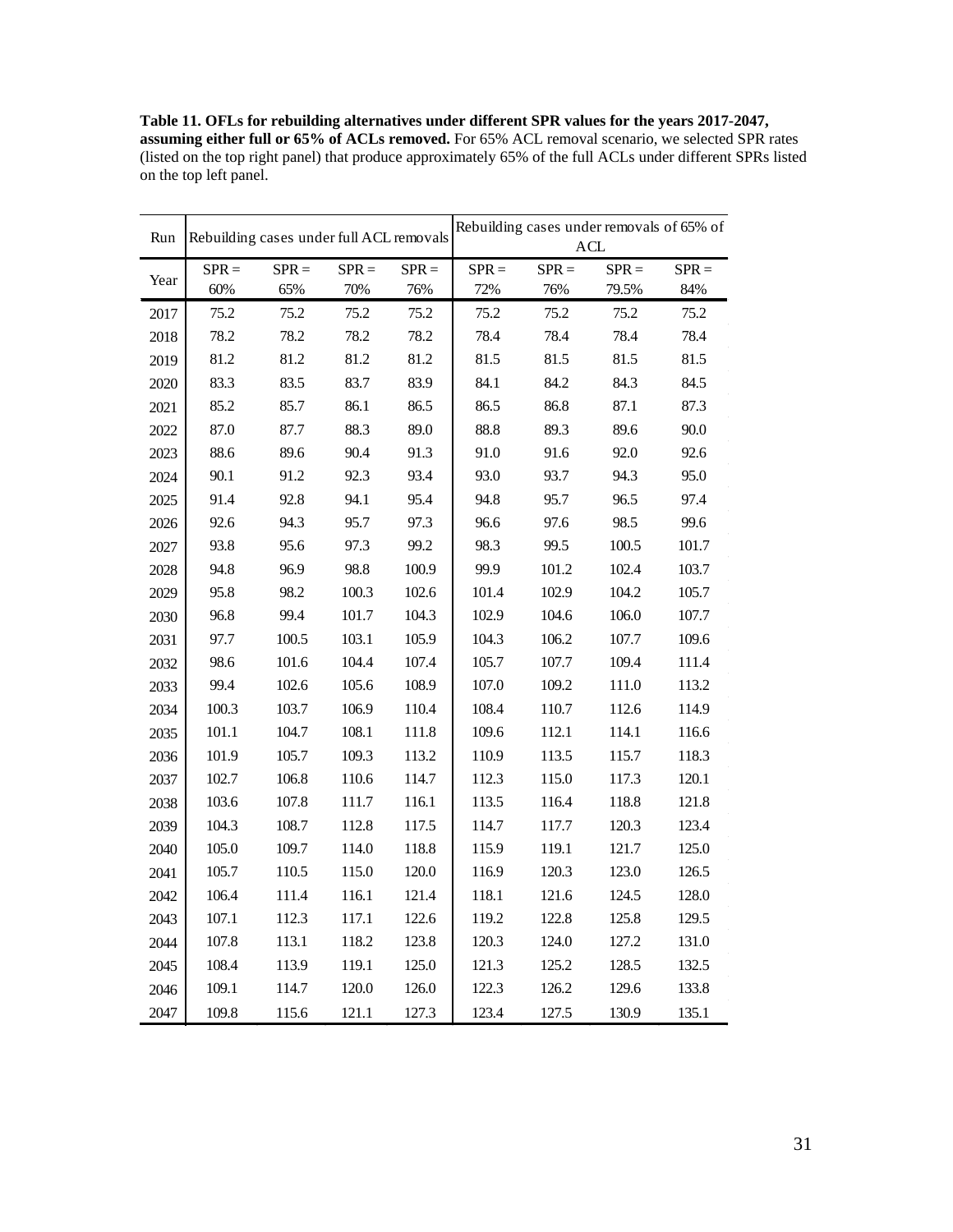**Table 11. OFLs for rebuilding alternatives under different SPR values for the years 2017-2047, assuming either full or 65% of ACLs removed.** For 65% ACL removal scenario, we selected SPR rates (listed on the top right panel) that produce approximately 65% of the full ACLs under different SPRs listed on the top left panel.

| Run | Rebuilding cases under full ACL removals | | | | Rebuilding cases under removals of 65% of ACL | | | |
|---|---|---|---|---|---|---|---|---|
| Year | SPR = 60% | SPR = 65% | SPR = 70% | SPR = 76% | SPR = 72% | SPR = 76% | SPR = 79.5% | SPR = 84% |
| 2017 | 75.2 | 75.2 | 75.2 | 75.2 | 75.2 | 75.2 | 75.2 | 75.2 |
| 2018 | 78.2 | 78.2 | 78.2 | 78.2 | 78.4 | 78.4 | 78.4 | 78.4 |
| 2019 | 81.2 | 81.2 | 81.2 | 81.2 | 81.5 | 81.5 | 81.5 | 81.5 |
| 2020 | 83.3 | 83.5 | 83.7 | 83.9 | 84.1 | 84.2 | 84.3 | 84.5 |
| 2021 | 85.2 | 85.7 | 86.1 | 86.5 | 86.5 | 86.8 | 87.1 | 87.3 |
| 2022 | 87.0 | 87.7 | 88.3 | 89.0 | 88.8 | 89.3 | 89.6 | 90.0 |
| 2023 | 88.6 | 89.6 | 90.4 | 91.3 | 91.0 | 91.6 | 92.0 | 92.6 |
| 2024 | 90.1 | 91.2 | 92.3 | 93.4 | 93.0 | 93.7 | 94.3 | 95.0 |
| 2025 | 91.4 | 92.8 | 94.1 | 95.4 | 94.8 | 95.7 | 96.5 | 97.4 |
| 2026 | 92.6 | 94.3 | 95.7 | 97.3 | 96.6 | 97.6 | 98.5 | 99.6 |
| 2027 | 93.8 | 95.6 | 97.3 | 99.2 | 98.3 | 99.5 | 100.5 | 101.7 |
| 2028 | 94.8 | 96.9 | 98.8 | 100.9 | 99.9 | 101.2 | 102.4 | 103.7 |
| 2029 | 95.8 | 98.2 | 100.3 | 102.6 | 101.4 | 102.9 | 104.2 | 105.7 |
| 2030 | 96.8 | 99.4 | 101.7 | 104.3 | 102.9 | 104.6 | 106.0 | 107.7 |
| 2031 | 97.7 | 100.5 | 103.1 | 105.9 | 104.3 | 106.2 | 107.7 | 109.6 |
| 2032 | 98.6 | 101.6 | 104.4 | 107.4 | 105.7 | 107.7 | 109.4 | 111.4 |
| 2033 | 99.4 | 102.6 | 105.6 | 108.9 | 107.0 | 109.2 | 111.0 | 113.2 |
| 2034 | 100.3 | 103.7 | 106.9 | 110.4 | 108.4 | 110.7 | 112.6 | 114.9 |
| 2035 | 101.1 | 104.7 | 108.1 | 111.8 | 109.6 | 112.1 | 114.1 | 116.6 |
| 2036 | 101.9 | 105.7 | 109.3 | 113.2 | 110.9 | 113.5 | 115.7 | 118.3 |
| 2037 | 102.7 | 106.8 | 110.6 | 114.7 | 112.3 | 115.0 | 117.3 | 120.1 |
| 2038 | 103.6 | 107.8 | 111.7 | 116.1 | 113.5 | 116.4 | 118.8 | 121.8 |
| 2039 | 104.3 | 108.7 | 112.8 | 117.5 | 114.7 | 117.7 | 120.3 | 123.4 |
| 2040 | 105.0 | 109.7 | 114.0 | 118.8 | 115.9 | 119.1 | 121.7 | 125.0 |
| 2041 | 105.7 | 110.5 | 115.0 | 120.0 | 116.9 | 120.3 | 123.0 | 126.5 |
| 2042 | 106.4 | 111.4 | 116.1 | 121.4 | 118.1 | 121.6 | 124.5 | 128.0 |
| 2043 | 107.1 | 112.3 | 117.1 | 122.6 | 119.2 | 122.8 | 125.8 | 129.5 |
| 2044 | 107.8 | 113.1 | 118.2 | 123.8 | 120.3 | 124.0 | 127.2 | 131.0 |
| 2045 | 108.4 | 113.9 | 119.1 | 125.0 | 121.3 | 125.2 | 128.5 | 132.5 |
| 2046 | 109.1 | 114.7 | 120.0 | 126.0 | 122.3 | 126.2 | 129.6 | 133.8 |
| 2047 | 109.8 | 115.6 | 121.1 | 127.3 | 123.4 | 127.5 | 130.9 | 135.1 |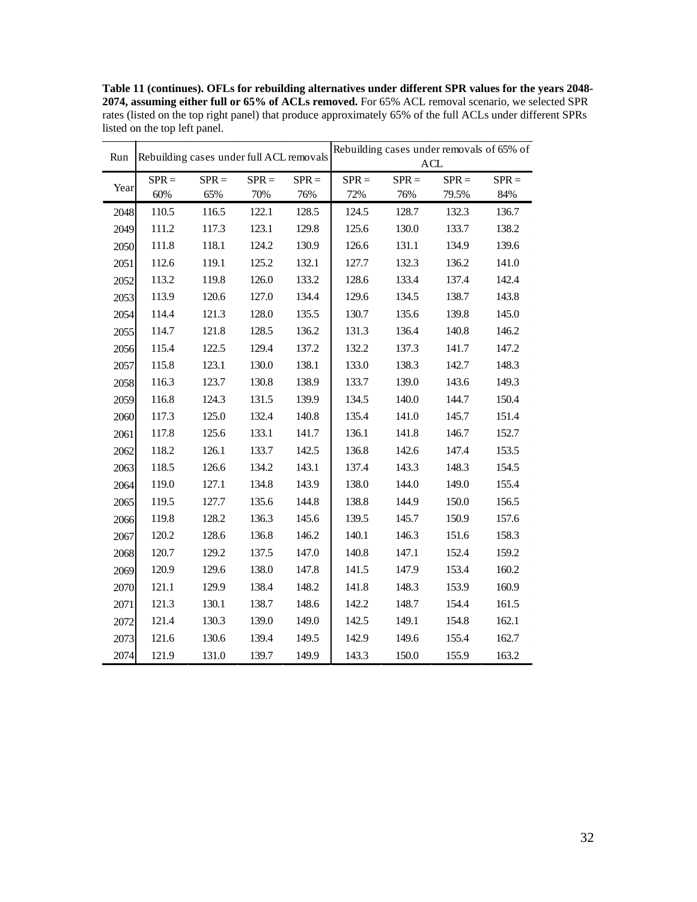**Table 11 (continues). OFLs for rebuilding alternatives under different SPR values for the years 2048-2074, assuming either full or 65% of ACLs removed.** For 65% ACL removal scenario, we selected SPR rates (listed on the top right panel) that produce approximately 65% of the full ACLs under different SPRs listed on the top left panel.

| Run | Rebuilding cases under full ACL removals | | | | Rebuilding cases under removals of 65% of ACL | | | |
|---|---|---|---|---|---|---|---|---|
| Year | SPR = 60% | SPR = 65% | SPR = 70% | SPR = 76% | SPR = 72% | SPR = 76% | SPR = 79.5% | SPR = 84% |
| 2048 | 110.5 | 116.5 | 122.1 | 128.5 | 124.5 | 128.7 | 132.3 | 136.7 |
| 2049 | 111.2 | 117.3 | 123.1 | 129.8 | 125.6 | 130.0 | 133.7 | 138.2 |
| 2050 | 111.8 | 118.1 | 124.2 | 130.9 | 126.6 | 131.1 | 134.9 | 139.6 |
| 2051 | 112.6 | 119.1 | 125.2 | 132.1 | 127.7 | 132.3 | 136.2 | 141.0 |
| 2052 | 113.2 | 119.8 | 126.0 | 133.2 | 128.6 | 133.4 | 137.4 | 142.4 |
| 2053 | 113.9 | 120.6 | 127.0 | 134.4 | 129.6 | 134.5 | 138.7 | 143.8 |
| 2054 | 114.4 | 121.3 | 128.0 | 135.5 | 130.7 | 135.6 | 139.8 | 145.0 |
| 2055 | 114.7 | 121.8 | 128.5 | 136.2 | 131.3 | 136.4 | 140.8 | 146.2 |
| 2056 | 115.4 | 122.5 | 129.4 | 137.2 | 132.2 | 137.3 | 141.7 | 147.2 |
| 2057 | 115.8 | 123.1 | 130.0 | 138.1 | 133.0 | 138.3 | 142.7 | 148.3 |
| 2058 | 116.3 | 123.7 | 130.8 | 138.9 | 133.7 | 139.0 | 143.6 | 149.3 |
| 2059 | 116.8 | 124.3 | 131.5 | 139.9 | 134.5 | 140.0 | 144.7 | 150.4 |
| 2060 | 117.3 | 125.0 | 132.4 | 140.8 | 135.4 | 141.0 | 145.7 | 151.4 |
| 2061 | 117.8 | 125.6 | 133.1 | 141.7 | 136.1 | 141.8 | 146.7 | 152.7 |
| 2062 | 118.2 | 126.1 | 133.7 | 142.5 | 136.8 | 142.6 | 147.4 | 153.5 |
| 2063 | 118.5 | 126.6 | 134.2 | 143.1 | 137.4 | 143.3 | 148.3 | 154.5 |
| 2064 | 119.0 | 127.1 | 134.8 | 143.9 | 138.0 | 144.0 | 149.0 | 155.4 |
| 2065 | 119.5 | 127.7 | 135.6 | 144.8 | 138.8 | 144.9 | 150.0 | 156.5 |
| 2066 | 119.8 | 128.2 | 136.3 | 145.6 | 139.5 | 145.7 | 150.9 | 157.6 |
| 2067 | 120.2 | 128.6 | 136.8 | 146.2 | 140.1 | 146.3 | 151.6 | 158.3 |
| 2068 | 120.7 | 129.2 | 137.5 | 147.0 | 140.8 | 147.1 | 152.4 | 159.2 |
| 2069 | 120.9 | 129.6 | 138.0 | 147.8 | 141.5 | 147.9 | 153.4 | 160.2 |
| 2070 | 121.1 | 129.9 | 138.4 | 148.2 | 141.8 | 148.3 | 153.9 | 160.9 |
| 2071 | 121.3 | 130.1 | 138.7 | 148.6 | 142.2 | 148.7 | 154.4 | 161.5 |
| 2072 | 121.4 | 130.3 | 139.0 | 149.0 | 142.5 | 149.1 | 154.8 | 162.1 |
| 2073 | 121.6 | 130.6 | 139.4 | 149.5 | 142.9 | 149.6 | 155.4 | 162.7 |
| 2074 | 121.9 | 131.0 | 139.7 | 149.9 | 143.3 | 150.0 | 155.9 | 163.2 |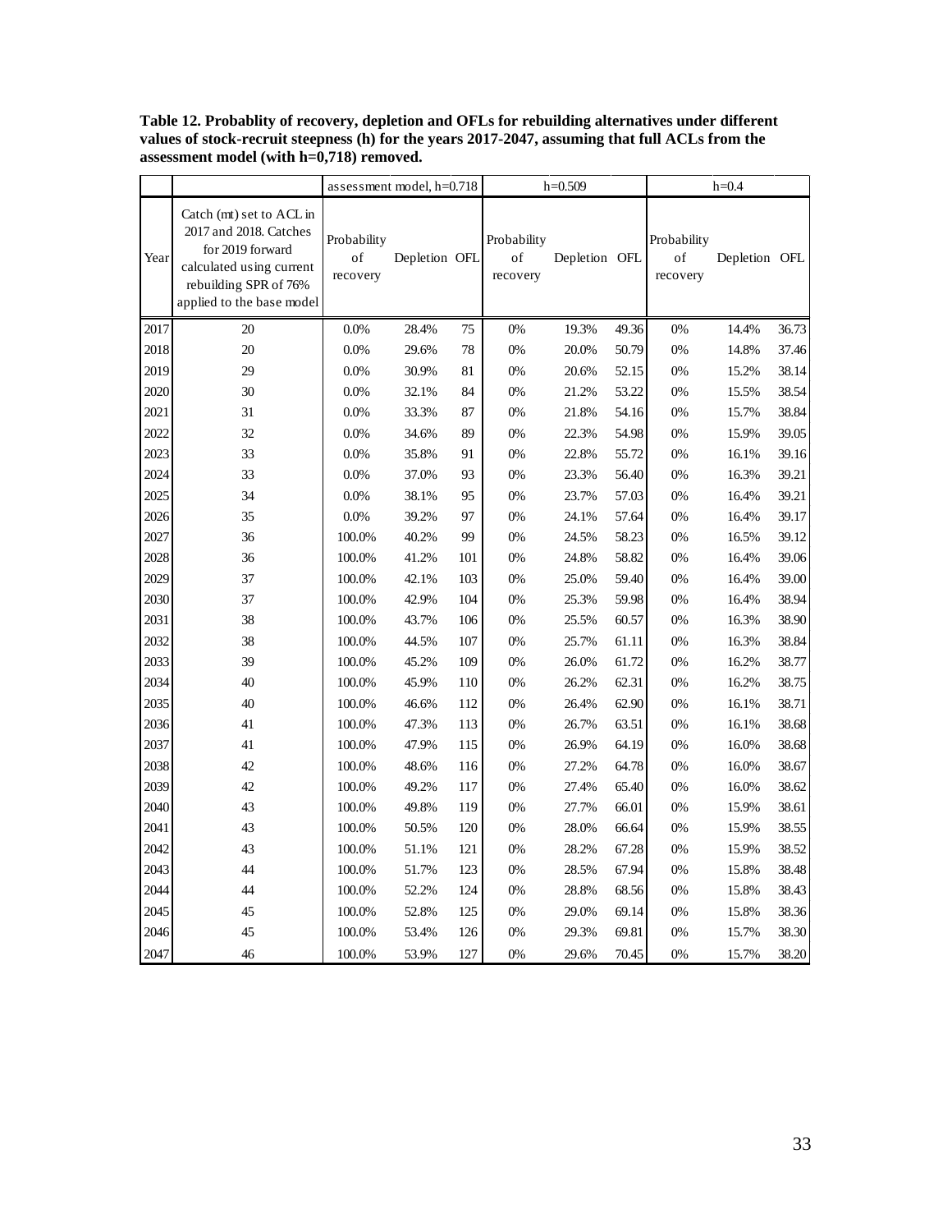**Table 12. Probablity of recovery, depletion and OFLs for rebuilding alternatives under different values of stock-recruit steepness (h) for the years 2017-2047, assuming that full ACLs from the assessment model (with h=0,718) removed.**

| | | assessment model, h=0.718 | | | h=0.509 | | | h=0.4 | | |
|---|---|---|---|---|---|---|---|---|---|---|
| Year | Catch (mt) set to ACL in 2017 and 2018. Catches for 2019 forward calculated using current rebuilding SPR of 76% applied to the base model | Probability of recovery | Depletion | OFL | Probability of recovery | Depletion | OFL | Probability of recovery | Depletion | OFL |
| 2017 | 20 | 0.0% | 28.4% | 75 | 0% | 19.3% | 49.36 | 0% | 14.4% | 36.73 |
| 2018 | 20 | 0.0% | 29.6% | 78 | 0% | 20.0% | 50.79 | 0% | 14.8% | 37.46 |
| 2019 | 29 | 0.0% | 30.9% | 81 | 0% | 20.6% | 52.15 | 0% | 15.2% | 38.14 |
| 2020 | 30 | 0.0% | 32.1% | 84 | 0% | 21.2% | 53.22 | 0% | 15.5% | 38.54 |
| 2021 | 31 | 0.0% | 33.3% | 87 | 0% | 21.8% | 54.16 | 0% | 15.7% | 38.84 |
| 2022 | 32 | 0.0% | 34.6% | 89 | 0% | 22.3% | 54.98 | 0% | 15.9% | 39.05 |
| 2023 | 33 | 0.0% | 35.8% | 91 | 0% | 22.8% | 55.72 | 0% | 16.1% | 39.16 |
| 2024 | 33 | 0.0% | 37.0% | 93 | 0% | 23.3% | 56.40 | 0% | 16.3% | 39.21 |
| 2025 | 34 | 0.0% | 38.1% | 95 | 0% | 23.7% | 57.03 | 0% | 16.4% | 39.21 |
| 2026 | 35 | 0.0% | 39.2% | 97 | 0% | 24.1% | 57.64 | 0% | 16.4% | 39.17 |
| 2027 | 36 | 100.0% | 40.2% | 99 | 0% | 24.5% | 58.23 | 0% | 16.5% | 39.12 |
| 2028 | 36 | 100.0% | 41.2% | 101 | 0% | 24.8% | 58.82 | 0% | 16.4% | 39.06 |
| 2029 | 37 | 100.0% | 42.1% | 103 | 0% | 25.0% | 59.40 | 0% | 16.4% | 39.00 |
| 2030 | 37 | 100.0% | 42.9% | 104 | 0% | 25.3% | 59.98 | 0% | 16.4% | 38.94 |
| 2031 | 38 | 100.0% | 43.7% | 106 | 0% | 25.5% | 60.57 | 0% | 16.3% | 38.90 |
| 2032 | 38 | 100.0% | 44.5% | 107 | 0% | 25.7% | 61.11 | 0% | 16.3% | 38.84 |
| 2033 | 39 | 100.0% | 45.2% | 109 | 0% | 26.0% | 61.72 | 0% | 16.2% | 38.77 |
| 2034 | 40 | 100.0% | 45.9% | 110 | 0% | 26.2% | 62.31 | 0% | 16.2% | 38.75 |
| 2035 | 40 | 100.0% | 46.6% | 112 | 0% | 26.4% | 62.90 | 0% | 16.1% | 38.71 |
| 2036 | 41 | 100.0% | 47.3% | 113 | 0% | 26.7% | 63.51 | 0% | 16.1% | 38.68 |
| 2037 | 41 | 100.0% | 47.9% | 115 | 0% | 26.9% | 64.19 | 0% | 16.0% | 38.68 |
| 2038 | 42 | 100.0% | 48.6% | 116 | 0% | 27.2% | 64.78 | 0% | 16.0% | 38.67 |
| 2039 | 42 | 100.0% | 49.2% | 117 | 0% | 27.4% | 65.40 | 0% | 16.0% | 38.62 |
| 2040 | 43 | 100.0% | 49.8% | 119 | 0% | 27.7% | 66.01 | 0% | 15.9% | 38.61 |
| 2041 | 43 | 100.0% | 50.5% | 120 | 0% | 28.0% | 66.64 | 0% | 15.9% | 38.55 |
| 2042 | 43 | 100.0% | 51.1% | 121 | 0% | 28.2% | 67.28 | 0% | 15.9% | 38.52 |
| 2043 | 44 | 100.0% | 51.7% | 123 | 0% | 28.5% | 67.94 | 0% | 15.8% | 38.48 |
| 2044 | 44 | 100.0% | 52.2% | 124 | 0% | 28.8% | 68.56 | 0% | 15.8% | 38.43 |
| 2045 | 45 | 100.0% | 52.8% | 125 | 0% | 29.0% | 69.14 | 0% | 15.8% | 38.36 |
| 2046 | 45 | 100.0% | 53.4% | 126 | 0% | 29.3% | 69.81 | 0% | 15.7% | 38.30 |
| 2047 | 46 | 100.0% | 53.9% | 127 | 0% | 29.6% | 70.45 | 0% | 15.7% | 38.20 |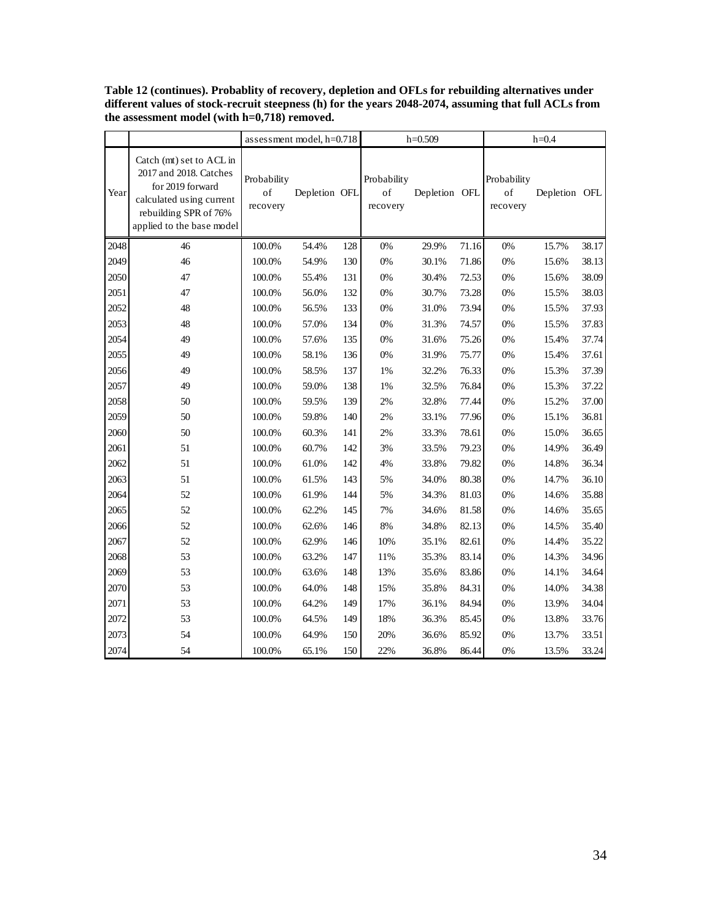**Table 12 (continues). Probablity of recovery, depletion and OFLs for rebuilding alternatives under different values of stock-recruit steepness (h) for the years 2048-2074, assuming that full ACLs from the assessment model (with h=0,718) removed.**

| | | assessment model, h=0.718 | | | h=0.509 | | | h=0.4 | | |
|---|---|---|---|---|---|---|---|---|---|---|
| Year | Catch (mt) set to ACL in 2017 and 2018. Catches for 2019 forward calculated using current rebuilding SPR of 76% applied to the base model | Probability of recovery | Depletion | OFL | Probability of recovery | Depletion | OFL | Probability of recovery | Depletion | OFL |
| 2048 | 46 | 100.0% | 54.4% | 128 | 0% | 29.9% | 71.16 | 0% | 15.7% | 38.17 |
| 2049 | 46 | 100.0% | 54.9% | 130 | 0% | 30.1% | 71.86 | 0% | 15.6% | 38.13 |
| 2050 | 47 | 100.0% | 55.4% | 131 | 0% | 30.4% | 72.53 | 0% | 15.6% | 38.09 |
| 2051 | 47 | 100.0% | 56.0% | 132 | 0% | 30.7% | 73.28 | 0% | 15.5% | 38.03 |
| 2052 | 48 | 100.0% | 56.5% | 133 | 0% | 31.0% | 73.94 | 0% | 15.5% | 37.93 |
| 2053 | 48 | 100.0% | 57.0% | 134 | 0% | 31.3% | 74.57 | 0% | 15.5% | 37.83 |
| 2054 | 49 | 100.0% | 57.6% | 135 | 0% | 31.6% | 75.26 | 0% | 15.4% | 37.74 |
| 2055 | 49 | 100.0% | 58.1% | 136 | 0% | 31.9% | 75.77 | 0% | 15.4% | 37.61 |
| 2056 | 49 | 100.0% | 58.5% | 137 | 1% | 32.2% | 76.33 | 0% | 15.3% | 37.39 |
| 2057 | 49 | 100.0% | 59.0% | 138 | 1% | 32.5% | 76.84 | 0% | 15.3% | 37.22 |
| 2058 | 50 | 100.0% | 59.5% | 139 | 2% | 32.8% | 77.44 | 0% | 15.2% | 37.00 |
| 2059 | 50 | 100.0% | 59.8% | 140 | 2% | 33.1% | 77.96 | 0% | 15.1% | 36.81 |
| 2060 | 50 | 100.0% | 60.3% | 141 | 2% | 33.3% | 78.61 | 0% | 15.0% | 36.65 |
| 2061 | 51 | 100.0% | 60.7% | 142 | 3% | 33.5% | 79.23 | 0% | 14.9% | 36.49 |
| 2062 | 51 | 100.0% | 61.0% | 142 | 4% | 33.8% | 79.82 | 0% | 14.8% | 36.34 |
| 2063 | 51 | 100.0% | 61.5% | 143 | 5% | 34.0% | 80.38 | 0% | 14.7% | 36.10 |
| 2064 | 52 | 100.0% | 61.9% | 144 | 5% | 34.3% | 81.03 | 0% | 14.6% | 35.88 |
| 2065 | 52 | 100.0% | 62.2% | 145 | 7% | 34.6% | 81.58 | 0% | 14.6% | 35.65 |
| 2066 | 52 | 100.0% | 62.6% | 146 | 8% | 34.8% | 82.13 | 0% | 14.5% | 35.40 |
| 2067 | 52 | 100.0% | 62.9% | 146 | 10% | 35.1% | 82.61 | 0% | 14.4% | 35.22 |
| 2068 | 53 | 100.0% | 63.2% | 147 | 11% | 35.3% | 83.14 | 0% | 14.3% | 34.96 |
| 2069 | 53 | 100.0% | 63.6% | 148 | 13% | 35.6% | 83.86 | 0% | 14.1% | 34.64 |
| 2070 | 53 | 100.0% | 64.0% | 148 | 15% | 35.8% | 84.31 | 0% | 14.0% | 34.38 |
| 2071 | 53 | 100.0% | 64.2% | 149 | 17% | 36.1% | 84.94 | 0% | 13.9% | 34.04 |
| 2072 | 53 | 100.0% | 64.5% | 149 | 18% | 36.3% | 85.45 | 0% | 13.8% | 33.76 |
| 2073 | 54 | 100.0% | 64.9% | 150 | 20% | 36.6% | 85.92 | 0% | 13.7% | 33.51 |
| 2074 | 54 | 100.0% | 65.1% | 150 | 22% | 36.8% | 86.44 | 0% | 13.5% | 33.24 |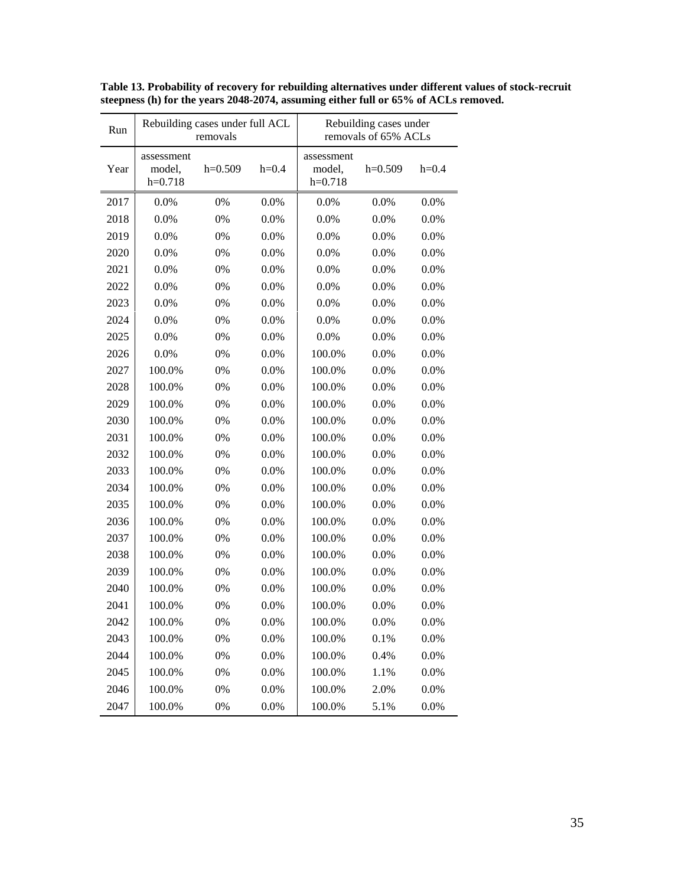**Table 13. Probability of recovery for rebuilding alternatives under different values of stock-recruit steepness (h) for the years 2048-2074, assuming either full or 65% of ACLs removed.**

| Run | Rebuilding cases under full ACL removals | | | Rebuilding cases under removals of 65% ACLs | | |
|---|---|---|---|---|---|---|
| Year | assessment model, h=0.718 | h=0.509 | h=0.4 | assessment model, h=0.718 | h=0.509 | h=0.4 |
| 2017 | 0.0% | 0% | 0.0% | 0.0% | 0.0% | 0.0% |
| 2018 | 0.0% | 0% | 0.0% | 0.0% | 0.0% | 0.0% |
| 2019 | 0.0% | 0% | 0.0% | 0.0% | 0.0% | 0.0% |
| 2020 | 0.0% | 0% | 0.0% | 0.0% | 0.0% | 0.0% |
| 2021 | 0.0% | 0% | 0.0% | 0.0% | 0.0% | 0.0% |
| 2022 | 0.0% | 0% | 0.0% | 0.0% | 0.0% | 0.0% |
| 2023 | 0.0% | 0% | 0.0% | 0.0% | 0.0% | 0.0% |
| 2024 | 0.0% | 0% | 0.0% | 0.0% | 0.0% | 0.0% |
| 2025 | 0.0% | 0% | 0.0% | 0.0% | 0.0% | 0.0% |
| 2026 | 0.0% | 0% | 0.0% | 100.0% | 0.0% | 0.0% |
| 2027 | 100.0% | 0% | 0.0% | 100.0% | 0.0% | 0.0% |
| 2028 | 100.0% | 0% | 0.0% | 100.0% | 0.0% | 0.0% |
| 2029 | 100.0% | 0% | 0.0% | 100.0% | 0.0% | 0.0% |
| 2030 | 100.0% | 0% | 0.0% | 100.0% | 0.0% | 0.0% |
| 2031 | 100.0% | 0% | 0.0% | 100.0% | 0.0% | 0.0% |
| 2032 | 100.0% | 0% | 0.0% | 100.0% | 0.0% | 0.0% |
| 2033 | 100.0% | 0% | 0.0% | 100.0% | 0.0% | 0.0% |
| 2034 | 100.0% | 0% | 0.0% | 100.0% | 0.0% | 0.0% |
| 2035 | 100.0% | 0% | 0.0% | 100.0% | 0.0% | 0.0% |
| 2036 | 100.0% | 0% | 0.0% | 100.0% | 0.0% | 0.0% |
| 2037 | 100.0% | 0% | 0.0% | 100.0% | 0.0% | 0.0% |
| 2038 | 100.0% | 0% | 0.0% | 100.0% | 0.0% | 0.0% |
| 2039 | 100.0% | 0% | 0.0% | 100.0% | 0.0% | 0.0% |
| 2040 | 100.0% | 0% | 0.0% | 100.0% | 0.0% | 0.0% |
| 2041 | 100.0% | 0% | 0.0% | 100.0% | 0.0% | 0.0% |
| 2042 | 100.0% | 0% | 0.0% | 100.0% | 0.0% | 0.0% |
| 2043 | 100.0% | 0% | 0.0% | 100.0% | 0.1% | 0.0% |
| 2044 | 100.0% | 0% | 0.0% | 100.0% | 0.4% | 0.0% |
| 2045 | 100.0% | 0% | 0.0% | 100.0% | 1.1% | 0.0% |
| 2046 | 100.0% | 0% | 0.0% | 100.0% | 2.0% | 0.0% |
| 2047 | 100.0% | 0% | 0.0% | 100.0% | 5.1% | 0.0% |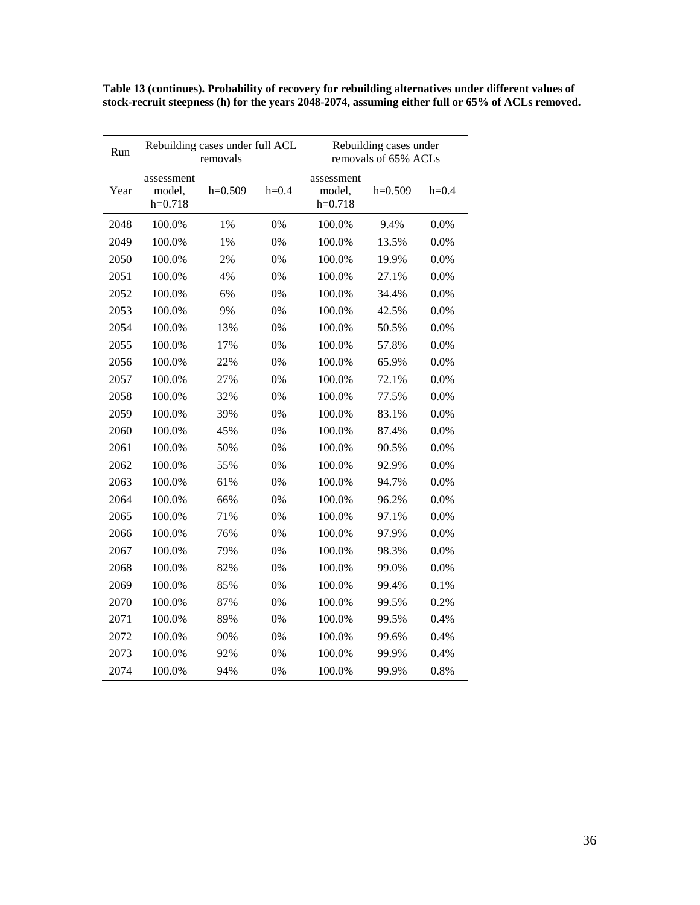**Table 13 (continues). Probability of recovery for rebuilding alternatives under different values of stock-recruit steepness (h) for the years 2048-2074, assuming either full or 65% of ACLs removed.**

| Run | Rebuilding cases under full ACL removals | | | Rebuilding cases under removals of 65% ACLs | | |
|---|---|---|---|---|---|---|
| Year | assessment model, h=0.718 | h=0.509 | h=0.4 | assessment model, h=0.718 | h=0.509 | h=0.4 |
| 2048 | 100.0% | 1% | 0% | 100.0% | 9.4% | 0.0% |
| 2049 | 100.0% | 1% | 0% | 100.0% | 13.5% | 0.0% |
| 2050 | 100.0% | 2% | 0% | 100.0% | 19.9% | 0.0% |
| 2051 | 100.0% | 4% | 0% | 100.0% | 27.1% | 0.0% |
| 2052 | 100.0% | 6% | 0% | 100.0% | 34.4% | 0.0% |
| 2053 | 100.0% | 9% | 0% | 100.0% | 42.5% | 0.0% |
| 2054 | 100.0% | 13% | 0% | 100.0% | 50.5% | 0.0% |
| 2055 | 100.0% | 17% | 0% | 100.0% | 57.8% | 0.0% |
| 2056 | 100.0% | 22% | 0% | 100.0% | 65.9% | 0.0% |
| 2057 | 100.0% | 27% | 0% | 100.0% | 72.1% | 0.0% |
| 2058 | 100.0% | 32% | 0% | 100.0% | 77.5% | 0.0% |
| 2059 | 100.0% | 39% | 0% | 100.0% | 83.1% | 0.0% |
| 2060 | 100.0% | 45% | 0% | 100.0% | 87.4% | 0.0% |
| 2061 | 100.0% | 50% | 0% | 100.0% | 90.5% | 0.0% |
| 2062 | 100.0% | 55% | 0% | 100.0% | 92.9% | 0.0% |
| 2063 | 100.0% | 61% | 0% | 100.0% | 94.7% | 0.0% |
| 2064 | 100.0% | 66% | 0% | 100.0% | 96.2% | 0.0% |
| 2065 | 100.0% | 71% | 0% | 100.0% | 97.1% | 0.0% |
| 2066 | 100.0% | 76% | 0% | 100.0% | 97.9% | 0.0% |
| 2067 | 100.0% | 79% | 0% | 100.0% | 98.3% | 0.0% |
| 2068 | 100.0% | 82% | 0% | 100.0% | 99.0% | 0.0% |
| 2069 | 100.0% | 85% | 0% | 100.0% | 99.4% | 0.1% |
| 2070 | 100.0% | 87% | 0% | 100.0% | 99.5% | 0.2% |
| 2071 | 100.0% | 89% | 0% | 100.0% | 99.5% | 0.4% |
| 2072 | 100.0% | 90% | 0% | 100.0% | 99.6% | 0.4% |
| 2073 | 100.0% | 92% | 0% | 100.0% | 99.9% | 0.4% |
| 2074 | 100.0% | 94% | 0% | 100.0% | 99.9% | 0.8% |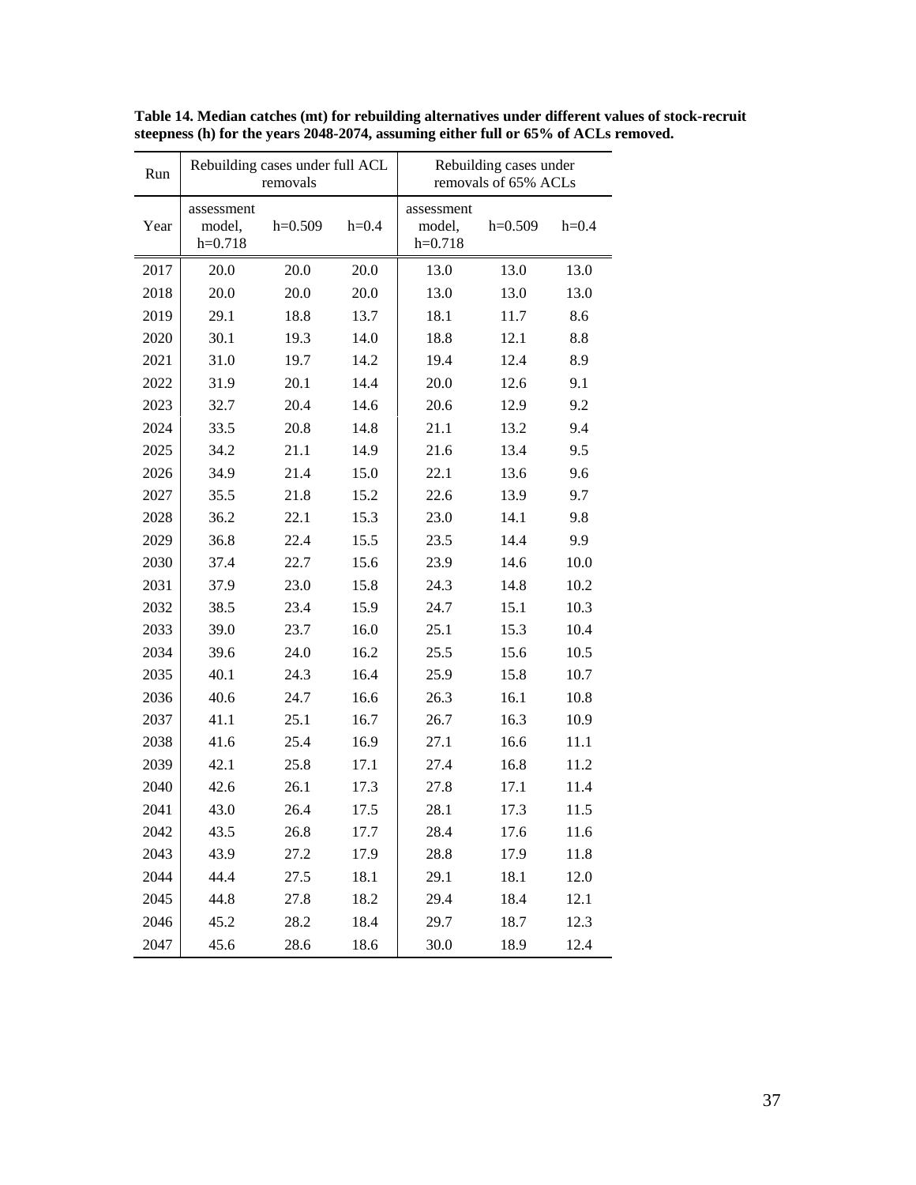**Table 14. Median catches (mt) for rebuilding alternatives under different values of stock-recruit steepness (h) for the years 2048-2074, assuming either full or 65% of ACLs removed.**

| Run | Rebuilding cases under full ACL removals | | | Rebuilding cases under removals of 65% ACLs | | |
|---|---|---|---|---|---|---|
| Year | assessment model, h=0.718 | h=0.509 | h=0.4 | assessment model, h=0.718 | h=0.509 | h=0.4 |
| 2017 | 20.0 | 20.0 | 20.0 | 13.0 | 13.0 | 13.0 |
| 2018 | 20.0 | 20.0 | 20.0 | 13.0 | 13.0 | 13.0 |
| 2019 | 29.1 | 18.8 | 13.7 | 18.1 | 11.7 | 8.6 |
| 2020 | 30.1 | 19.3 | 14.0 | 18.8 | 12.1 | 8.8 |
| 2021 | 31.0 | 19.7 | 14.2 | 19.4 | 12.4 | 8.9 |
| 2022 | 31.9 | 20.1 | 14.4 | 20.0 | 12.6 | 9.1 |
| 2023 | 32.7 | 20.4 | 14.6 | 20.6 | 12.9 | 9.2 |
| 2024 | 33.5 | 20.8 | 14.8 | 21.1 | 13.2 | 9.4 |
| 2025 | 34.2 | 21.1 | 14.9 | 21.6 | 13.4 | 9.5 |
| 2026 | 34.9 | 21.4 | 15.0 | 22.1 | 13.6 | 9.6 |
| 2027 | 35.5 | 21.8 | 15.2 | 22.6 | 13.9 | 9.7 |
| 2028 | 36.2 | 22.1 | 15.3 | 23.0 | 14.1 | 9.8 |
| 2029 | 36.8 | 22.4 | 15.5 | 23.5 | 14.4 | 9.9 |
| 2030 | 37.4 | 22.7 | 15.6 | 23.9 | 14.6 | 10.0 |
| 2031 | 37.9 | 23.0 | 15.8 | 24.3 | 14.8 | 10.2 |
| 2032 | 38.5 | 23.4 | 15.9 | 24.7 | 15.1 | 10.3 |
| 2033 | 39.0 | 23.7 | 16.0 | 25.1 | 15.3 | 10.4 |
| 2034 | 39.6 | 24.0 | 16.2 | 25.5 | 15.6 | 10.5 |
| 2035 | 40.1 | 24.3 | 16.4 | 25.9 | 15.8 | 10.7 |
| 2036 | 40.6 | 24.7 | 16.6 | 26.3 | 16.1 | 10.8 |
| 2037 | 41.1 | 25.1 | 16.7 | 26.7 | 16.3 | 10.9 |
| 2038 | 41.6 | 25.4 | 16.9 | 27.1 | 16.6 | 11.1 |
| 2039 | 42.1 | 25.8 | 17.1 | 27.4 | 16.8 | 11.2 |
| 2040 | 42.6 | 26.1 | 17.3 | 27.8 | 17.1 | 11.4 |
| 2041 | 43.0 | 26.4 | 17.5 | 28.1 | 17.3 | 11.5 |
| 2042 | 43.5 | 26.8 | 17.7 | 28.4 | 17.6 | 11.6 |
| 2043 | 43.9 | 27.2 | 17.9 | 28.8 | 17.9 | 11.8 |
| 2044 | 44.4 | 27.5 | 18.1 | 29.1 | 18.1 | 12.0 |
| 2045 | 44.8 | 27.8 | 18.2 | 29.4 | 18.4 | 12.1 |
| 2046 | 45.2 | 28.2 | 18.4 | 29.7 | 18.7 | 12.3 |
| 2047 | 45.6 | 28.6 | 18.6 | 30.0 | 18.9 | 12.4 |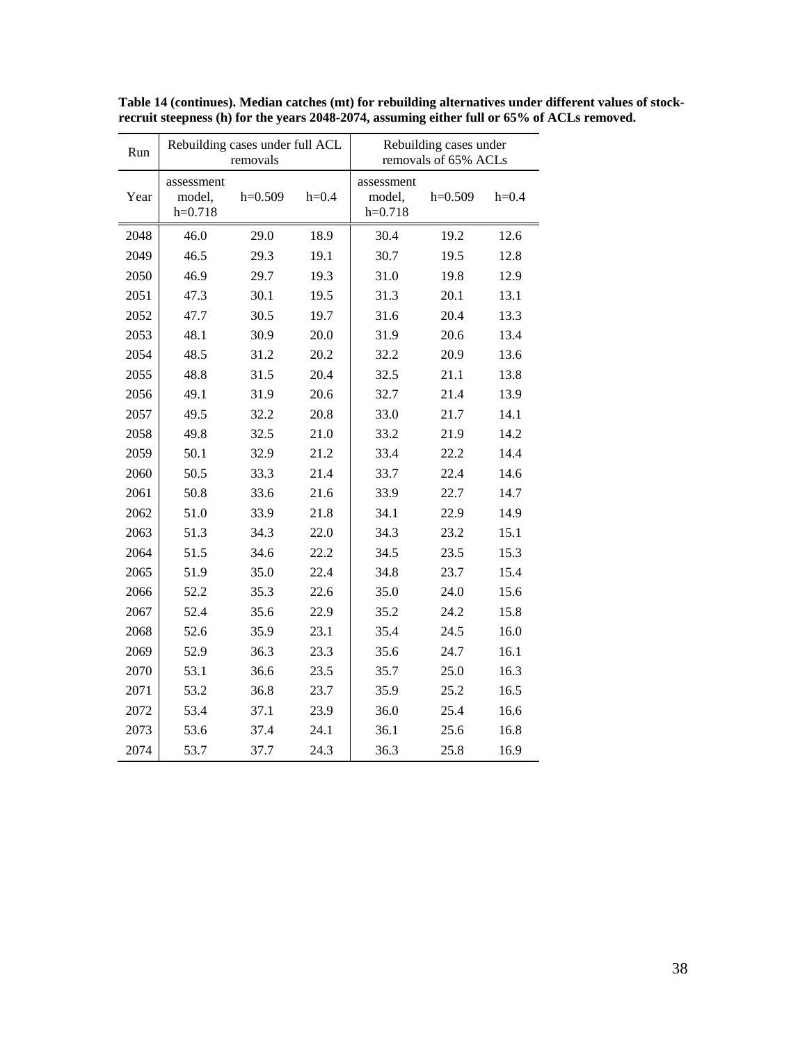**Table 14 (continues). Median catches (mt) for rebuilding alternatives under different values of stock-recruit steepness (h) for the years 2048-2074, assuming either full or 65% of ACLs removed.**

| Run | Rebuilding cases under full ACL removals | | | Rebuilding cases under removals of 65% ACLs | | |
|---|---|---|---|---|---|---|
| Year | assessment model, h=0.718 | h=0.509 | h=0.4 | assessment model, h=0.718 | h=0.509 | h=0.4 |
| 2048 | 46.0 | 29.0 | 18.9 | 30.4 | 19.2 | 12.6 |
| 2049 | 46.5 | 29.3 | 19.1 | 30.7 | 19.5 | 12.8 |
| 2050 | 46.9 | 29.7 | 19.3 | 31.0 | 19.8 | 12.9 |
| 2051 | 47.3 | 30.1 | 19.5 | 31.3 | 20.1 | 13.1 |
| 2052 | 47.7 | 30.5 | 19.7 | 31.6 | 20.4 | 13.3 |
| 2053 | 48.1 | 30.9 | 20.0 | 31.9 | 20.6 | 13.4 |
| 2054 | 48.5 | 31.2 | 20.2 | 32.2 | 20.9 | 13.6 |
| 2055 | 48.8 | 31.5 | 20.4 | 32.5 | 21.1 | 13.8 |
| 2056 | 49.1 | 31.9 | 20.6 | 32.7 | 21.4 | 13.9 |
| 2057 | 49.5 | 32.2 | 20.8 | 33.0 | 21.7 | 14.1 |
| 2058 | 49.8 | 32.5 | 21.0 | 33.2 | 21.9 | 14.2 |
| 2059 | 50.1 | 32.9 | 21.2 | 33.4 | 22.2 | 14.4 |
| 2060 | 50.5 | 33.3 | 21.4 | 33.7 | 22.4 | 14.6 |
| 2061 | 50.8 | 33.6 | 21.6 | 33.9 | 22.7 | 14.7 |
| 2062 | 51.0 | 33.9 | 21.8 | 34.1 | 22.9 | 14.9 |
| 2063 | 51.3 | 34.3 | 22.0 | 34.3 | 23.2 | 15.1 |
| 2064 | 51.5 | 34.6 | 22.2 | 34.5 | 23.5 | 15.3 |
| 2065 | 51.9 | 35.0 | 22.4 | 34.8 | 23.7 | 15.4 |
| 2066 | 52.2 | 35.3 | 22.6 | 35.0 | 24.0 | 15.6 |
| 2067 | 52.4 | 35.6 | 22.9 | 35.2 | 24.2 | 15.8 |
| 2068 | 52.6 | 35.9 | 23.1 | 35.4 | 24.5 | 16.0 |
| 2069 | 52.9 | 36.3 | 23.3 | 35.6 | 24.7 | 16.1 |
| 2070 | 53.1 | 36.6 | 23.5 | 35.7 | 25.0 | 16.3 |
| 2071 | 53.2 | 36.8 | 23.7 | 35.9 | 25.2 | 16.5 |
| 2072 | 53.4 | 37.1 | 23.9 | 36.0 | 25.4 | 16.6 |
| 2073 | 53.6 | 37.4 | 24.1 | 36.1 | 25.6 | 16.8 |
| 2074 | 53.7 | 37.7 | 24.3 | 36.3 | 25.8 | 16.9 |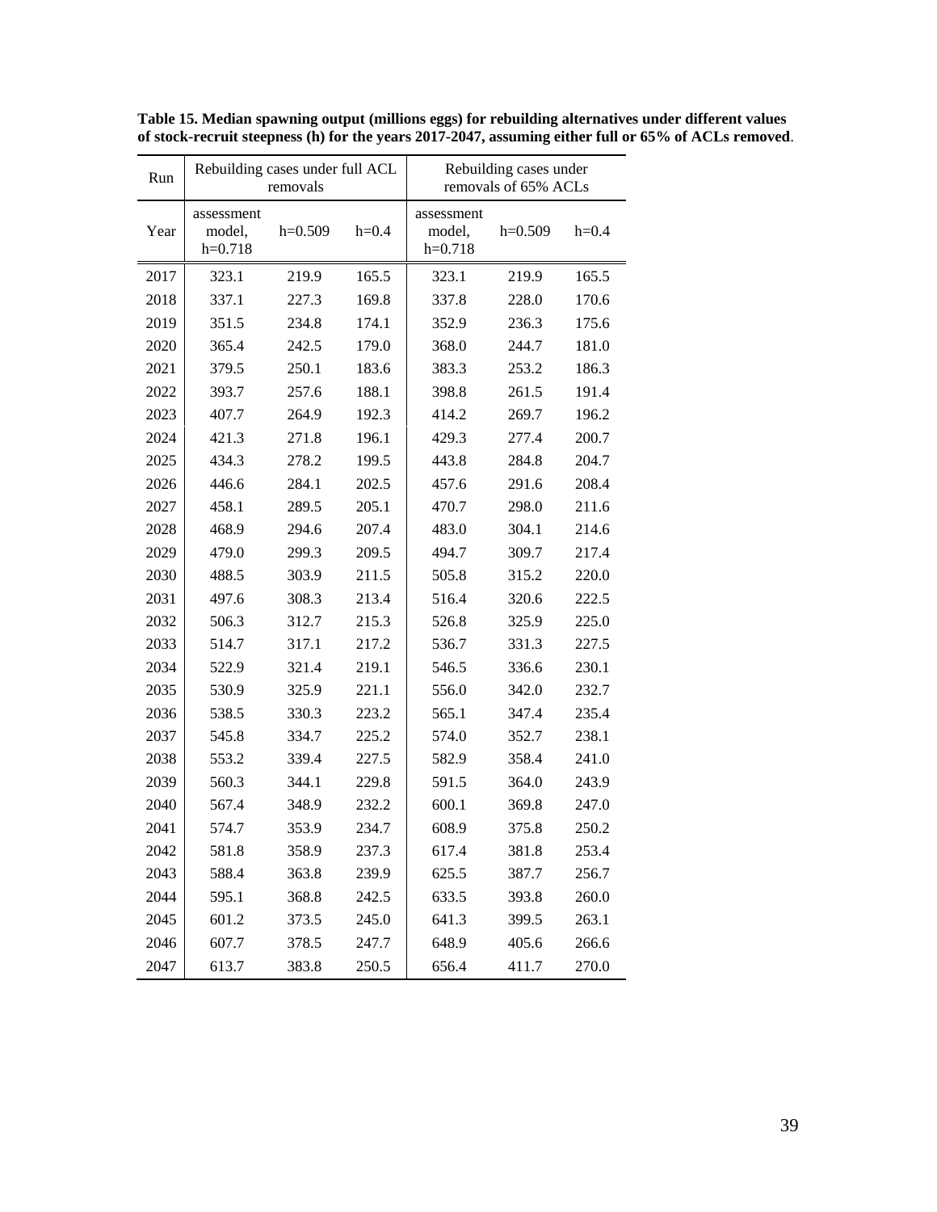**Table 15. Median spawning output (millions eggs) for rebuilding alternatives under different values of stock-recruit steepness (h) for the years 2017-2047, assuming either full or 65% of ACLs removed**.

| Run | Rebuilding cases under full ACL removals | | | Rebuilding cases under removals of 65% ACLs | | |
|---|---|---|---|---|---|---|
| Year | assessment model, h=0.718 | h=0.509 | h=0.4 | assessment model, h=0.718 | h=0.509 | h=0.4 |
| 2017 | 323.1 | 219.9 | 165.5 | 323.1 | 219.9 | 165.5 |
| 2018 | 337.1 | 227.3 | 169.8 | 337.8 | 228.0 | 170.6 |
| 2019 | 351.5 | 234.8 | 174.1 | 352.9 | 236.3 | 175.6 |
| 2020 | 365.4 | 242.5 | 179.0 | 368.0 | 244.7 | 181.0 |
| 2021 | 379.5 | 250.1 | 183.6 | 383.3 | 253.2 | 186.3 |
| 2022 | 393.7 | 257.6 | 188.1 | 398.8 | 261.5 | 191.4 |
| 2023 | 407.7 | 264.9 | 192.3 | 414.2 | 269.7 | 196.2 |
| 2024 | 421.3 | 271.8 | 196.1 | 429.3 | 277.4 | 200.7 |
| 2025 | 434.3 | 278.2 | 199.5 | 443.8 | 284.8 | 204.7 |
| 2026 | 446.6 | 284.1 | 202.5 | 457.6 | 291.6 | 208.4 |
| 2027 | 458.1 | 289.5 | 205.1 | 470.7 | 298.0 | 211.6 |
| 2028 | 468.9 | 294.6 | 207.4 | 483.0 | 304.1 | 214.6 |
| 2029 | 479.0 | 299.3 | 209.5 | 494.7 | 309.7 | 217.4 |
| 2030 | 488.5 | 303.9 | 211.5 | 505.8 | 315.2 | 220.0 |
| 2031 | 497.6 | 308.3 | 213.4 | 516.4 | 320.6 | 222.5 |
| 2032 | 506.3 | 312.7 | 215.3 | 526.8 | 325.9 | 225.0 |
| 2033 | 514.7 | 317.1 | 217.2 | 536.7 | 331.3 | 227.5 |
| 2034 | 522.9 | 321.4 | 219.1 | 546.5 | 336.6 | 230.1 |
| 2035 | 530.9 | 325.9 | 221.1 | 556.0 | 342.0 | 232.7 |
| 2036 | 538.5 | 330.3 | 223.2 | 565.1 | 347.4 | 235.4 |
| 2037 | 545.8 | 334.7 | 225.2 | 574.0 | 352.7 | 238.1 |
| 2038 | 553.2 | 339.4 | 227.5 | 582.9 | 358.4 | 241.0 |
| 2039 | 560.3 | 344.1 | 229.8 | 591.5 | 364.0 | 243.9 |
| 2040 | 567.4 | 348.9 | 232.2 | 600.1 | 369.8 | 247.0 |
| 2041 | 574.7 | 353.9 | 234.7 | 608.9 | 375.8 | 250.2 |
| 2042 | 581.8 | 358.9 | 237.3 | 617.4 | 381.8 | 253.4 |
| 2043 | 588.4 | 363.8 | 239.9 | 625.5 | 387.7 | 256.7 |
| 2044 | 595.1 | 368.8 | 242.5 | 633.5 | 393.8 | 260.0 |
| 2045 | 601.2 | 373.5 | 245.0 | 641.3 | 399.5 | 263.1 |
| 2046 | 607.7 | 378.5 | 247.7 | 648.9 | 405.6 | 266.6 |
| 2047 | 613.7 | 383.8 | 250.5 | 656.4 | 411.7 | 270.0 |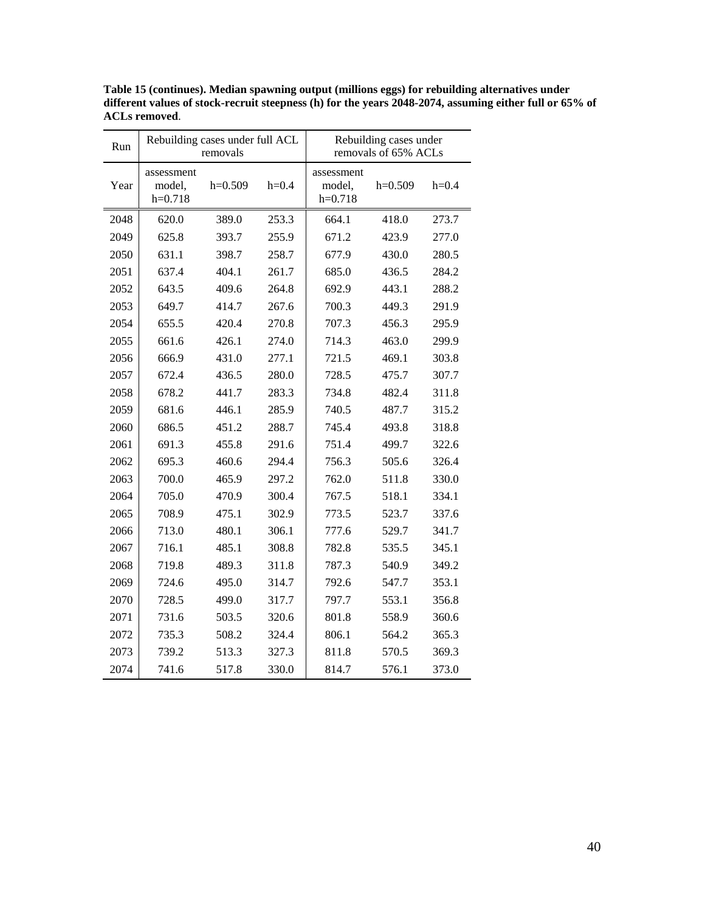**Table 15 (continues). Median spawning output (millions eggs) for rebuilding alternatives under different values of stock-recruit steepness (h) for the years 2048-2074, assuming either full or 65% of ACLs removed**.

| Run | Rebuilding cases under full ACL removals | | | Rebuilding cases under removals of 65% ACLs | | |
|---|---|---|---|---|---|---|
| Year | assessment model, h=0.718 | h=0.509 | h=0.4 | assessment model, h=0.718 | h=0.509 | h=0.4 |
| 2048 | 620.0 | 389.0 | 253.3 | 664.1 | 418.0 | 273.7 |
| 2049 | 625.8 | 393.7 | 255.9 | 671.2 | 423.9 | 277.0 |
| 2050 | 631.1 | 398.7 | 258.7 | 677.9 | 430.0 | 280.5 |
| 2051 | 637.4 | 404.1 | 261.7 | 685.0 | 436.5 | 284.2 |
| 2052 | 643.5 | 409.6 | 264.8 | 692.9 | 443.1 | 288.2 |
| 2053 | 649.7 | 414.7 | 267.6 | 700.3 | 449.3 | 291.9 |
| 2054 | 655.5 | 420.4 | 270.8 | 707.3 | 456.3 | 295.9 |
| 2055 | 661.6 | 426.1 | 274.0 | 714.3 | 463.0 | 299.9 |
| 2056 | 666.9 | 431.0 | 277.1 | 721.5 | 469.1 | 303.8 |
| 2057 | 672.4 | 436.5 | 280.0 | 728.5 | 475.7 | 307.7 |
| 2058 | 678.2 | 441.7 | 283.3 | 734.8 | 482.4 | 311.8 |
| 2059 | 681.6 | 446.1 | 285.9 | 740.5 | 487.7 | 315.2 |
| 2060 | 686.5 | 451.2 | 288.7 | 745.4 | 493.8 | 318.8 |
| 2061 | 691.3 | 455.8 | 291.6 | 751.4 | 499.7 | 322.6 |
| 2062 | 695.3 | 460.6 | 294.4 | 756.3 | 505.6 | 326.4 |
| 2063 | 700.0 | 465.9 | 297.2 | 762.0 | 511.8 | 330.0 |
| 2064 | 705.0 | 470.9 | 300.4 | 767.5 | 518.1 | 334.1 |
| 2065 | 708.9 | 475.1 | 302.9 | 773.5 | 523.7 | 337.6 |
| 2066 | 713.0 | 480.1 | 306.1 | 777.6 | 529.7 | 341.7 |
| 2067 | 716.1 | 485.1 | 308.8 | 782.8 | 535.5 | 345.1 |
| 2068 | 719.8 | 489.3 | 311.8 | 787.3 | 540.9 | 349.2 |
| 2069 | 724.6 | 495.0 | 314.7 | 792.6 | 547.7 | 353.1 |
| 2070 | 728.5 | 499.0 | 317.7 | 797.7 | 553.1 | 356.8 |
| 2071 | 731.6 | 503.5 | 320.6 | 801.8 | 558.9 | 360.6 |
| 2072 | 735.3 | 508.2 | 324.4 | 806.1 | 564.2 | 365.3 |
| 2073 | 739.2 | 513.3 | 327.3 | 811.8 | 570.5 | 369.3 |
| 2074 | 741.6 | 517.8 | 330.0 | 814.7 | 576.1 | 373.0 |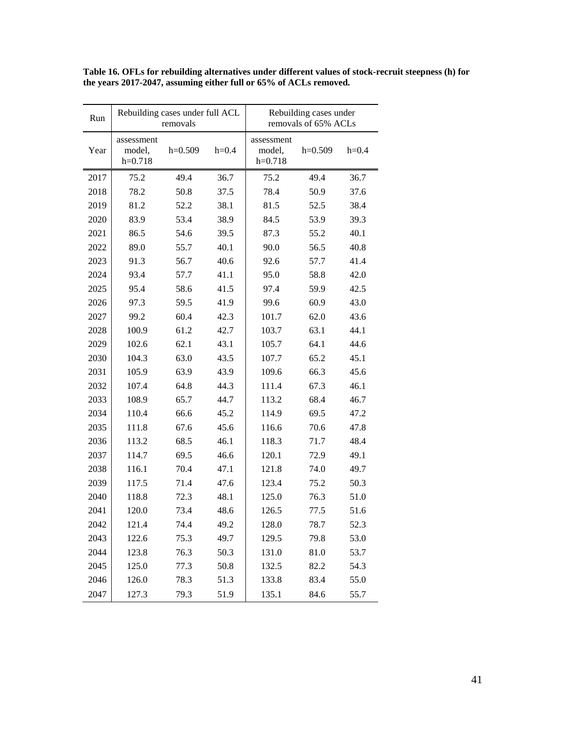**Table 16. OFLs for rebuilding alternatives under different values of stock-recruit steepness (h) for the years 2017-2047, assuming either full or 65% of ACLs removed.**

| Run | Rebuilding cases under full ACL removals | | | Rebuilding cases under removals of 65% ACLs | | |
|---|---|---|---|---|---|---|
| Year | assessment model, h=0.718 | h=0.509 | h=0.4 | assessment model, h=0.718 | h=0.509 | h=0.4 |
| 2017 | 75.2 | 49.4 | 36.7 | 75.2 | 49.4 | 36.7 |
| 2018 | 78.2 | 50.8 | 37.5 | 78.4 | 50.9 | 37.6 |
| 2019 | 81.2 | 52.2 | 38.1 | 81.5 | 52.5 | 38.4 |
| 2020 | 83.9 | 53.4 | 38.9 | 84.5 | 53.9 | 39.3 |
| 2021 | 86.5 | 54.6 | 39.5 | 87.3 | 55.2 | 40.1 |
| 2022 | 89.0 | 55.7 | 40.1 | 90.0 | 56.5 | 40.8 |
| 2023 | 91.3 | 56.7 | 40.6 | 92.6 | 57.7 | 41.4 |
| 2024 | 93.4 | 57.7 | 41.1 | 95.0 | 58.8 | 42.0 |
| 2025 | 95.4 | 58.6 | 41.5 | 97.4 | 59.9 | 42.5 |
| 2026 | 97.3 | 59.5 | 41.9 | 99.6 | 60.9 | 43.0 |
| 2027 | 99.2 | 60.4 | 42.3 | 101.7 | 62.0 | 43.6 |
| 2028 | 100.9 | 61.2 | 42.7 | 103.7 | 63.1 | 44.1 |
| 2029 | 102.6 | 62.1 | 43.1 | 105.7 | 64.1 | 44.6 |
| 2030 | 104.3 | 63.0 | 43.5 | 107.7 | 65.2 | 45.1 |
| 2031 | 105.9 | 63.9 | 43.9 | 109.6 | 66.3 | 45.6 |
| 2032 | 107.4 | 64.8 | 44.3 | 111.4 | 67.3 | 46.1 |
| 2033 | 108.9 | 65.7 | 44.7 | 113.2 | 68.4 | 46.7 |
| 2034 | 110.4 | 66.6 | 45.2 | 114.9 | 69.5 | 47.2 |
| 2035 | 111.8 | 67.6 | 45.6 | 116.6 | 70.6 | 47.8 |
| 2036 | 113.2 | 68.5 | 46.1 | 118.3 | 71.7 | 48.4 |
| 2037 | 114.7 | 69.5 | 46.6 | 120.1 | 72.9 | 49.1 |
| 2038 | 116.1 | 70.4 | 47.1 | 121.8 | 74.0 | 49.7 |
| 2039 | 117.5 | 71.4 | 47.6 | 123.4 | 75.2 | 50.3 |
| 2040 | 118.8 | 72.3 | 48.1 | 125.0 | 76.3 | 51.0 |
| 2041 | 120.0 | 73.4 | 48.6 | 126.5 | 77.5 | 51.6 |
| 2042 | 121.4 | 74.4 | 49.2 | 128.0 | 78.7 | 52.3 |
| 2043 | 122.6 | 75.3 | 49.7 | 129.5 | 79.8 | 53.0 |
| 2044 | 123.8 | 76.3 | 50.3 | 131.0 | 81.0 | 53.7 |
| 2045 | 125.0 | 77.3 | 50.8 | 132.5 | 82.2 | 54.3 |
| 2046 | 126.0 | 78.3 | 51.3 | 133.8 | 83.4 | 55.0 |
| 2047 | 127.3 | 79.3 | 51.9 | 135.1 | 84.6 | 55.7 |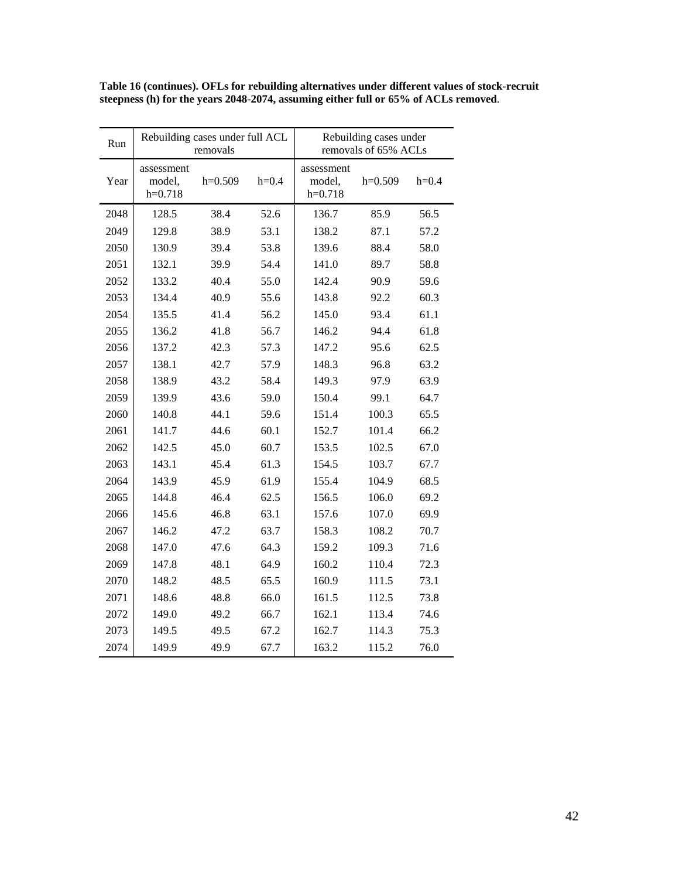**Table 16 (continues). OFLs for rebuilding alternatives under different values of stock-recruit steepness (h) for the years 2048-2074, assuming either full or 65% of ACLs removed**.

| Run | Rebuilding cases under full ACL removals | | | Rebuilding cases under removals of 65% ACLs | | |
|---|---|---|---|---|---|---|
| Year | assessment model, h=0.718 | h=0.509 | h=0.4 | assessment model, h=0.718 | h=0.509 | h=0.4 |
| 2048 | 128.5 | 38.4 | 52.6 | 136.7 | 85.9 | 56.5 |
| 2049 | 129.8 | 38.9 | 53.1 | 138.2 | 87.1 | 57.2 |
| 2050 | 130.9 | 39.4 | 53.8 | 139.6 | 88.4 | 58.0 |
| 2051 | 132.1 | 39.9 | 54.4 | 141.0 | 89.7 | 58.8 |
| 2052 | 133.2 | 40.4 | 55.0 | 142.4 | 90.9 | 59.6 |
| 2053 | 134.4 | 40.9 | 55.6 | 143.8 | 92.2 | 60.3 |
| 2054 | 135.5 | 41.4 | 56.2 | 145.0 | 93.4 | 61.1 |
| 2055 | 136.2 | 41.8 | 56.7 | 146.2 | 94.4 | 61.8 |
| 2056 | 137.2 | 42.3 | 57.3 | 147.2 | 95.6 | 62.5 |
| 2057 | 138.1 | 42.7 | 57.9 | 148.3 | 96.8 | 63.2 |
| 2058 | 138.9 | 43.2 | 58.4 | 149.3 | 97.9 | 63.9 |
| 2059 | 139.9 | 43.6 | 59.0 | 150.4 | 99.1 | 64.7 |
| 2060 | 140.8 | 44.1 | 59.6 | 151.4 | 100.3 | 65.5 |
| 2061 | 141.7 | 44.6 | 60.1 | 152.7 | 101.4 | 66.2 |
| 2062 | 142.5 | 45.0 | 60.7 | 153.5 | 102.5 | 67.0 |
| 2063 | 143.1 | 45.4 | 61.3 | 154.5 | 103.7 | 67.7 |
| 2064 | 143.9 | 45.9 | 61.9 | 155.4 | 104.9 | 68.5 |
| 2065 | 144.8 | 46.4 | 62.5 | 156.5 | 106.0 | 69.2 |
| 2066 | 145.6 | 46.8 | 63.1 | 157.6 | 107.0 | 69.9 |
| 2067 | 146.2 | 47.2 | 63.7 | 158.3 | 108.2 | 70.7 |
| 2068 | 147.0 | 47.6 | 64.3 | 159.2 | 109.3 | 71.6 |
| 2069 | 147.8 | 48.1 | 64.9 | 160.2 | 110.4 | 72.3 |
| 2070 | 148.2 | 48.5 | 65.5 | 160.9 | 111.5 | 73.1 |
| 2071 | 148.6 | 48.8 | 66.0 | 161.5 | 112.5 | 73.8 |
| 2072 | 149.0 | 49.2 | 66.7 | 162.1 | 113.4 | 74.6 |
| 2073 | 149.5 | 49.5 | 67.2 | 162.7 | 114.3 | 75.3 |
| 2074 | 149.9 | 49.9 | 67.7 | 163.2 | 115.2 | 76.0 |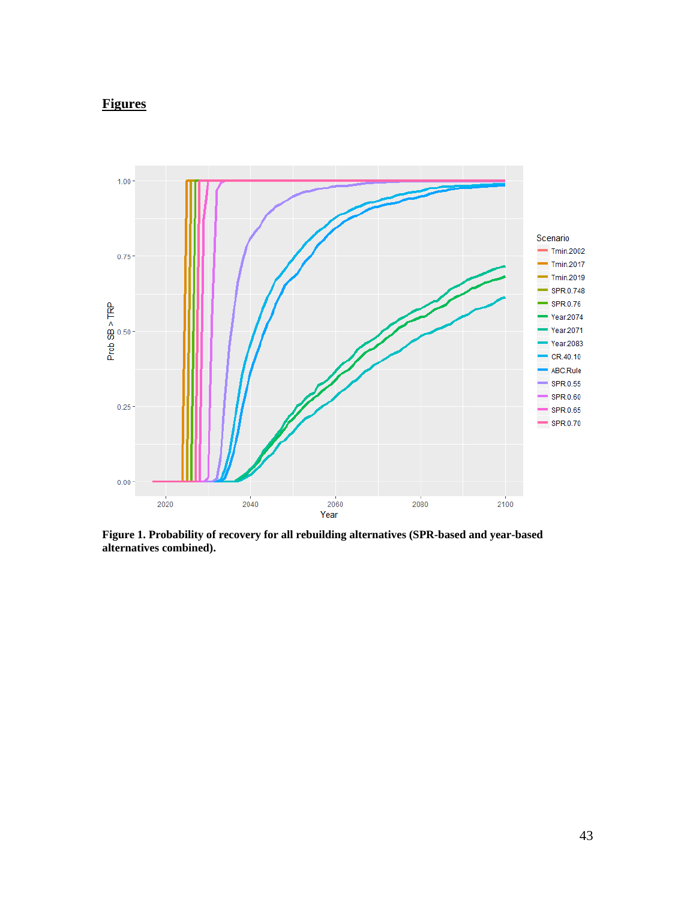## Figures

**Figure 1. Probability of recovery for all rebuilding alternatives (SPR-based and year-based alternatives combined).**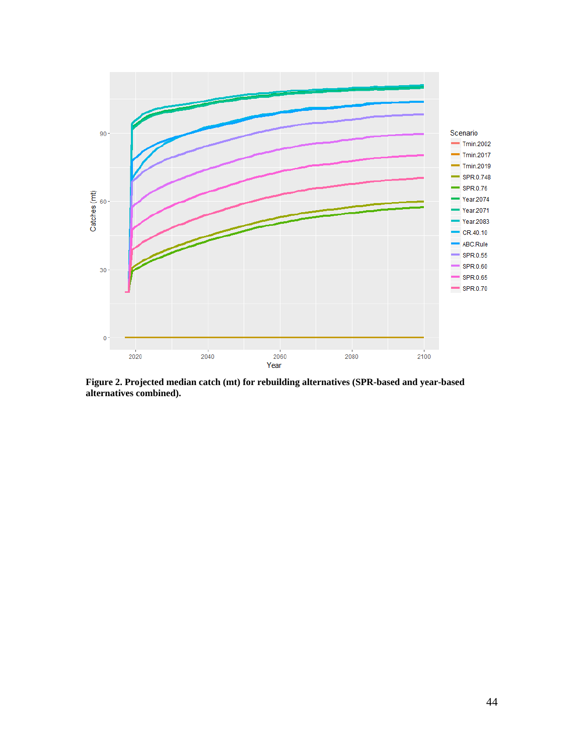**Figure 2. Projected median catch (mt) for rebuilding alternatives (SPR-based and year-based alternatives combined).**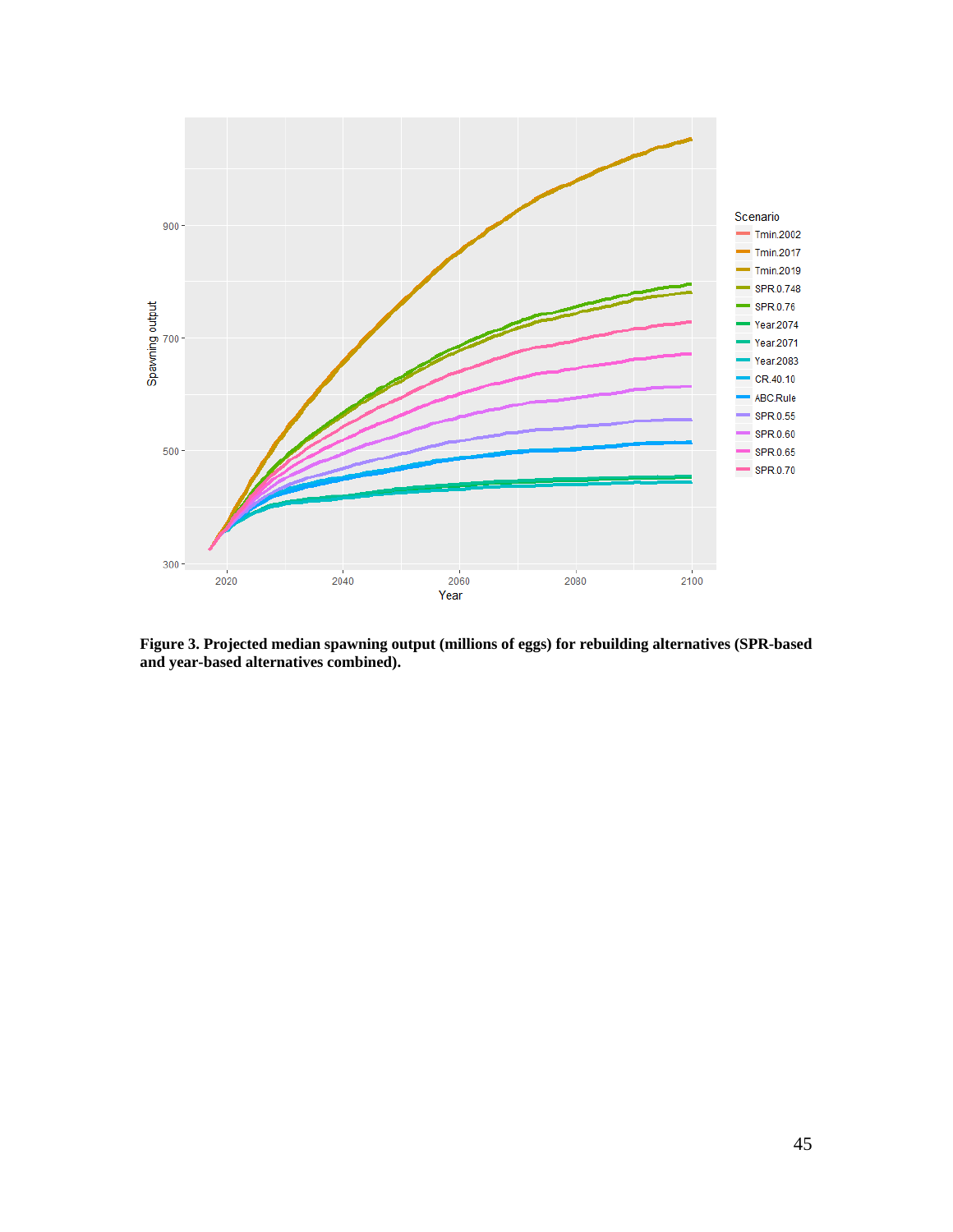Spawning output

900

700

500

300

2020

2040

2060

2080

2100

Year

Scenario

Tmin.2002

Tmin.2017

Tmin.2019

SPR.0.748

SPR.0.76

Year.2074

Year.2071

Year.2083

CR.40.10

ABC.Rule

SPR.0.55

SPR.0.60

SPR.0.65

SPR.0.70

**Figure 3. Projected median spawning output (millions of eggs) for rebuilding alternatives (SPR-based and year-based alternatives combined).**